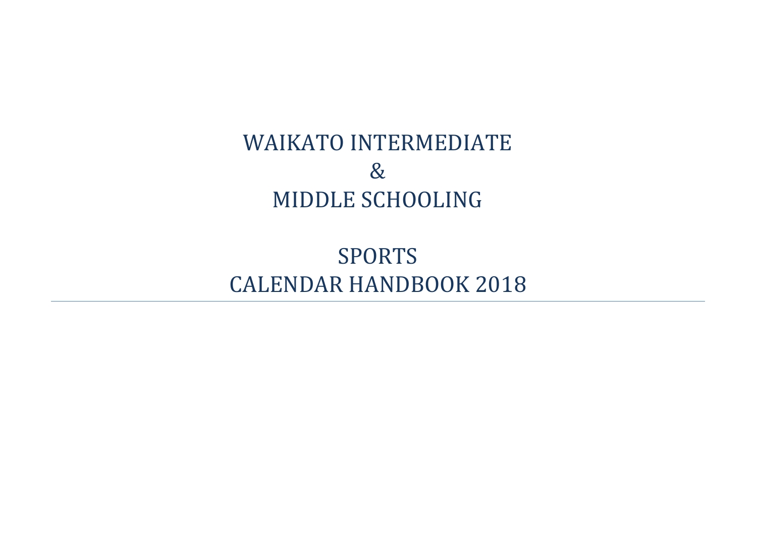# WAIKATO INTERMEDIATE
# &
# MIDDLE SCHOOLING

# SPORTS
# CALENDAR HANDBOOK 2018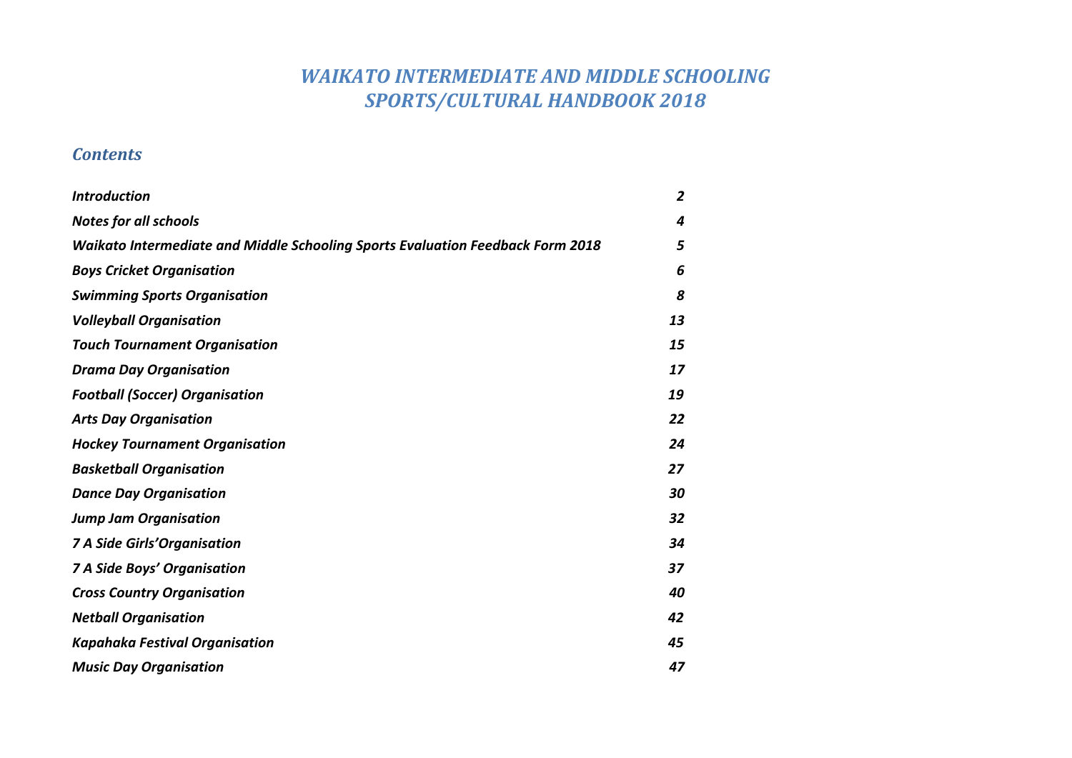# *WAIKATO INTERMEDIATE AND MIDDLE SCHOOLING SPORTS/CULTURAL HANDBOOK 2018*

## *Contents*

| | |
|---|---|
| ***Introduction*** | ***2*** |
| ***Notes for all schools*** | ***4*** |
| ***Waikato Intermediate and Middle Schooling Sports Evaluation Feedback Form 2018*** | ***5*** |
| ***Boys Cricket Organisation*** | ***6*** |
| ***Swimming Sports Organisation*** | ***8*** |
| ***Volleyball Organisation*** | ***13*** |
| ***Touch Tournament Organisation*** | ***15*** |
| ***Drama Day Organisation*** | ***17*** |
| ***Football (Soccer) Organisation*** | ***19*** |
| ***Arts Day Organisation*** | ***22*** |
| ***Hockey Tournament Organisation*** | ***24*** |
| ***Basketball Organisation*** | ***27*** |
| ***Dance Day Organisation*** | ***30*** |
| ***Jump Jam Organisation*** | ***32*** |
| ***7 A Side Girls'Organisation*** | ***34*** |
| ***7 A Side Boys' Organisation*** | ***37*** |
| ***Cross Country Organisation*** | ***40*** |
| ***Netball Organisation*** | ***42*** |
| ***Kapahaka Festival Organisation*** | ***45*** |
| ***Music Day Organisation*** | ***47*** |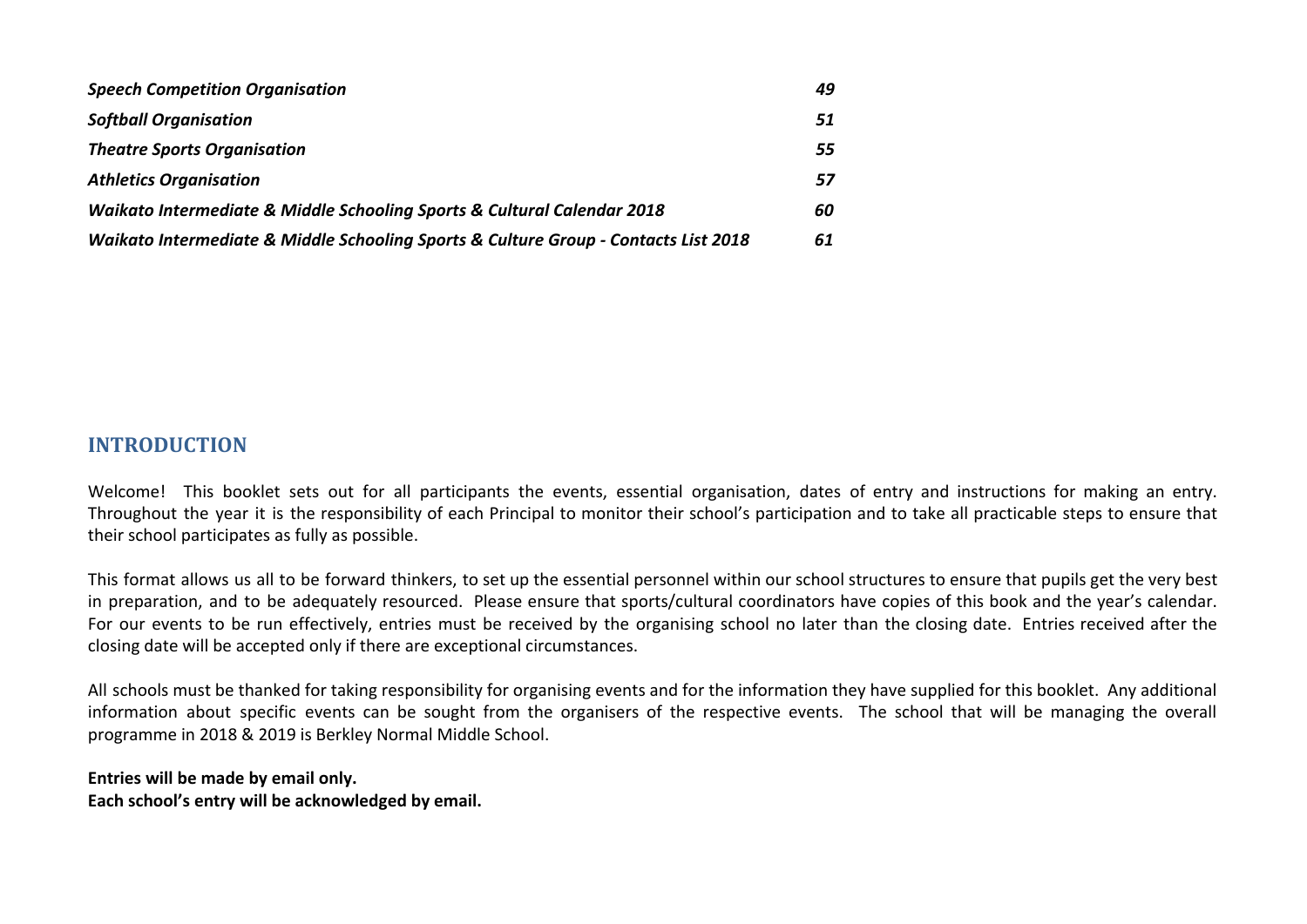| | |
|---|---|
| ***Speech Competition Organisation*** | ***49*** |
| ***Softball Organisation*** | ***51*** |
| ***Theatre Sports Organisation*** | ***55*** |
| ***Athletics Organisation*** | ***57*** |
| ***Waikato Intermediate & Middle Schooling Sports & Cultural Calendar 2018*** | ***60*** |
| ***Waikato Intermediate & Middle Schooling Sports & Culture Group - Contacts List 2018*** | ***61*** |

## INTRODUCTION

Welcome! This booklet sets out for all participants the events, essential organisation, dates of entry and instructions for making an entry. Throughout the year it is the responsibility of each Principal to monitor their school's participation and to take all practicable steps to ensure that their school participates as fully as possible.

This format allows us all to be forward thinkers, to set up the essential personnel within our school structures to ensure that pupils get the very best in preparation, and to be adequately resourced. Please ensure that sports/cultural coordinators have copies of this book and the year's calendar. For our events to be run effectively, entries must be received by the organising school no later than the closing date. Entries received after the closing date will be accepted only if there are exceptional circumstances.

All schools must be thanked for taking responsibility for organising events and for the information they have supplied for this booklet. Any additional information about specific events can be sought from the organisers of the respective events. The school that will be managing the overall programme in 2018 & 2019 is Berkley Normal Middle School.

**Entries will be made by email only.**
**Each school's entry will be acknowledged by email.**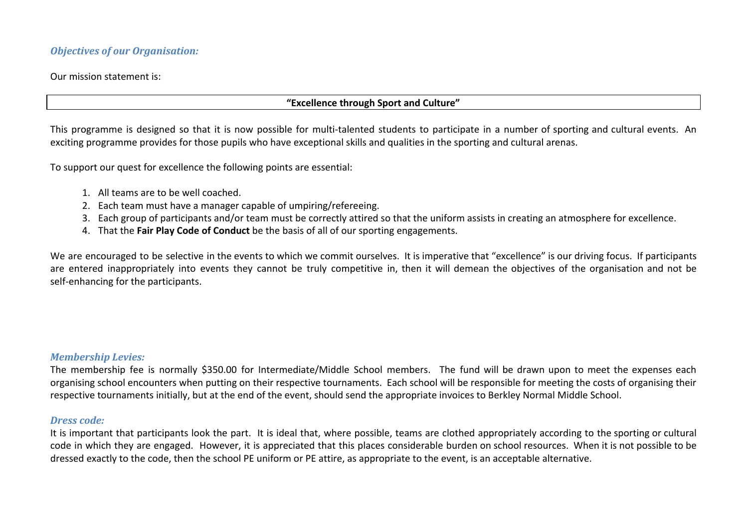### *Objectives of our Organisation:*

Our mission statement is:

| **"Excellence through Sport and Culture"** |
|---|

This programme is designed so that it is now possible for multi-talented students to participate in a number of sporting and cultural events. An exciting programme provides for those pupils who have exceptional skills and qualities in the sporting and cultural arenas.

To support our quest for excellence the following points are essential:

1. All teams are to be well coached.
2. Each team must have a manager capable of umpiring/refereeing.
3. Each group of participants and/or team must be correctly attired so that the uniform assists in creating an atmosphere for excellence.
4. That the **Fair Play Code of Conduct** be the basis of all of our sporting engagements.

We are encouraged to be selective in the events to which we commit ourselves. It is imperative that "excellence" is our driving focus. If participants are entered inappropriately into events they cannot be truly competitive in, then it will demean the objectives of the organisation and not be self-enhancing for the participants.

### *Membership Levies:*

The membership fee is normally $350.00 for Intermediate/Middle School members. The fund will be drawn upon to meet the expenses each organising school encounters when putting on their respective tournaments. Each school will be responsible for meeting the costs of organising their respective tournaments initially, but at the end of the event, should send the appropriate invoices to Berkley Normal Middle School.

### *Dress code:*

It is important that participants look the part. It is ideal that, where possible, teams are clothed appropriately according to the sporting or cultural code in which they are engaged. However, it is appreciated that this places considerable burden on school resources. When it is not possible to be dressed exactly to the code, then the school PE uniform or PE attire, as appropriate to the event, is an acceptable alternative.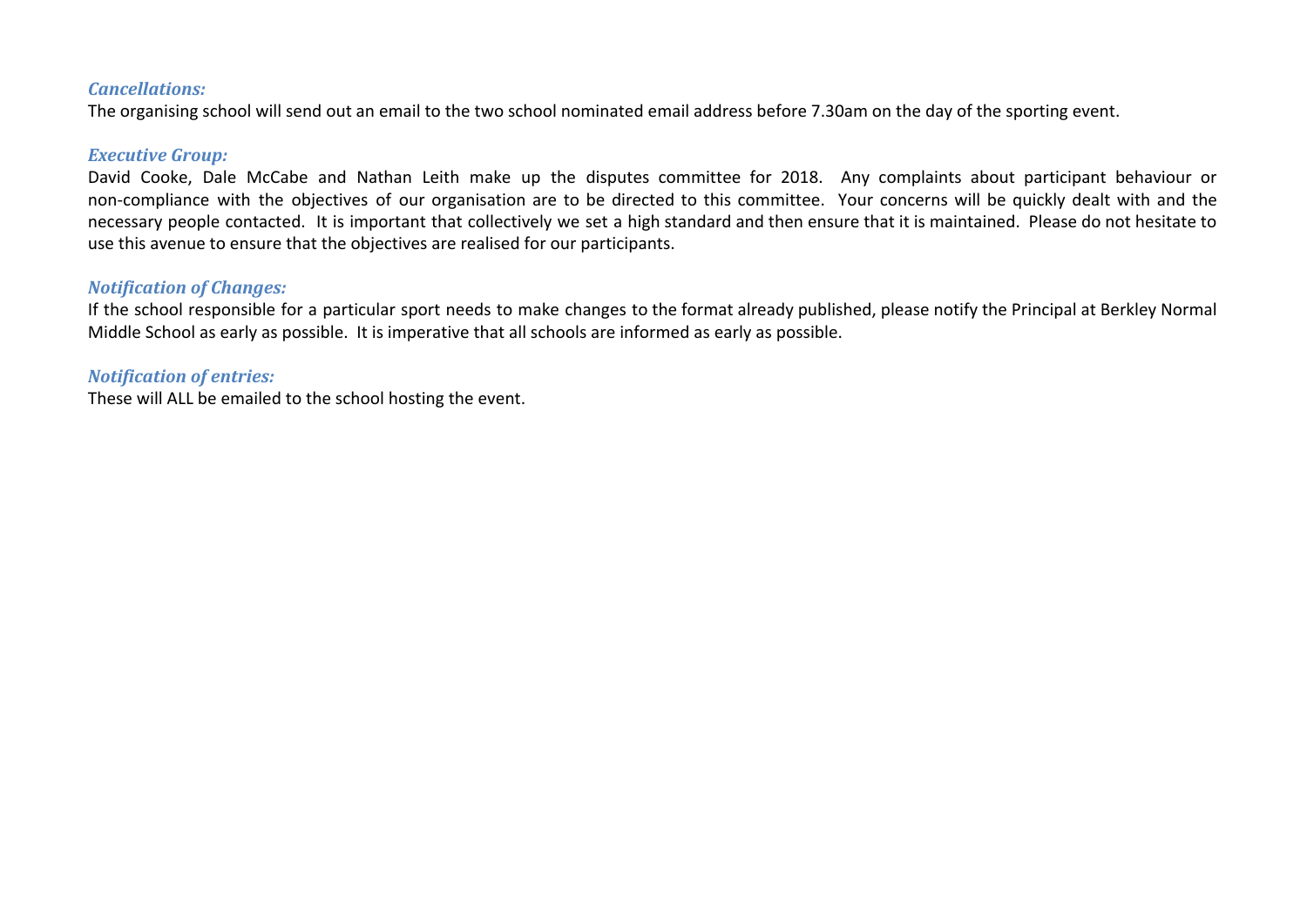### *Cancellations:*

The organising school will send out an email to the two school nominated email address before 7.30am on the day of the sporting event.

### *Executive Group:*

David Cooke, Dale McCabe and Nathan Leith make up the disputes committee for 2018. Any complaints about participant behaviour or non-compliance with the objectives of our organisation are to be directed to this committee. Your concerns will be quickly dealt with and the necessary people contacted. It is important that collectively we set a high standard and then ensure that it is maintained. Please do not hesitate to use this avenue to ensure that the objectives are realised for our participants.

### *Notification of Changes:*

If the school responsible for a particular sport needs to make changes to the format already published, please notify the Principal at Berkley Normal Middle School as early as possible. It is imperative that all schools are informed as early as possible.

### *Notification of entries:*

These will ALL be emailed to the school hosting the event.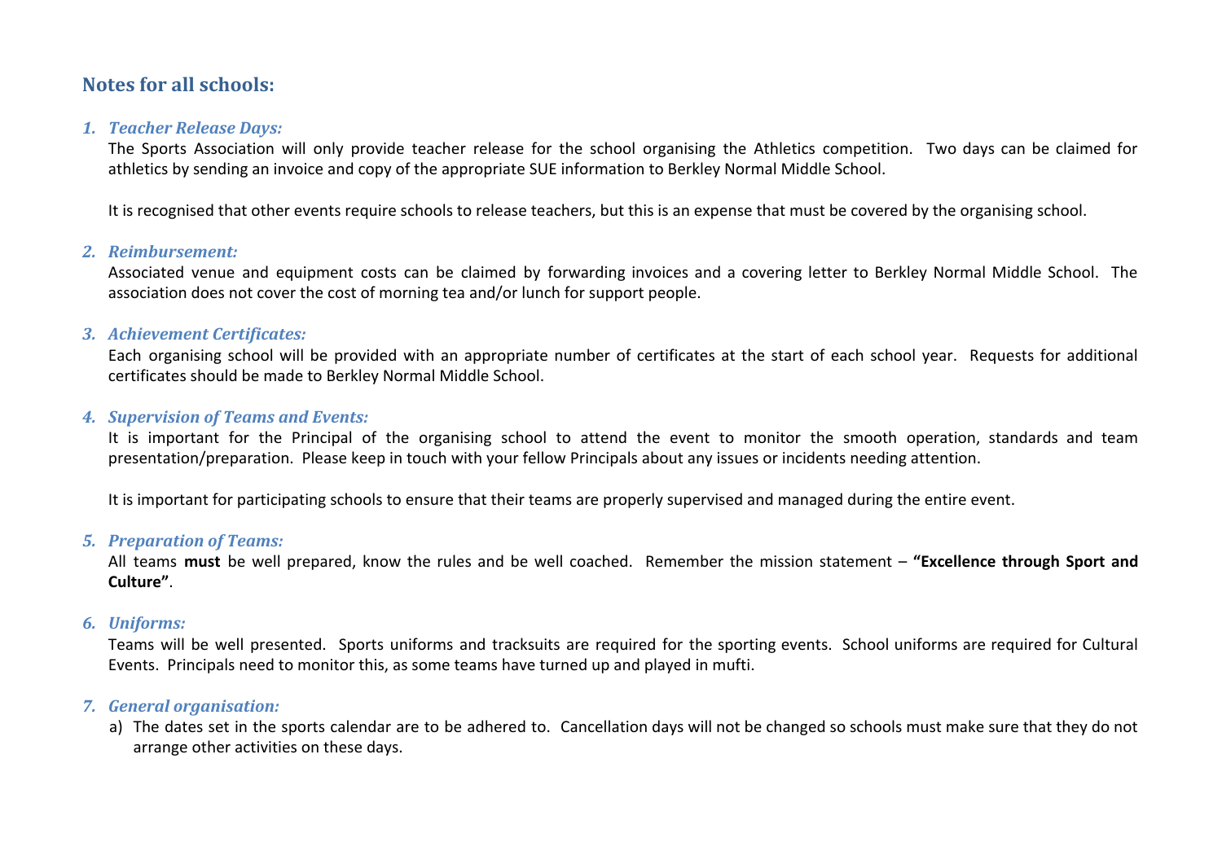## Notes for all schools:

1. ***Teacher Release Days:***

   The Sports Association will only provide teacher release for the school organising the Athletics competition. Two days can be claimed for athletics by sending an invoice and copy of the appropriate SUE information to Berkley Normal Middle School.

   It is recognised that other events require schools to release teachers, but this is an expense that must be covered by the organising school.

2. ***Reimbursement:***

   Associated venue and equipment costs can be claimed by forwarding invoices and a covering letter to Berkley Normal Middle School. The association does not cover the cost of morning tea and/or lunch for support people.

3. ***Achievement Certificates:***

   Each organising school will be provided with an appropriate number of certificates at the start of each school year. Requests for additional certificates should be made to Berkley Normal Middle School.

4. ***Supervision of Teams and Events:***

   It is important for the Principal of the organising school to attend the event to monitor the smooth operation, standards and team presentation/preparation. Please keep in touch with your fellow Principals about any issues or incidents needing attention.

   It is important for participating schools to ensure that their teams are properly supervised and managed during the entire event.

5. ***Preparation of Teams:***

   All teams **must** be well prepared, know the rules and be well coached. Remember the mission statement – **"Excellence through Sport and Culture"**.

6. ***Uniforms:***

   Teams will be well presented. Sports uniforms and tracksuits are required for the sporting events. School uniforms are required for Cultural Events. Principals need to monitor this, as some teams have turned up and played in mufti.

7. ***General organisation:***

   a) The dates set in the sports calendar are to be adhered to. Cancellation days will not be changed so schools must make sure that they do not arrange other activities on these days.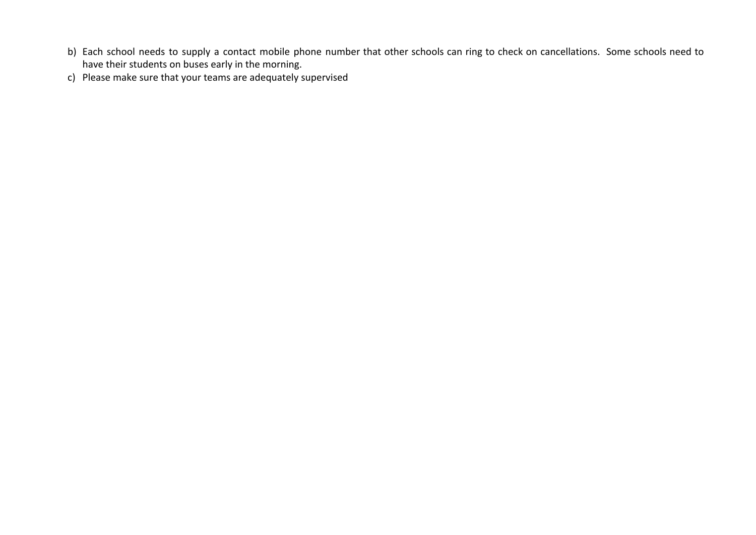b) Each school needs to supply a contact mobile phone number that other schools can ring to check on cancellations.  Some schools need to have their students on buses early in the morning.
c) Please make sure that your teams are adequately supervised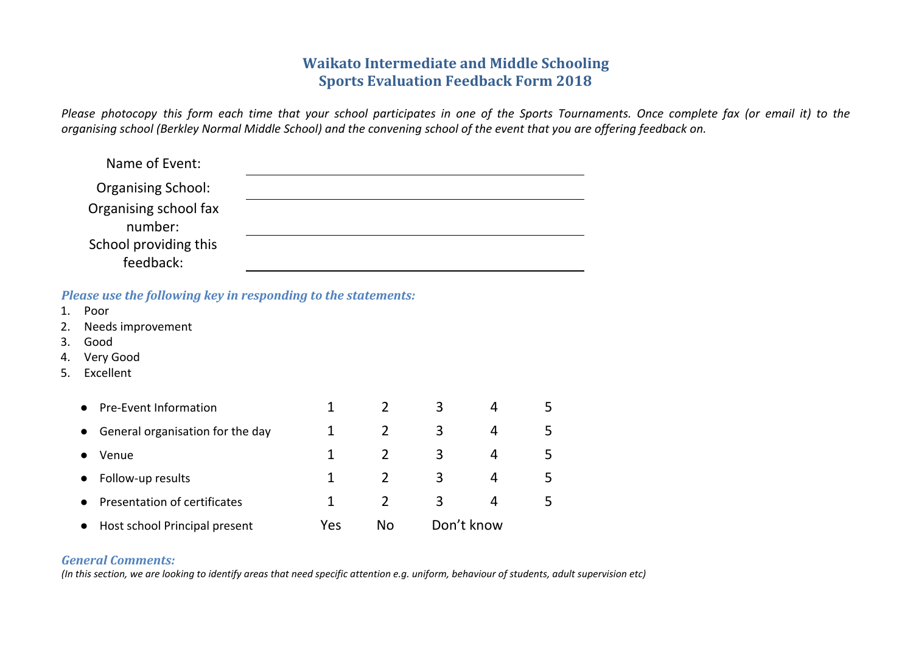# Waikato Intermediate and Middle Schooling
# Sports Evaluation Feedback Form 2018

*Please photocopy this form each time that your school participates in one of the Sports Tournaments. Once complete fax (or email it) to the organising school (Berkley Normal Middle School) and the convening school of the event that you are offering feedback on.*

Name of Event: ______________________________

Organising School: ______________________________

Organising school fax number: ______________________________

School providing this feedback: ______________________________

***Please use the following key in responding to the statements:***

1. Poor
2. Needs improvement
3. Good
4. Very Good
5. Excellent

| | | | | | |
|---|---|---|---|---|---|
| • Pre-Event Information | 1 | 2 | 3 | 4 | 5 |
| • General organisation for the day | 1 | 2 | 3 | 4 | 5 |
| • Venue | 1 | 2 | 3 | 4 | 5 |
| • Follow-up results | 1 | 2 | 3 | 4 | 5 |
| • Presentation of certificates | 1 | 2 | 3 | 4 | 5 |
| • Host school Principal present | Yes | No | Don't know | | |

***General Comments:***

*(In this section, we are looking to identify areas that need specific attention e.g. uniform, behaviour of students, adult supervision etc)*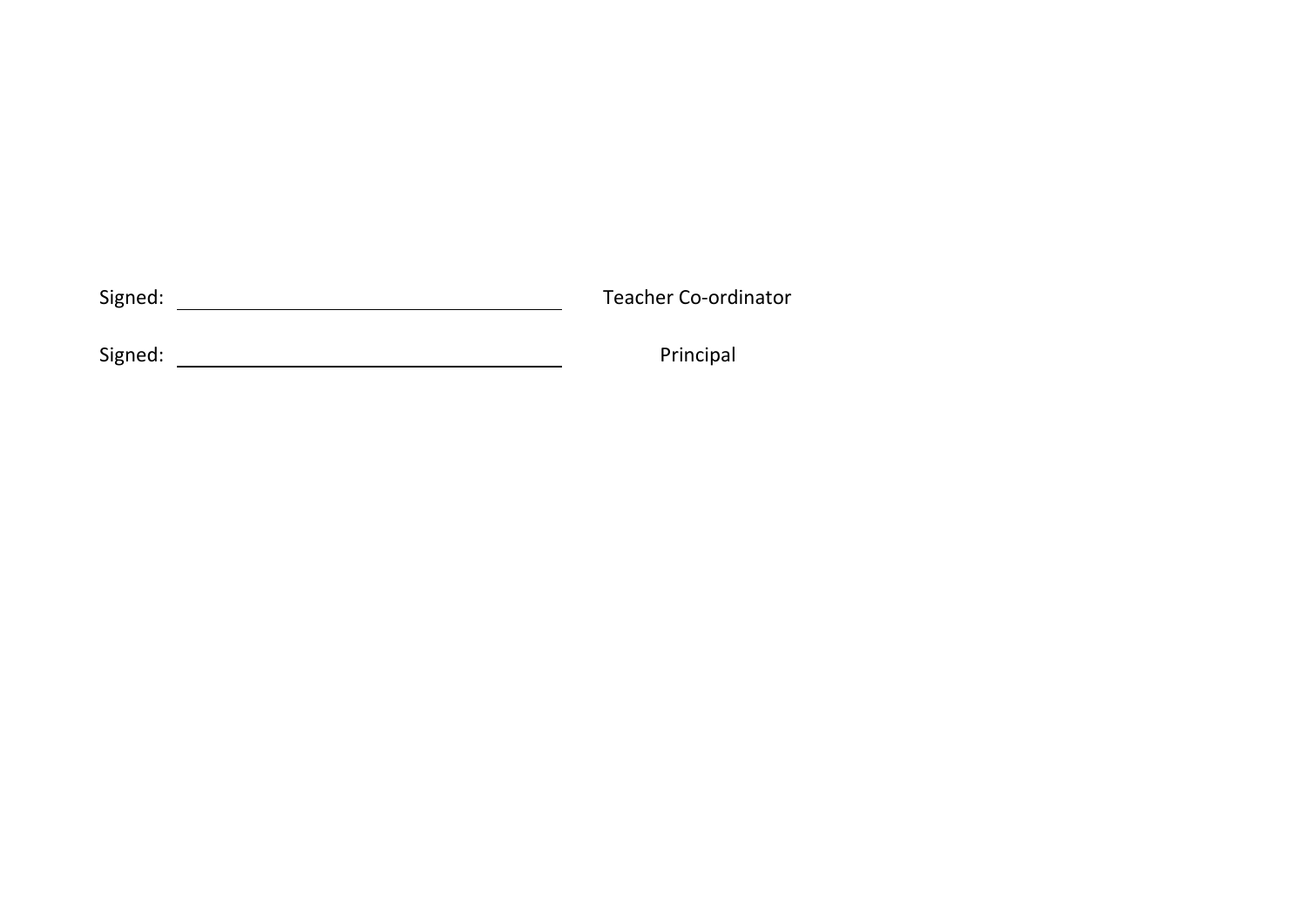Signed: ______________________________ Teacher Co-ordinator

Signed: ______________________________ Principal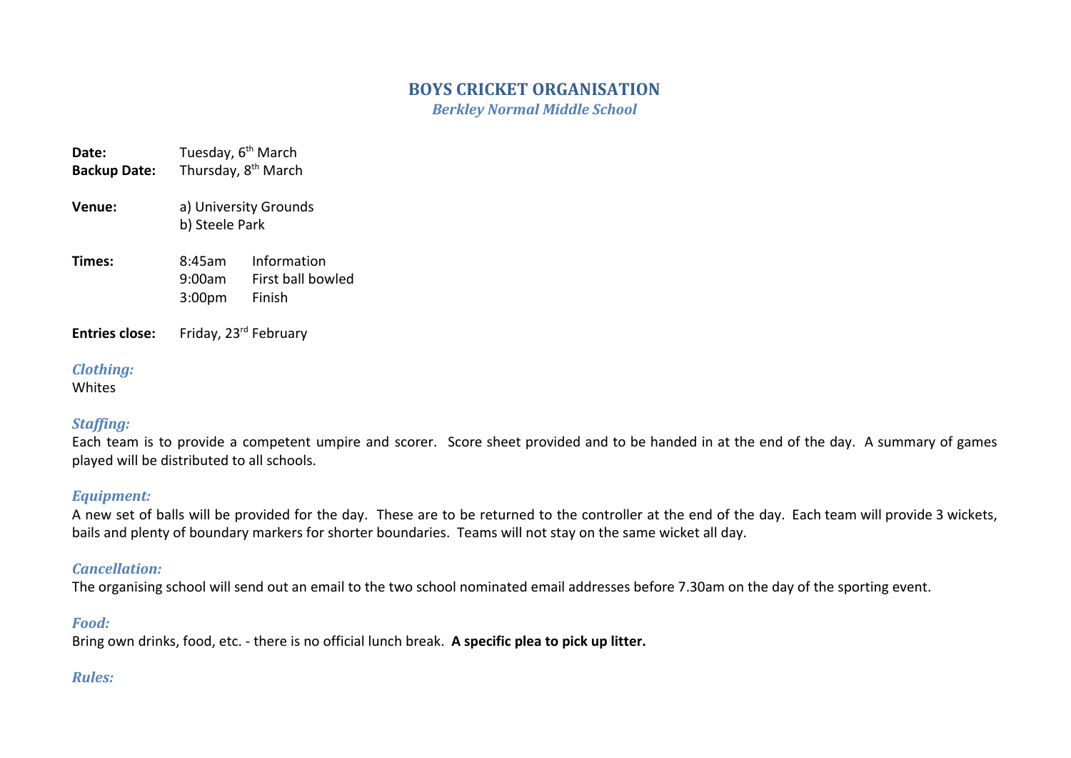# BOYS CRICKET ORGANISATION

### *Berkley Normal Middle School*

**Date:** Tuesday, 6th March
**Backup Date:** Thursday, 8th March

**Venue:** a) University Grounds
b) Steele Park

**Times:**

| | |
|---|---|
| 8:45am | Information |
| 9:00am | First ball bowled |
| 3:00pm | Finish |

**Entries close:** Friday, 23rd February

### *Clothing:*

Whites

### *Staffing:*

Each team is to provide a competent umpire and scorer. Score sheet provided and to be handed in at the end of the day. A summary of games played will be distributed to all schools.

### *Equipment:*

A new set of balls will be provided for the day. These are to be returned to the controller at the end of the day. Each team will provide 3 wickets, bails and plenty of boundary markers for shorter boundaries. Teams will not stay on the same wicket all day.

### *Cancellation:*

The organising school will send out an email to the two school nominated email addresses before 7.30am on the day of the sporting event.

### *Food:*

Bring own drinks, food, etc. - there is no official lunch break. **A specific plea to pick up litter.**

### *Rules:*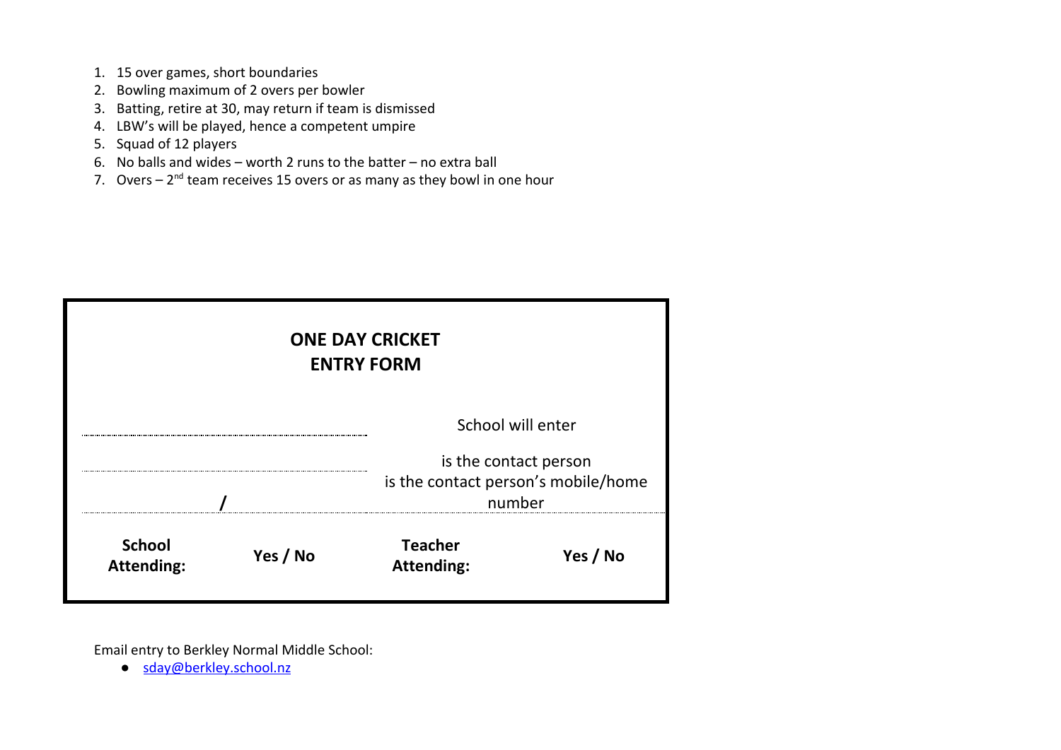1. 15 over games, short boundaries
2. Bowling maximum of 2 overs per bowler
3. Batting, retire at 30, may return if team is dismissed
4. LBW's will be played, hence a competent umpire
5. Squad of 12 players
6. No balls and wides – worth 2 runs to the batter – no extra ball
7. Overs – 2nd team receives 15 overs or as many as they bowl in one hour

**ONE DAY CRICKET**
**ENTRY FORM**

| | |
|---|---|
| ........................................ | School will enter |
| ........................................ | is the contact person |
| ..................../.................... | is the contact person's mobile/home number |

| **School Attending:** | **Yes / No** | **Teacher Attending:** | **Yes / No** |
|---|---|---|---|

Email entry to Berkley Normal Middle School:

- sday@berkley.school.nz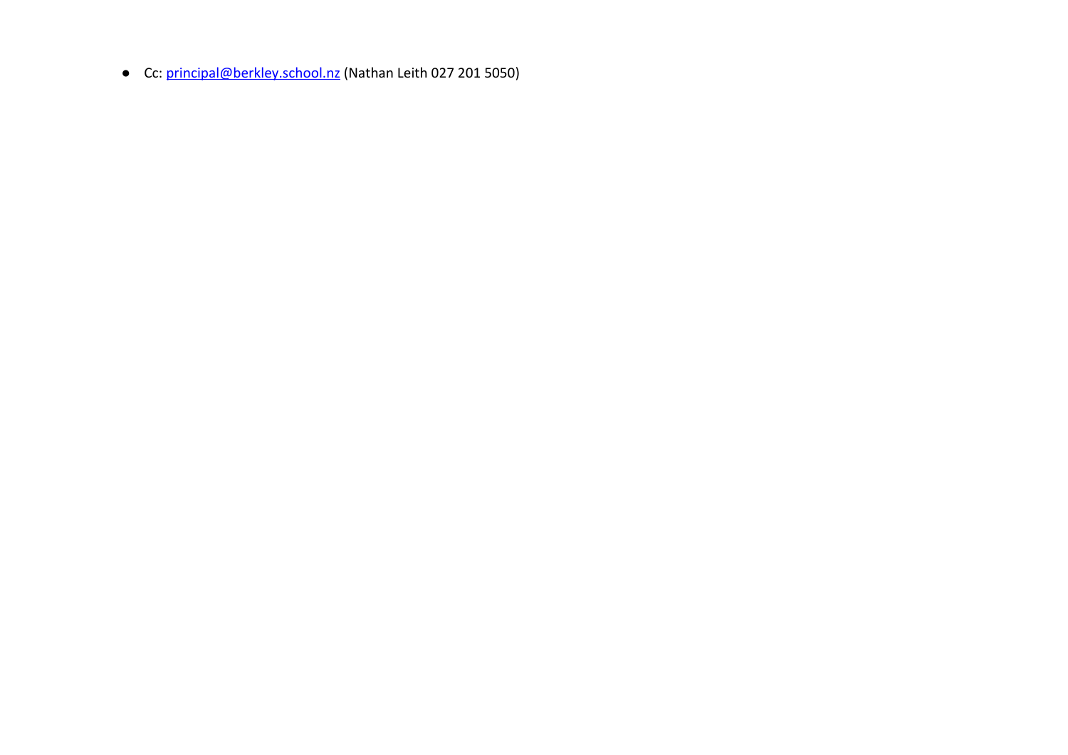- Cc: principal@berkley.school.nz (Nathan Leith 027 201 5050)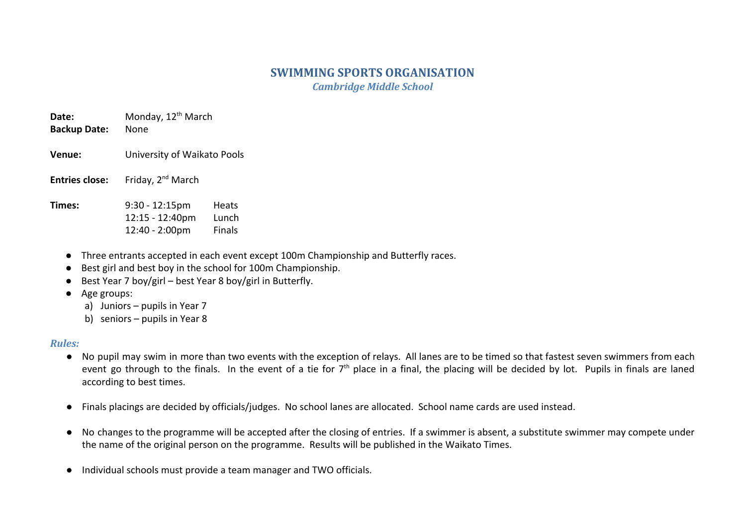# SWIMMING SPORTS ORGANISATION

***Cambridge Middle School***

**Date:** Monday, 12th March
**Backup Date:** None

**Venue:** University of Waikato Pools

**Entries close:** Friday, 2nd March

**Times:**

| | |
|---|---|
| 9:30 - 12:15pm | Heats |
| 12:15 - 12:40pm | Lunch |
| 12:40 - 2:00pm | Finals |

- Three entrants accepted in each event except 100m Championship and Butterfly races.
- Best girl and best boy in the school for 100m Championship.
- Best Year 7 boy/girl – best Year 8 boy/girl in Butterfly.
- Age groups:
  a) Juniors – pupils in Year 7
  b) seniors – pupils in Year 8

***Rules:***

- No pupil may swim in more than two events with the exception of relays. All lanes are to be timed so that fastest seven swimmers from each event go through to the finals. In the event of a tie for 7th place in a final, the placing will be decided by lot. Pupils in finals are laned according to best times.

- Finals placings are decided by officials/judges. No school lanes are allocated. School name cards are used instead.

- No changes to the programme will be accepted after the closing of entries. If a swimmer is absent, a substitute swimmer may compete under the name of the original person on the programme. Results will be published in the Waikato Times.

- Individual schools must provide a team manager and TWO officials.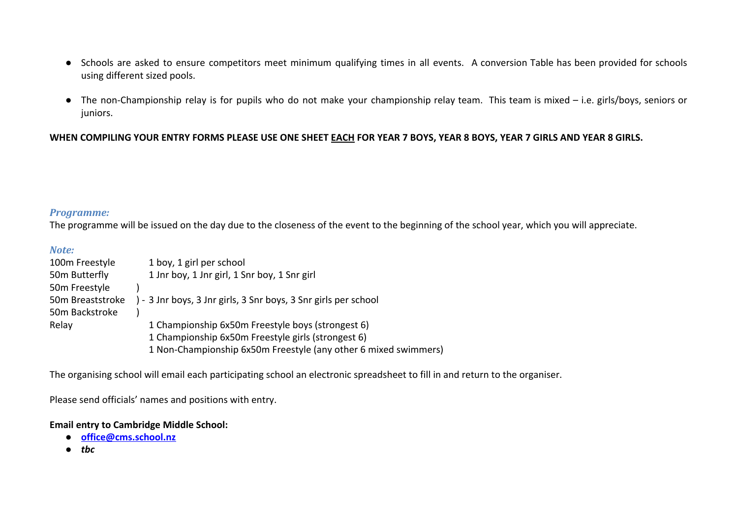- Schools are asked to ensure competitors meet minimum qualifying times in all events. A conversion Table has been provided for schools using different sized pools.
- The non-Championship relay is for pupils who do not make your championship relay team. This team is mixed – i.e. girls/boys, seniors or juniors.

**WHEN COMPILING YOUR ENTRY FORMS PLEASE USE ONE SHEET <u>EACH</u> FOR YEAR 7 BOYS, YEAR 8 BOYS, YEAR 7 GIRLS AND YEAR 8 GIRLS.**

### *Programme:*

The programme will be issued on the day due to the closeness of the event to the beginning of the school year, which you will appreciate.

### *Note:*

| | |
|---|---|
| 100m Freestyle | 1 boy, 1 girl per school |
| 50m Butterfly | 1 Jnr boy, 1 Jnr girl, 1 Snr boy, 1 Snr girl |
| 50m Freestyle ) | |
| 50m Breaststroke ) - | 3 Jnr boys, 3 Jnr girls, 3 Snr boys, 3 Snr girls per school |
| 50m Backstroke ) | |
| Relay | 1 Championship 6x50m Freestyle boys (strongest 6) |
| | 1 Championship 6x50m Freestyle girls (strongest 6) |
| | 1 Non-Championship 6x50m Freestyle (any other 6 mixed swimmers) |

The organising school will email each participating school an electronic spreadsheet to fill in and return to the organiser.

Please send officials' names and positions with entry.

**Email entry to Cambridge Middle School:**

- **office@cms.school.nz**
- ***tbc***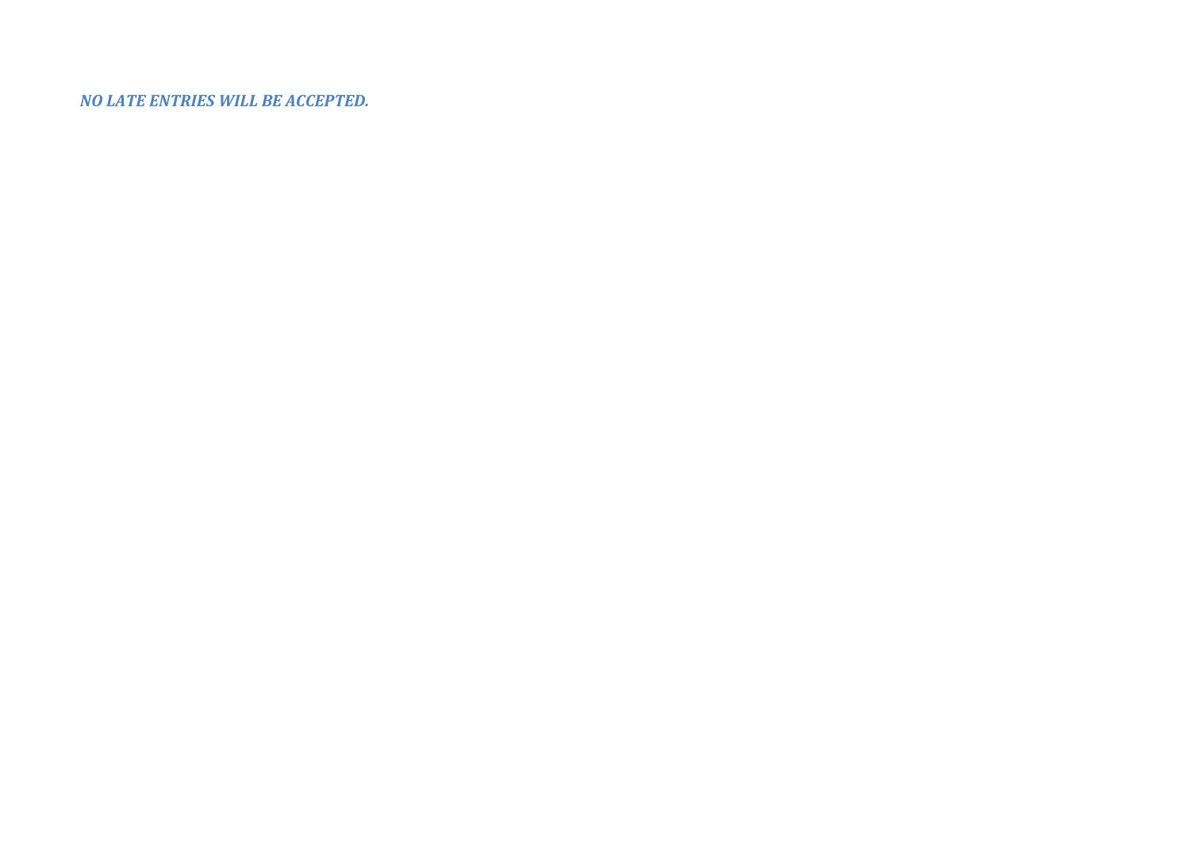***NO LATE ENTRIES WILL BE ACCEPTED.***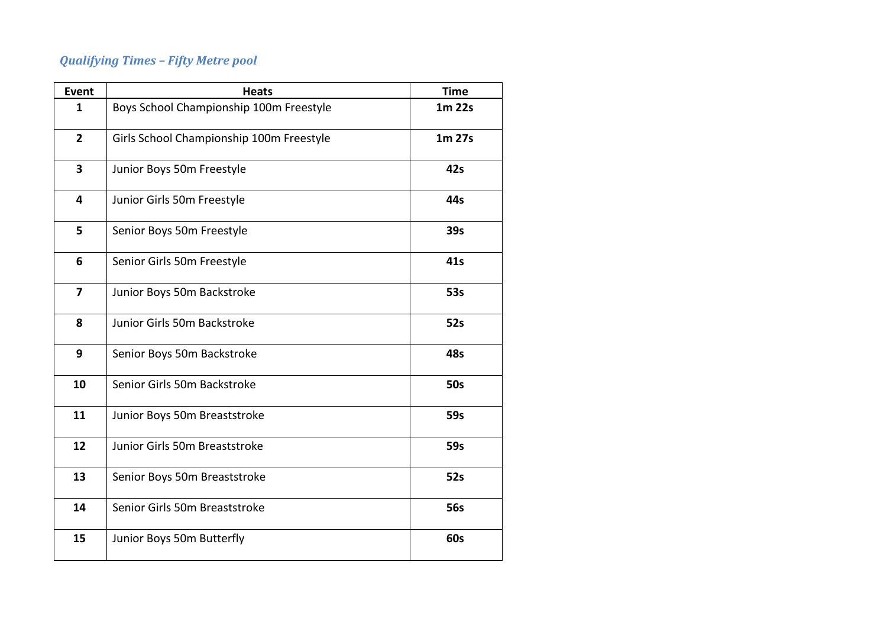***Qualifying Times – Fifty Metre pool***

| Event | Heats | Time |
|---|---|---|
| **1** | Boys School Championship 100m Freestyle | **1m 22s** |
| **2** | Girls School Championship 100m Freestyle | **1m 27s** |
| **3** | Junior Boys 50m Freestyle | **42s** |
| **4** | Junior Girls 50m Freestyle | **44s** |
| **5** | Senior Boys 50m Freestyle | **39s** |
| **6** | Senior Girls 50m Freestyle | **41s** |
| **7** | Junior Boys 50m Backstroke | **53s** |
| **8** | Junior Girls 50m Backstroke | **52s** |
| **9** | Senior Boys 50m Backstroke | **48s** |
| **10** | Senior Girls 50m Backstroke | **50s** |
| **11** | Junior Boys 50m Breaststroke | **59s** |
| **12** | Junior Girls 50m Breaststroke | **59s** |
| **13** | Senior Boys 50m Breaststroke | **52s** |
| **14** | Senior Girls 50m Breaststroke | **56s** |
| **15** | Junior Boys 50m Butterfly | **60s** |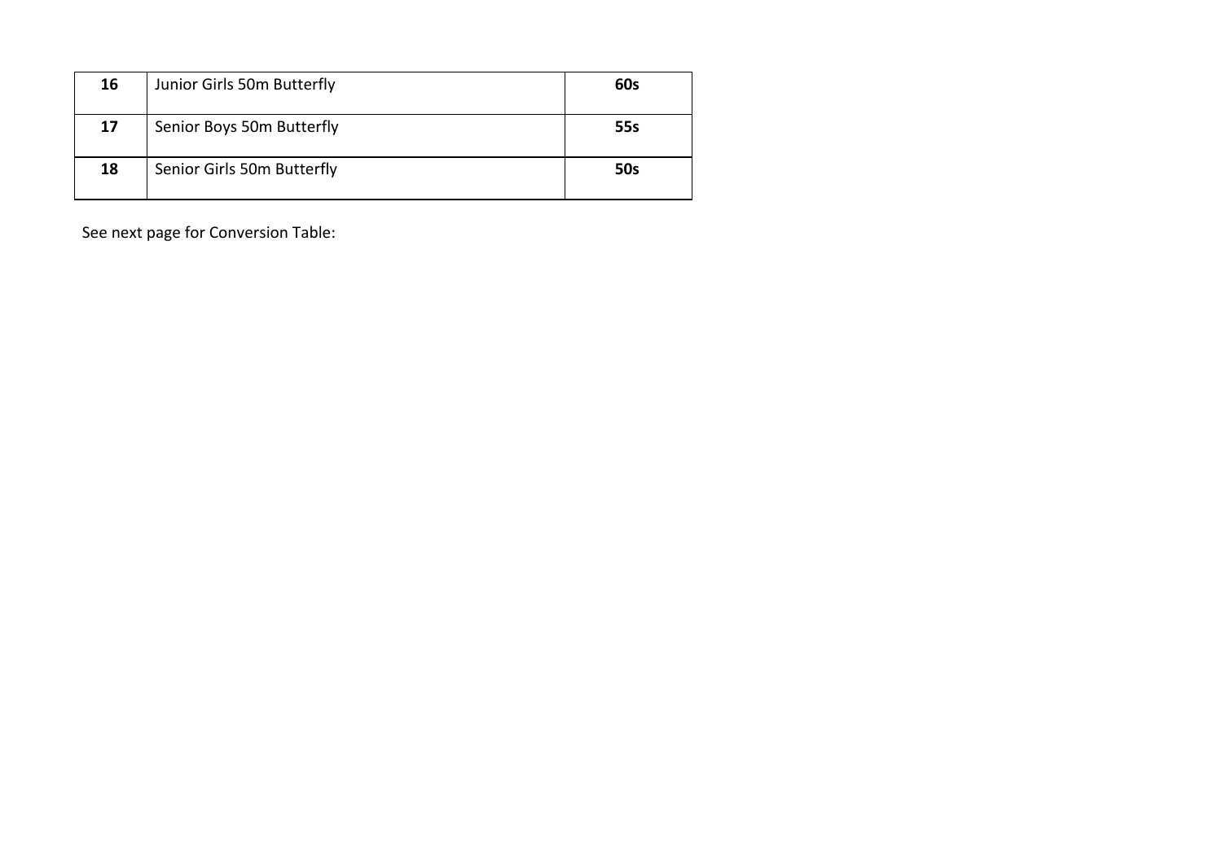| **16** | Junior Girls 50m Butterfly | **60s** |
|---|---|---|
| **17** | Senior Boys 50m Butterfly | **55s** |
| **18** | Senior Girls 50m Butterfly | **50s** |

See next page for Conversion Table: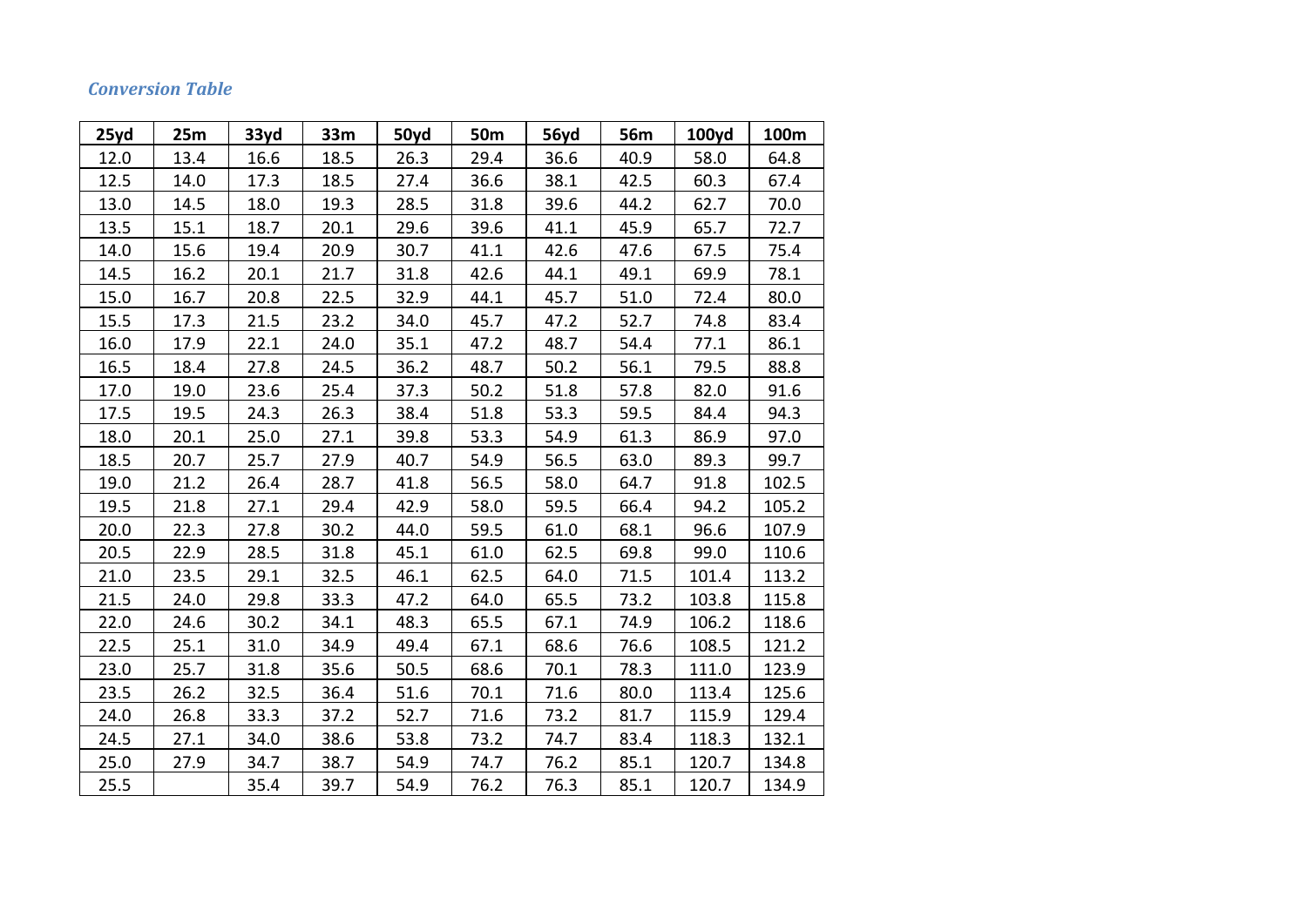### *Conversion Table*

| 25yd | 25m | 33yd | 33m | 50yd | 50m | 56yd | 56m | 100yd | 100m |
|---|---|---|---|---|---|---|---|---|---|
| 12.0 | 13.4 | 16.6 | 18.5 | 26.3 | 29.4 | 36.6 | 40.9 | 58.0 | 64.8 |
| 12.5 | 14.0 | 17.3 | 18.5 | 27.4 | 36.6 | 38.1 | 42.5 | 60.3 | 67.4 |
| 13.0 | 14.5 | 18.0 | 19.3 | 28.5 | 31.8 | 39.6 | 44.2 | 62.7 | 70.0 |
| 13.5 | 15.1 | 18.7 | 20.1 | 29.6 | 39.6 | 41.1 | 45.9 | 65.7 | 72.7 |
| 14.0 | 15.6 | 19.4 | 20.9 | 30.7 | 41.1 | 42.6 | 47.6 | 67.5 | 75.4 |
| 14.5 | 16.2 | 20.1 | 21.7 | 31.8 | 42.6 | 44.1 | 49.1 | 69.9 | 78.1 |
| 15.0 | 16.7 | 20.8 | 22.5 | 32.9 | 44.1 | 45.7 | 51.0 | 72.4 | 80.0 |
| 15.5 | 17.3 | 21.5 | 23.2 | 34.0 | 45.7 | 47.2 | 52.7 | 74.8 | 83.4 |
| 16.0 | 17.9 | 22.1 | 24.0 | 35.1 | 47.2 | 48.7 | 54.4 | 77.1 | 86.1 |
| 16.5 | 18.4 | 27.8 | 24.5 | 36.2 | 48.7 | 50.2 | 56.1 | 79.5 | 88.8 |
| 17.0 | 19.0 | 23.6 | 25.4 | 37.3 | 50.2 | 51.8 | 57.8 | 82.0 | 91.6 |
| 17.5 | 19.5 | 24.3 | 26.3 | 38.4 | 51.8 | 53.3 | 59.5 | 84.4 | 94.3 |
| 18.0 | 20.1 | 25.0 | 27.1 | 39.8 | 53.3 | 54.9 | 61.3 | 86.9 | 97.0 |
| 18.5 | 20.7 | 25.7 | 27.9 | 40.7 | 54.9 | 56.5 | 63.0 | 89.3 | 99.7 |
| 19.0 | 21.2 | 26.4 | 28.7 | 41.8 | 56.5 | 58.0 | 64.7 | 91.8 | 102.5 |
| 19.5 | 21.8 | 27.1 | 29.4 | 42.9 | 58.0 | 59.5 | 66.4 | 94.2 | 105.2 |
| 20.0 | 22.3 | 27.8 | 30.2 | 44.0 | 59.5 | 61.0 | 68.1 | 96.6 | 107.9 |
| 20.5 | 22.9 | 28.5 | 31.8 | 45.1 | 61.0 | 62.5 | 69.8 | 99.0 | 110.6 |
| 21.0 | 23.5 | 29.1 | 32.5 | 46.1 | 62.5 | 64.0 | 71.5 | 101.4 | 113.2 |
| 21.5 | 24.0 | 29.8 | 33.3 | 47.2 | 64.0 | 65.5 | 73.2 | 103.8 | 115.8 |
| 22.0 | 24.6 | 30.2 | 34.1 | 48.3 | 65.5 | 67.1 | 74.9 | 106.2 | 118.6 |
| 22.5 | 25.1 | 31.0 | 34.9 | 49.4 | 67.1 | 68.6 | 76.6 | 108.5 | 121.2 |
| 23.0 | 25.7 | 31.8 | 35.6 | 50.5 | 68.6 | 70.1 | 78.3 | 111.0 | 123.9 |
| 23.5 | 26.2 | 32.5 | 36.4 | 51.6 | 70.1 | 71.6 | 80.0 | 113.4 | 125.6 |
| 24.0 | 26.8 | 33.3 | 37.2 | 52.7 | 71.6 | 73.2 | 81.7 | 115.9 | 129.4 |
| 24.5 | 27.1 | 34.0 | 38.6 | 53.8 | 73.2 | 74.7 | 83.4 | 118.3 | 132.1 |
| 25.0 | 27.9 | 34.7 | 38.7 | 54.9 | 74.7 | 76.2 | 85.1 | 120.7 | 134.8 |
| 25.5 | | 35.4 | 39.7 | 54.9 | 76.2 | 76.3 | 85.1 | 120.7 | 134.9 |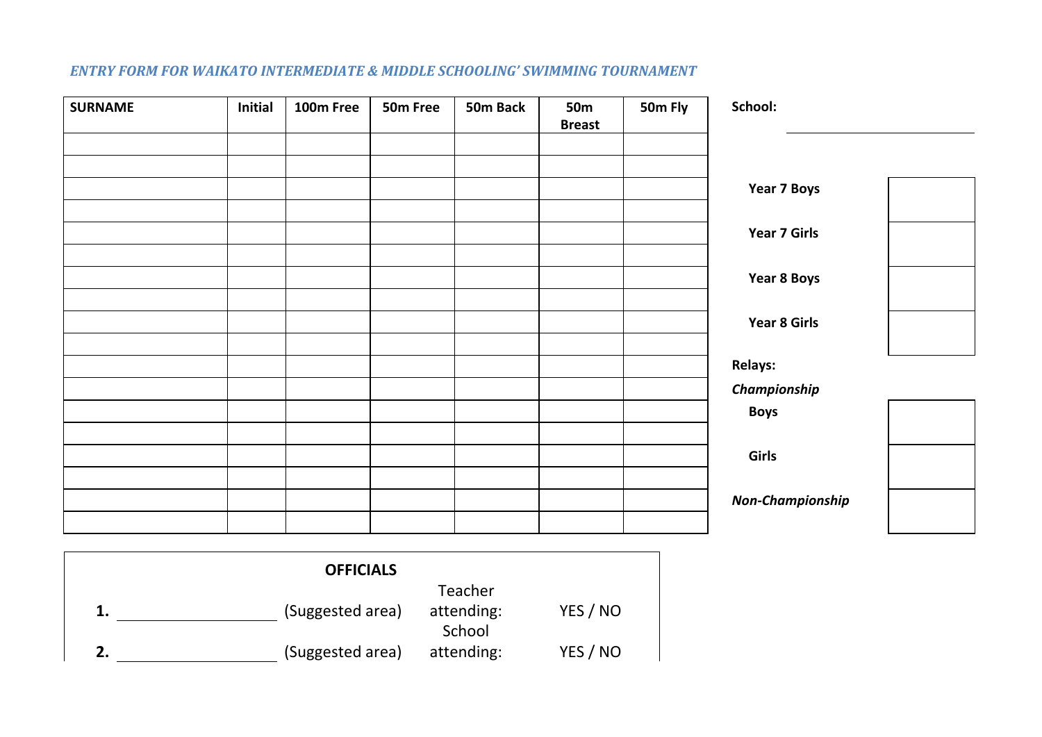*ENTRY FORM FOR WAIKATO INTERMEDIATE & MIDDLE SCHOOLING' SWIMMING TOURNAMENT*

| SURNAME | Initial | 100m Free | 50m Free | 50m Back | 50m Breast | 50m Fly |
|---|---|---|---|---|---|---|
| | | | | | | |
| | | | | | | |
| | | | | | | |
| | | | | | | |
| | | | | | | |
| | | | | | | |
| | | | | | | |
| | | | | | | |
| | | | | | | |
| | | | | | | |
| | | | | | | |
| | | | | | | |
| | | | | | | |
| | | | | | | |
| | | | | | | |
| | | | | | | |
| | | | | | | |
| | | | | | | |

**School:** ____________________

| | |
|---|---|
| **Year 7 Boys** | |
| **Year 7 Girls** | |
| **Year 8 Boys** | |
| **Year 8 Girls** | |

**Relays:**

***Championship***

| | |
|---|---|
| **Boys** | |
| **Girls** | |
| ***Non-Championship*** | |

**OFFICIALS**

**1.** ____________________ (Suggested area) Teacher attending: YES / NO

**2.** ____________________ (Suggested area) School attending: YES / NO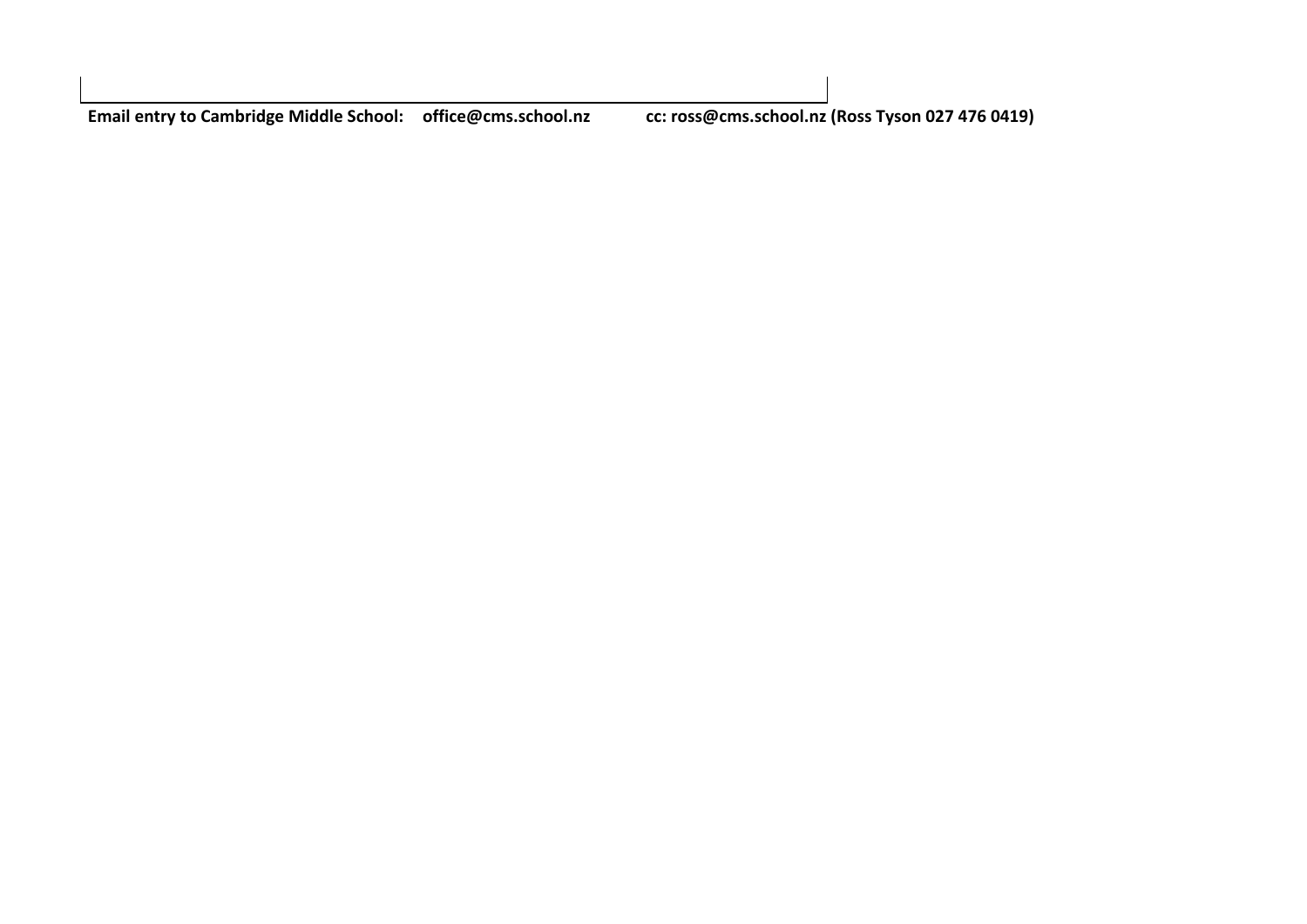**Email entry to Cambridge Middle School: office@cms.school.nz cc: ross@cms.school.nz (Ross Tyson 027 476 0419)**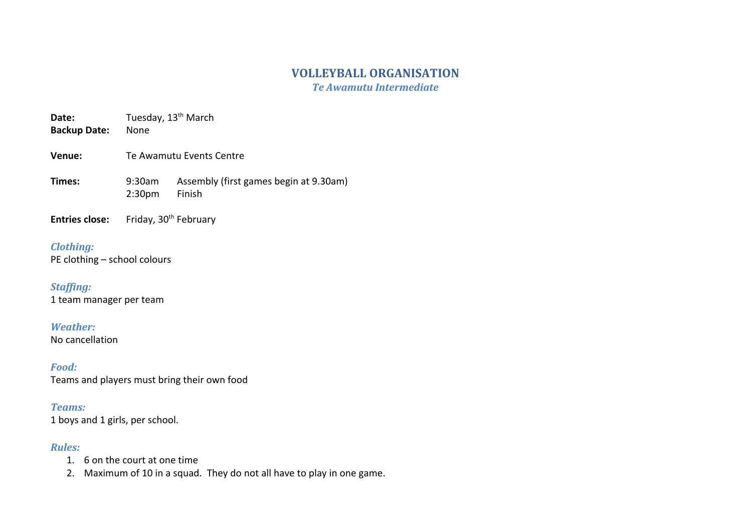# VOLLEYBALL ORGANISATION

## *Te Awamutu Intermediate*

**Date:** Tuesday, 13th March
**Backup Date:** None

**Venue:** Te Awamutu Events Centre

**Times:** 9:30am Assembly (first games begin at 9.30am)
2:30pm Finish

**Entries close:** Friday, 30th February

### *Clothing:*
PE clothing – school colours

### *Staffing:*
1 team manager per team

### *Weather:*
No cancellation

### *Food:*
Teams and players must bring their own food

### *Teams:*
1 boys and 1 girls, per school.

### *Rules:*
1. 6 on the court at one time
2. Maximum of 10 in a squad. They do not all have to play in one game.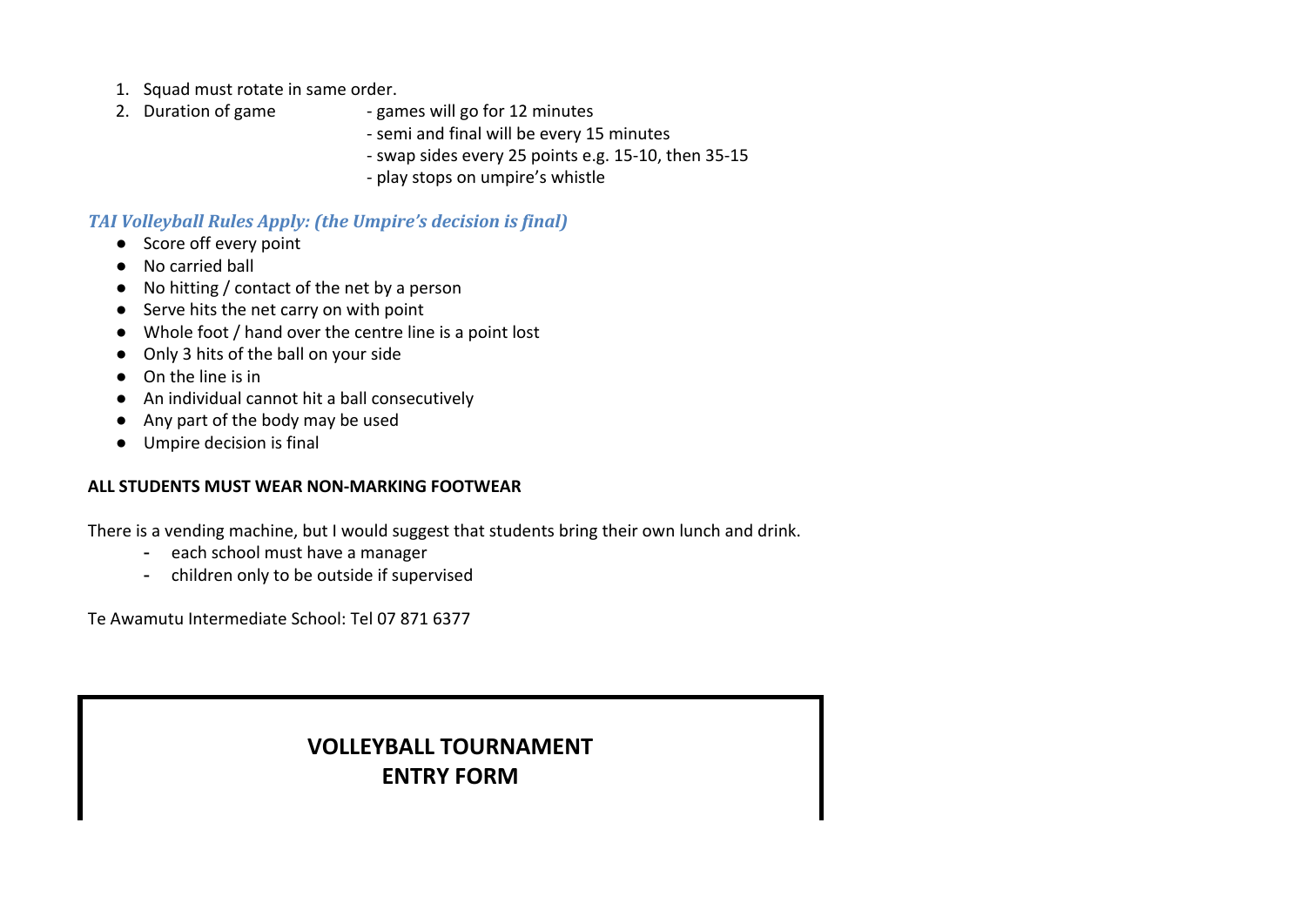1. Squad must rotate in same order.
2. Duration of game
   - games will go for 12 minutes
   - semi and final will be every 15 minutes
   - swap sides every 25 points e.g. 15-10, then 35-15
   - play stops on umpire's whistle

***TAI Volleyball Rules Apply: (the Umpire's decision is final)***

- Score off every point
- No carried ball
- No hitting / contact of the net by a person
- Serve hits the net carry on with point
- Whole foot / hand over the centre line is a point lost
- Only 3 hits of the ball on your side
- On the line is in
- An individual cannot hit a ball consecutively
- Any part of the body may be used
- Umpire decision is final

**ALL STUDENTS MUST WEAR NON-MARKING FOOTWEAR**

There is a vending machine, but I would suggest that students bring their own lunch and drink.

- each school must have a manager
- children only to be outside if supervised

Te Awamutu Intermediate School: Tel 07 871 6377

**VOLLEYBALL TOURNAMENT**
**ENTRY FORM**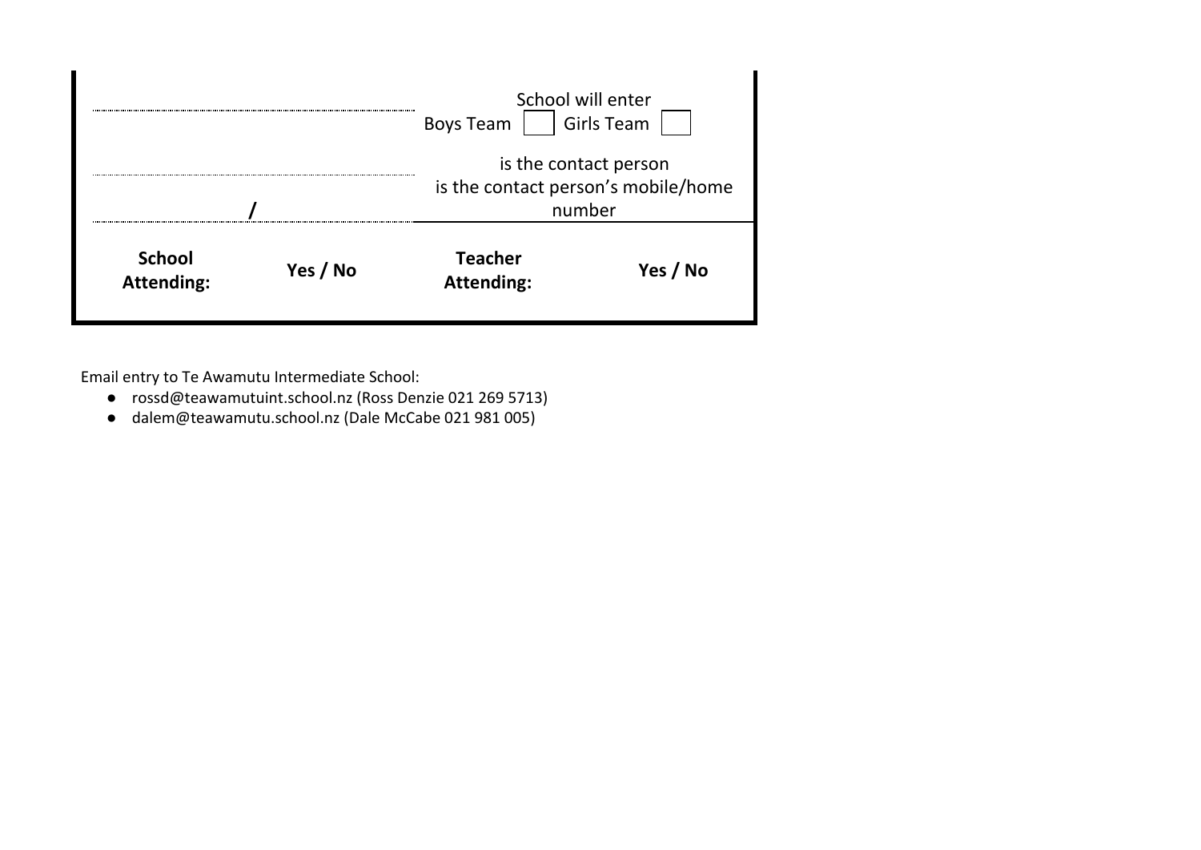| ...................................................................... | School will enter Boys Team ☐ Girls Team ☐ |
|---|---|
| ...................................................................... | is the contact person |
| ...................................../..................................... | is the contact person's mobile/home number |

| **School Attending:** | **Yes / No** | **Teacher Attending:** | **Yes / No** |
|---|---|---|---|

Email entry to Te Awamutu Intermediate School:

- rossd@teawamutuint.school.nz (Ross Denzie 021 269 5713)
- dalem@teawamutu.school.nz (Dale McCabe 021 981 005)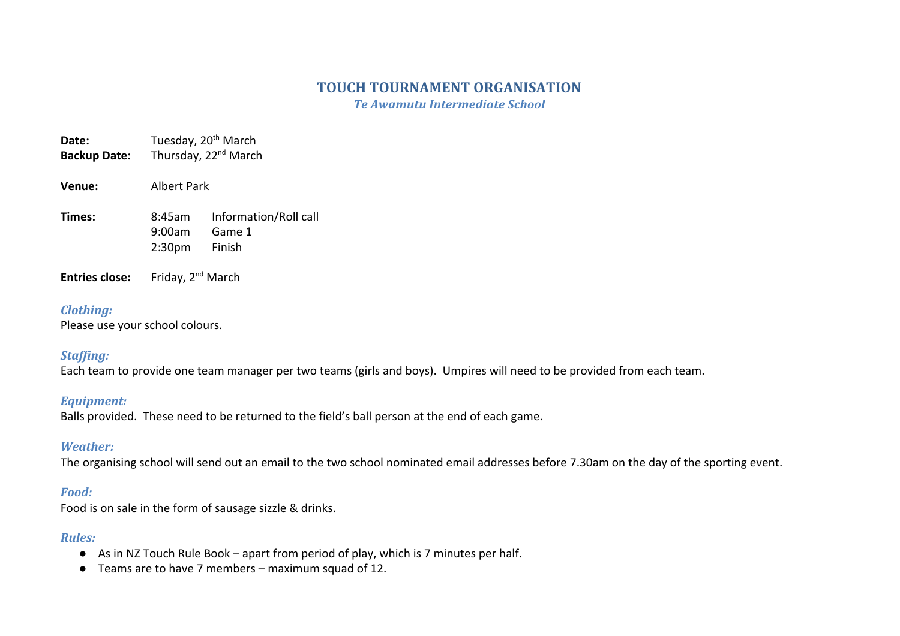# TOUCH TOURNAMENT ORGANISATION

### *Te Awamutu Intermediate School*

**Date:** Tuesday, 20th March
**Backup Date:** Thursday, 22nd March

**Venue:** Albert Park

**Times:**

| | |
|---|---|
| 8:45am | Information/Roll call |
| 9:00am | Game 1 |
| 2:30pm | Finish |

**Entries close:** Friday, 2nd March

### *Clothing:*

Please use your school colours.

### *Staffing:*

Each team to provide one team manager per two teams (girls and boys). Umpires will need to be provided from each team.

### *Equipment:*

Balls provided. These need to be returned to the field's ball person at the end of each game.

### *Weather:*

The organising school will send out an email to the two school nominated email addresses before 7.30am on the day of the sporting event.

### *Food:*

Food is on sale in the form of sausage sizzle & drinks.

### *Rules:*

- As in NZ Touch Rule Book – apart from period of play, which is 7 minutes per half.
- Teams are to have 7 members – maximum squad of 12.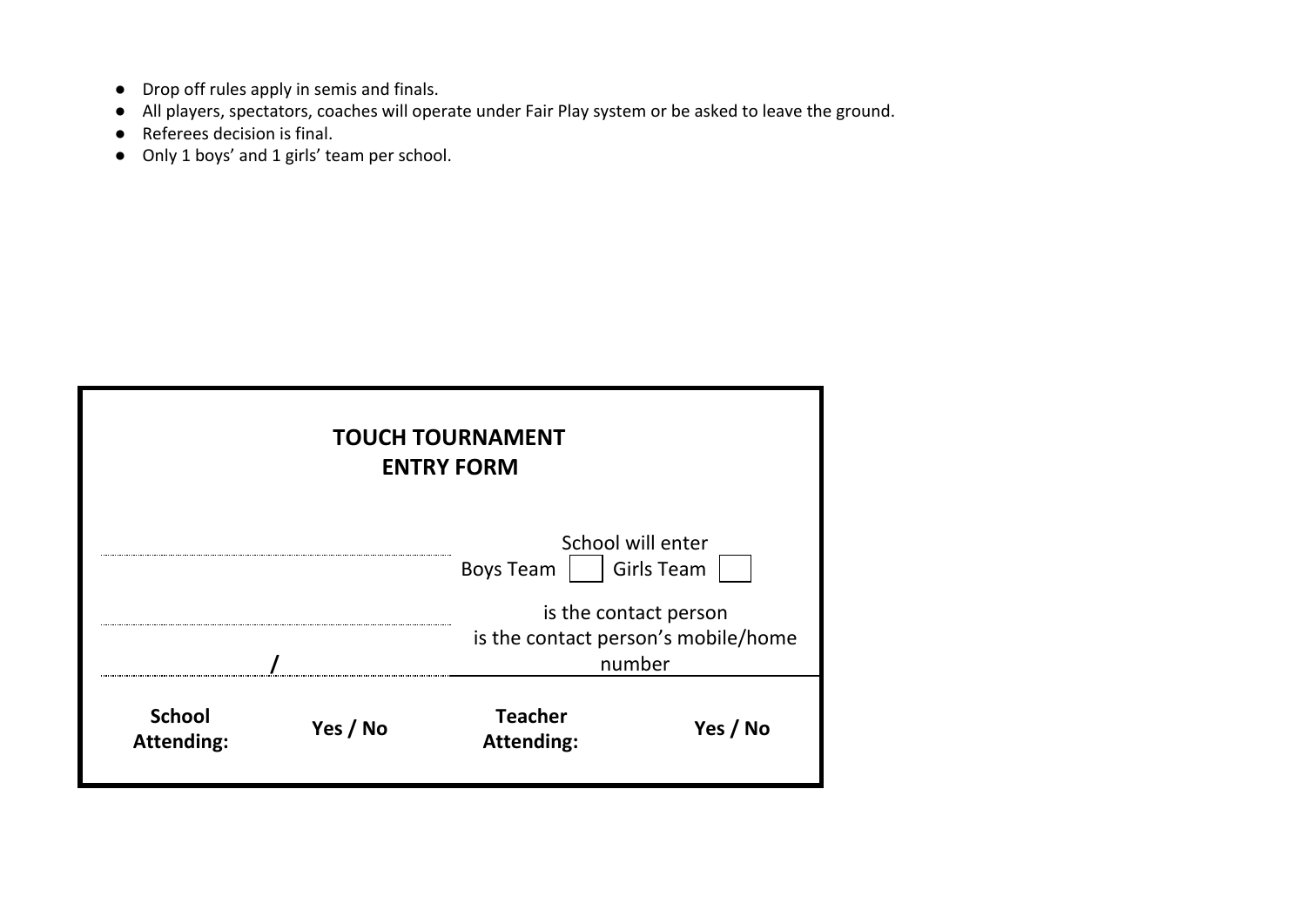- Drop off rules apply in semis and finals.
- All players, spectators, coaches will operate under Fair Play system or be asked to leave the ground.
- Referees decision is final.
- Only 1 boys' and 1 girls' team per school.

**TOUCH TOURNAMENT**
**ENTRY FORM**

........................................................ School will enter
Boys Team ☐ Girls Team ☐

........................................................ is the contact person

................................ / ................................ is the contact person's mobile/home number

| **School Attending:** | **Yes / No** | **Teacher Attending:** | **Yes / No** |
|---|---|---|---|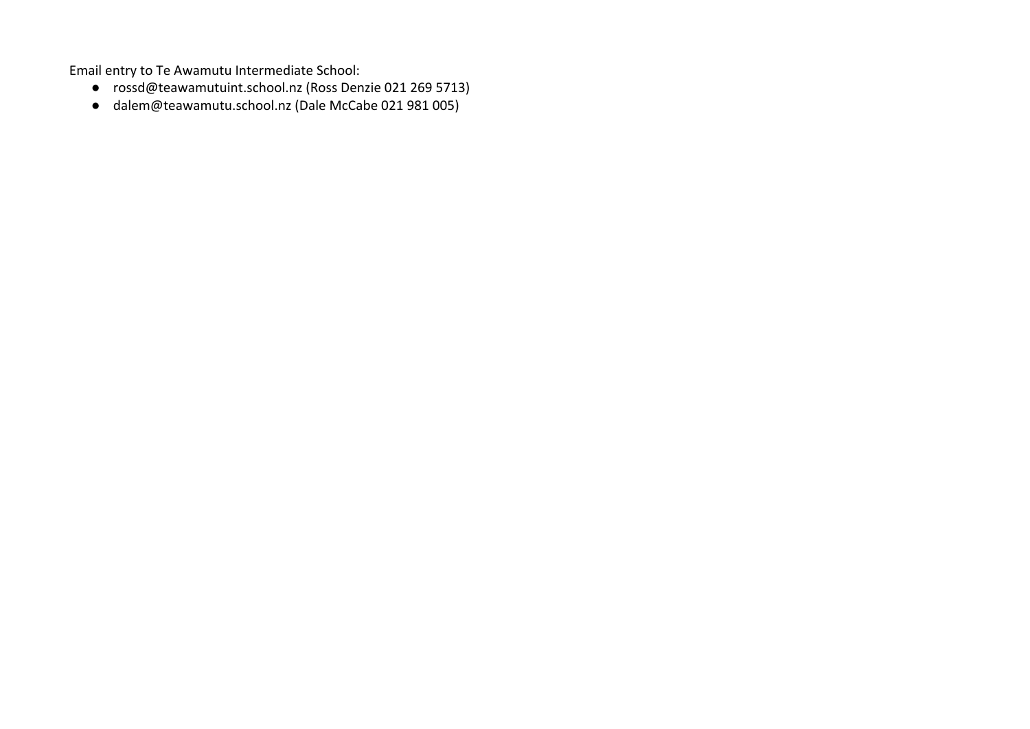Email entry to Te Awamutu Intermediate School:

- rossd@teawamutuint.school.nz (Ross Denzie 021 269 5713)
- dalem@teawamutu.school.nz (Dale McCabe 021 981 005)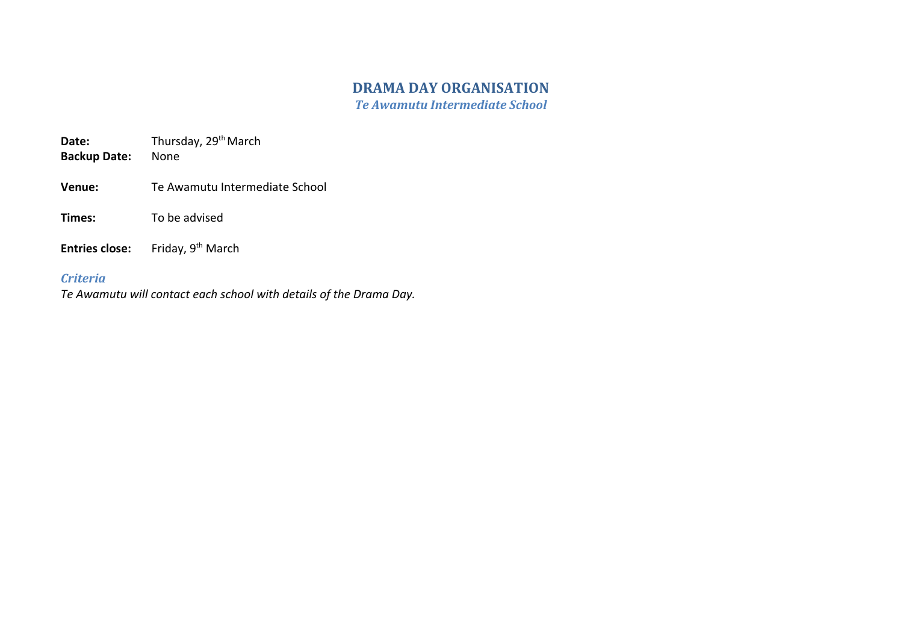# DRAMA DAY ORGANISATION

***Te Awamutu Intermediate School***

**Date:** Thursday, 29th March
**Backup Date:** None

**Venue:** Te Awamutu Intermediate School

**Times:** To be advised

**Entries close:** Friday, 9th March

### *Criteria*

*Te Awamutu will contact each school with details of the Drama Day.*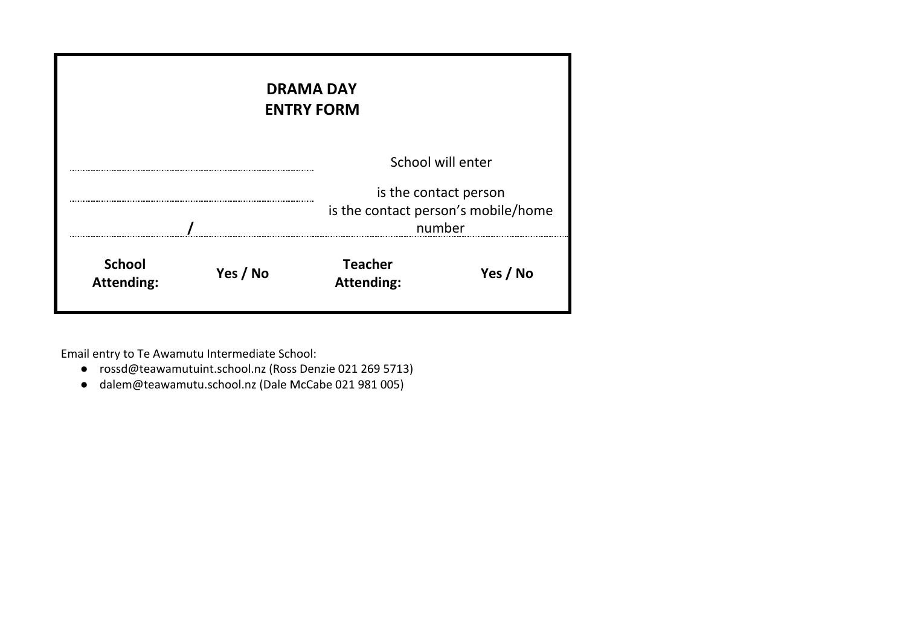**DRAMA DAY**
**ENTRY FORM**

| | |
|---|---|
| ................................................................ | School will enter |
| ................................................................ | is the contact person |
| ................................ / ................................ | is the contact person's mobile/home number |

| **School Attending:** | **Yes / No** | **Teacher Attending:** | **Yes / No** |
|---|---|---|---|

Email entry to Te Awamutu Intermediate School:

- rossd@teawamutuint.school.nz (Ross Denzie 021 269 5713)
- dalem@teawamutu.school.nz (Dale McCabe 021 981 005)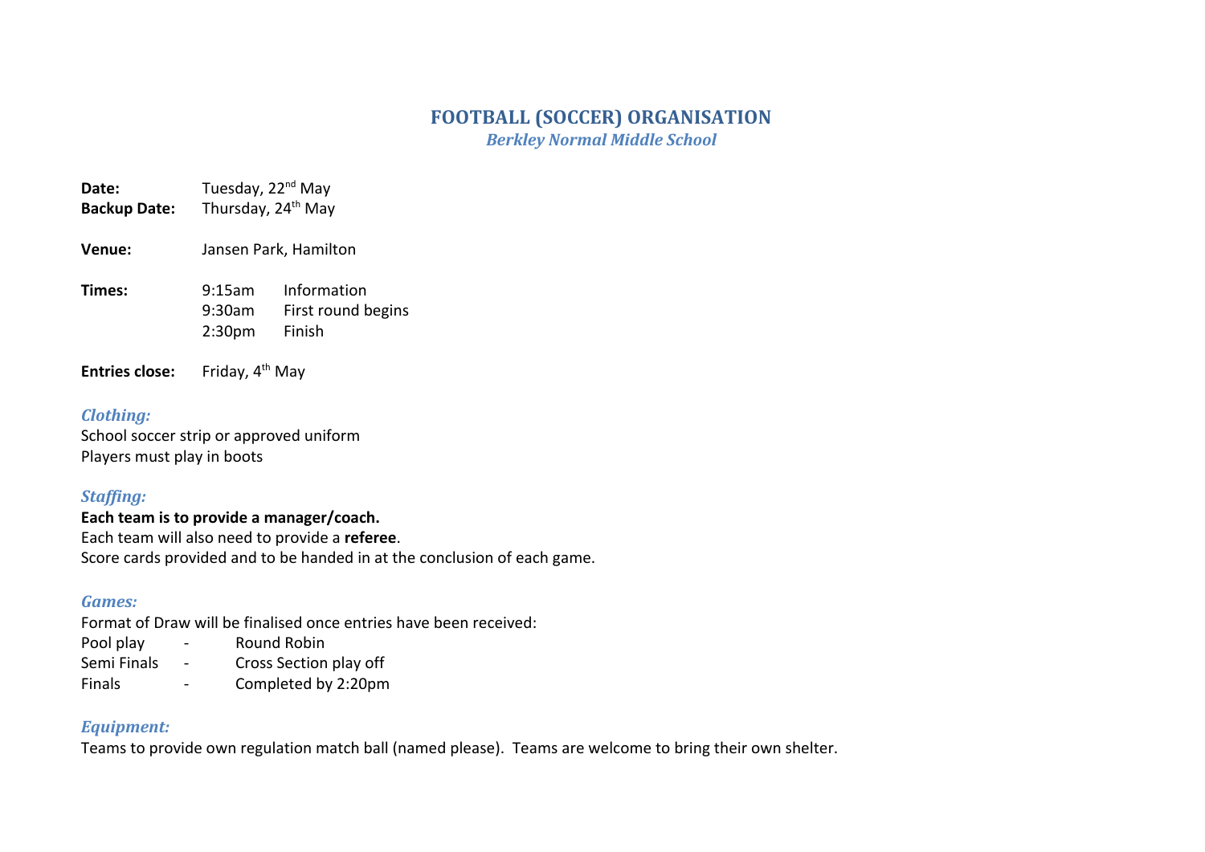# FOOTBALL (SOCCER) ORGANISATION

***Berkley Normal Middle School***

**Date:** Tuesday, 22nd May
**Backup Date:** Thursday, 24th May

**Venue:** Jansen Park, Hamilton

**Times:**
9:15am Information
9:30am First round begins
2:30pm Finish

**Entries close:** Friday, 4th May

### *Clothing:*

School soccer strip or approved uniform
Players must play in boots

### *Staffing:*

**Each team is to provide a manager/coach.**
Each team will also need to provide a **referee**.
Score cards provided and to be handed in at the conclusion of each game.

### *Games:*

Format of Draw will be finalised once entries have been received:

| | | |
|---|---|---|
| Pool play | - | Round Robin |
| Semi Finals | - | Cross Section play off |
| Finals | - | Completed by 2:20pm |

### *Equipment:*

Teams to provide own regulation match ball (named please). Teams are welcome to bring their own shelter.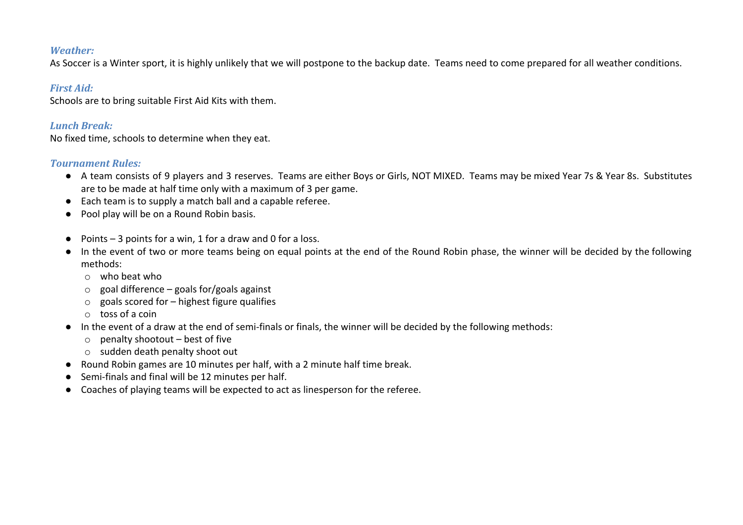### *Weather:*

As Soccer is a Winter sport, it is highly unlikely that we will postpone to the backup date. Teams need to come prepared for all weather conditions.

### *First Aid:*

Schools are to bring suitable First Aid Kits with them.

### *Lunch Break:*

No fixed time, schools to determine when they eat.

### *Tournament Rules:*

- A team consists of 9 players and 3 reserves. Teams are either Boys or Girls, NOT MIXED. Teams may be mixed Year 7s & Year 8s. Substitutes are to be made at half time only with a maximum of 3 per game.
- Each team is to supply a match ball and a capable referee.
- Pool play will be on a Round Robin basis.

- Points – 3 points for a win, 1 for a draw and 0 for a loss.
- In the event of two or more teams being on equal points at the end of the Round Robin phase, the winner will be decided by the following methods:
  - who beat who
  - goal difference – goals for/goals against
  - goals scored for – highest figure qualifies
  - toss of a coin
- In the event of a draw at the end of semi-finals or finals, the winner will be decided by the following methods:
  - penalty shootout – best of five
  - sudden death penalty shoot out
- Round Robin games are 10 minutes per half, with a 2 minute half time break.
- Semi-finals and final will be 12 minutes per half.
- Coaches of playing teams will be expected to act as linesperson for the referee.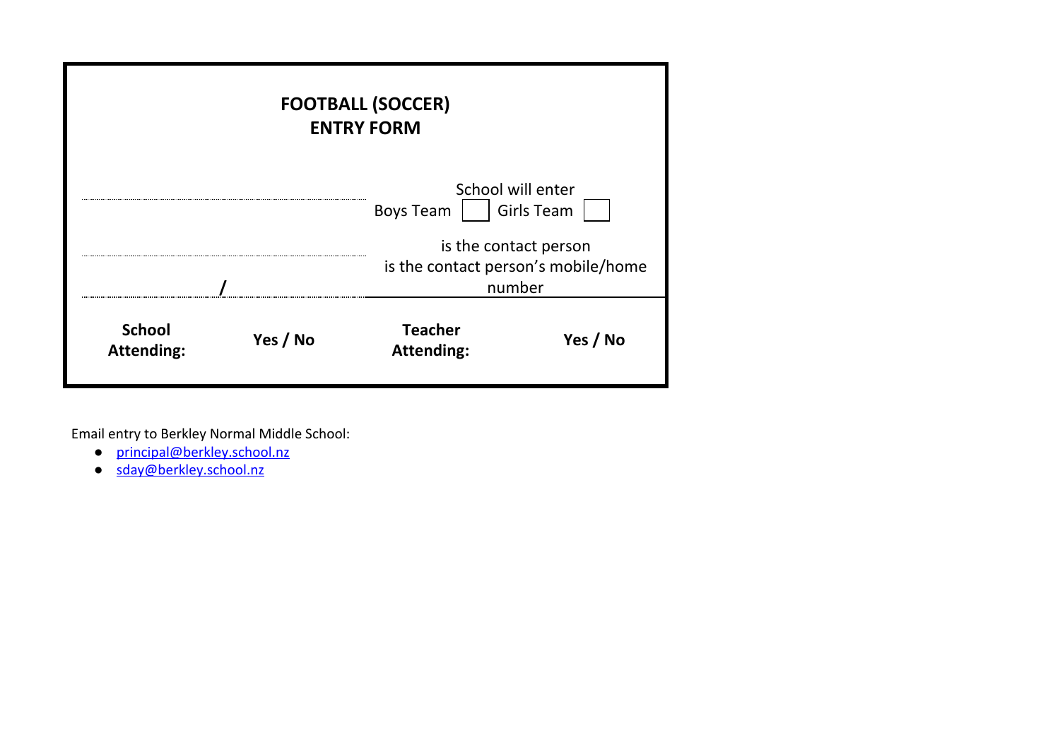**FOOTBALL (SOCCER)**
**ENTRY FORM**

| | |
|---|---|
| ........................................ | School will enter<br>Boys Team ☐ Girls Team ☐ |
| ........................................ | is the contact person |
| ................... / ................... | is the contact person's mobile/home number |

| **School Attending:** | **Yes / No** | **Teacher Attending:** | **Yes / No** |
|---|---|---|---|

Email entry to Berkley Normal Middle School:

- [principal@berkley.school.nz](mailto:principal@berkley.school.nz)
- [sday@berkley.school.nz](mailto:sday@berkley.school.nz)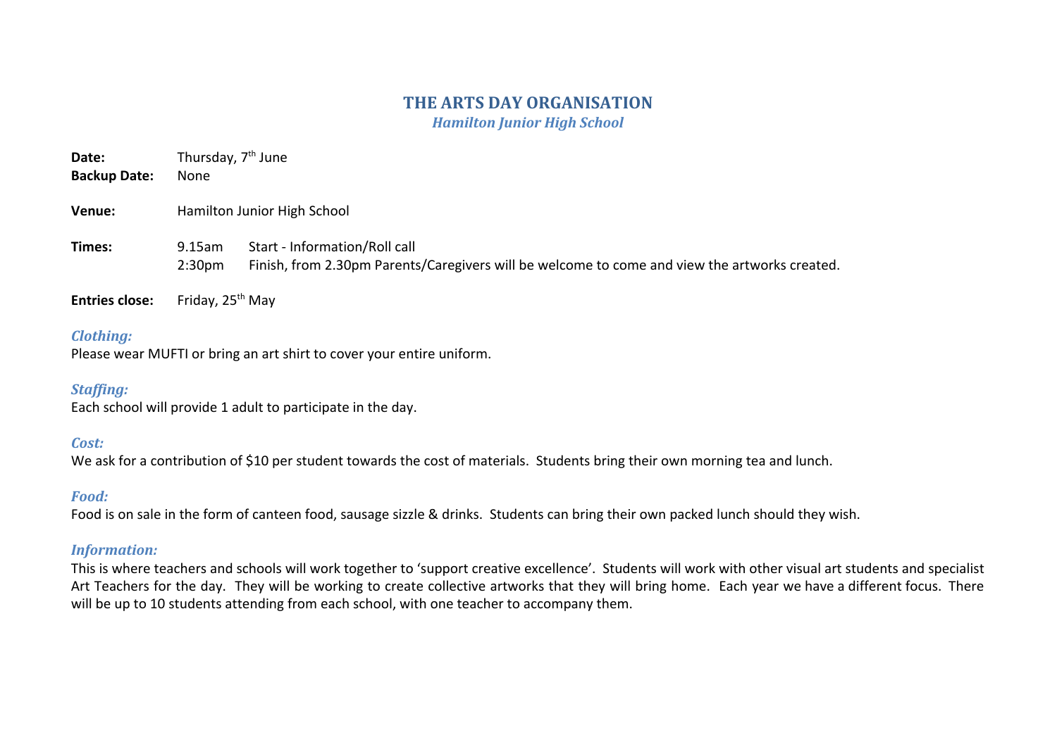# THE ARTS DAY ORGANISATION

***Hamilton Junior High School***

**Date:** Thursday, 7th June
**Backup Date:** None

**Venue:** Hamilton Junior High School

**Times:**
9.15am Start - Information/Roll call
2:30pm Finish, from 2.30pm Parents/Caregivers will be welcome to come and view the artworks created.

**Entries close:** Friday, 25th May

### *Clothing:*
Please wear MUFTI or bring an art shirt to cover your entire uniform.

### *Staffing:*
Each school will provide 1 adult to participate in the day.

### *Cost:*
We ask for a contribution of $10 per student towards the cost of materials. Students bring their own morning tea and lunch.

### *Food:*
Food is on sale in the form of canteen food, sausage sizzle & drinks. Students can bring their own packed lunch should they wish.

### *Information:*
This is where teachers and schools will work together to 'support creative excellence'. Students will work with other visual art students and specialist Art Teachers for the day. They will be working to create collective artworks that they will bring home. Each year we have a different focus. There will be up to 10 students attending from each school, with one teacher to accompany them.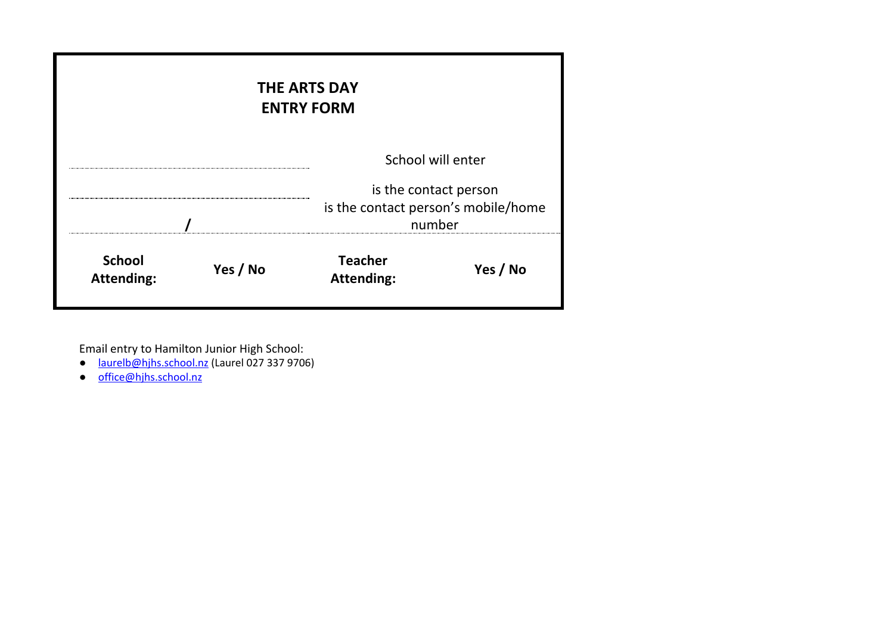## THE ARTS DAY
## ENTRY FORM

| | |
|---|---|
| ........................................................................ | School will enter |
| ........................................................................ | is the contact person |
| ..................................../.................................... | is the contact person's mobile/home number |

| **School Attending:** | **Yes / No** | **Teacher Attending:** | **Yes / No** |
|---|---|---|---|

Email entry to Hamilton Junior High School:

- laurelb@hjhs.school.nz (Laurel 027 337 9706)
- office@hjhs.school.nz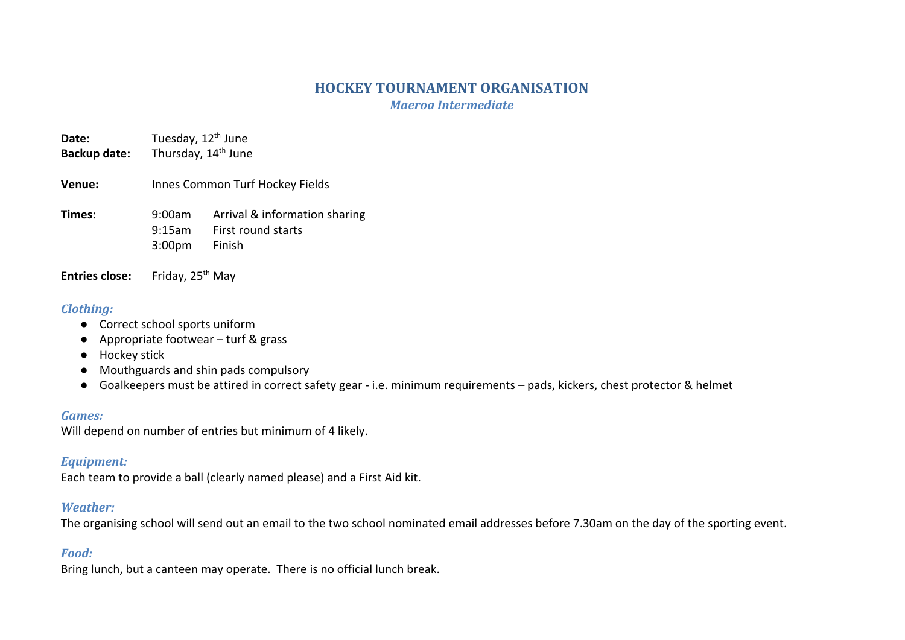# HOCKEY TOURNAMENT ORGANISATION

***Maeroa Intermediate***

**Date:** Tuesday, 12th June
**Backup date:** Thursday, 14th June

**Venue:** Innes Common Turf Hockey Fields

**Times:**
9:00am Arrival & information sharing
9:15am First round starts
3:00pm Finish

**Entries close:** Friday, 25th May

### *Clothing:*

- Correct school sports uniform
- Appropriate footwear – turf & grass
- Hockey stick
- Mouthguards and shin pads compulsory
- Goalkeepers must be attired in correct safety gear - i.e. minimum requirements – pads, kickers, chest protector & helmet

### *Games:*

Will depend on number of entries but minimum of 4 likely.

### *Equipment:*

Each team to provide a ball (clearly named please) and a First Aid kit.

### *Weather:*

The organising school will send out an email to the two school nominated email addresses before 7.30am on the day of the sporting event.

### *Food:*

Bring lunch, but a canteen may operate. There is no official lunch break.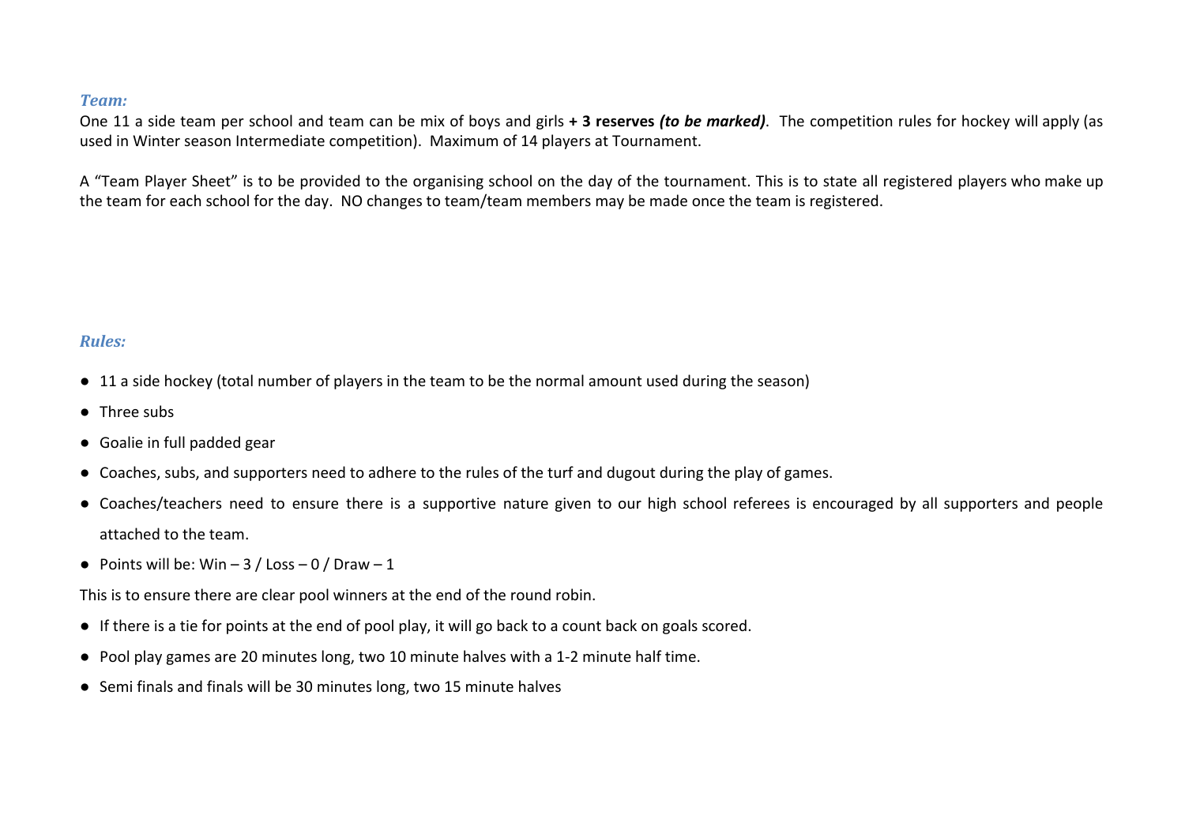### *Team:*

One 11 a side team per school and team can be mix of boys and girls **+ 3 reserves *(to be marked)***. The competition rules for hockey will apply (as used in Winter season Intermediate competition). Maximum of 14 players at Tournament.

A "Team Player Sheet" is to be provided to the organising school on the day of the tournament. This is to state all registered players who make up the team for each school for the day. NO changes to team/team members may be made once the team is registered.

### *Rules:*

- 11 a side hockey (total number of players in the team to be the normal amount used during the season)
- Three subs
- Goalie in full padded gear
- Coaches, subs, and supporters need to adhere to the rules of the turf and dugout during the play of games.
- Coaches/teachers need to ensure there is a supportive nature given to our high school referees is encouraged by all supporters and people attached to the team.
- Points will be: Win – 3 / Loss – 0 / Draw – 1

This is to ensure there are clear pool winners at the end of the round robin.

- If there is a tie for points at the end of pool play, it will go back to a count back on goals scored.
- Pool play games are 20 minutes long, two 10 minute halves with a 1-2 minute half time.
- Semi finals and finals will be 30 minutes long, two 15 minute halves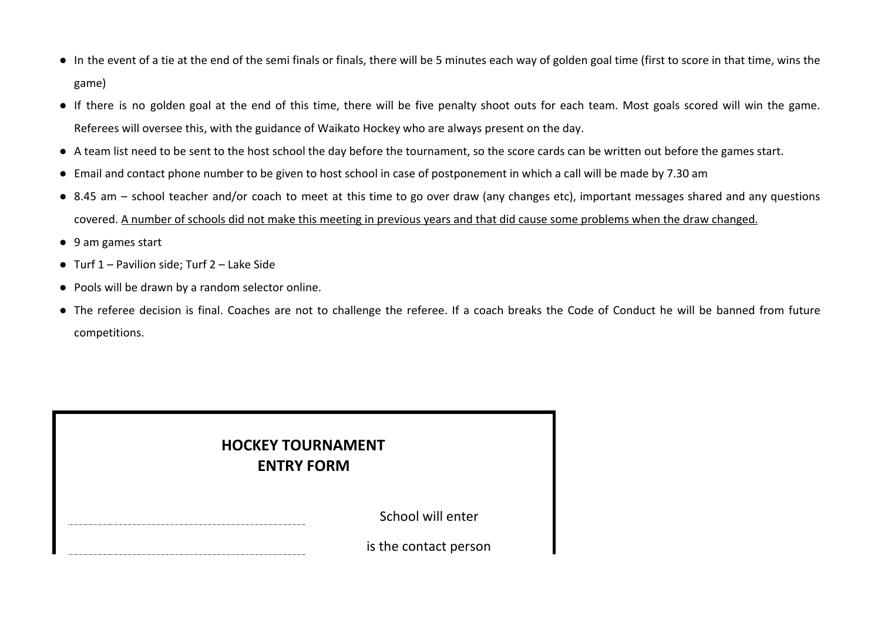- In the event of a tie at the end of the semi finals or finals, there will be 5 minutes each way of golden goal time (first to score in that time, wins the game)
- If there is no golden goal at the end of this time, there will be five penalty shoot outs for each team. Most goals scored will win the game. Referees will oversee this, with the guidance of Waikato Hockey who are always present on the day.
- A team list need to be sent to the host school the day before the tournament, so the score cards can be written out before the games start.
- Email and contact phone number to be given to host school in case of postponement in which a call will be made by 7.30 am
- 8.45 am – school teacher and/or coach to meet at this time to go over draw (any changes etc), important messages shared and any questions covered. <u>A number of schools did not make this meeting in previous years and that did cause some problems when the draw changed.</u>
- 9 am games start
- Turf 1 – Pavilion side; Turf 2 – Lake Side
- Pools will be drawn by a random selector online.
- The referee decision is final. Coaches are not to challenge the referee. If a coach breaks the Code of Conduct he will be banned from future competitions.

**HOCKEY TOURNAMENT**
**ENTRY FORM**

........................................................................ School will enter

........................................................................ is the contact person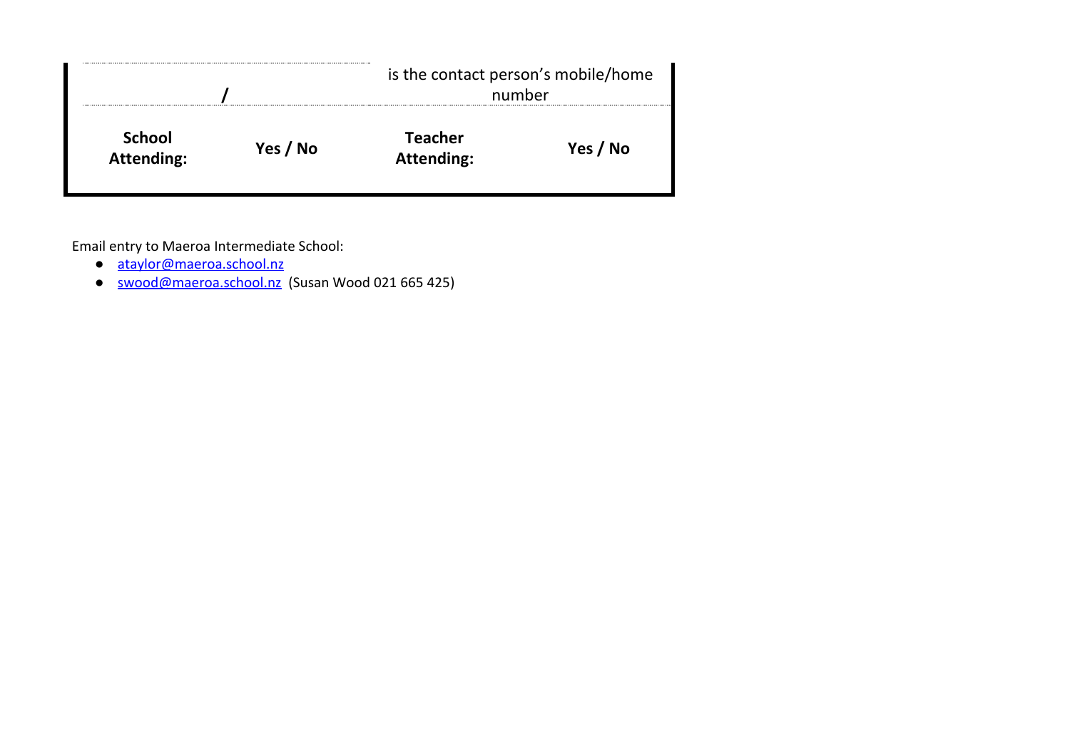| | | | |
|---|---|---|---|
| ............................................ / ............................................ | | is the contact person's mobile/home number | |
| **School Attending:** | **Yes / No** | **Teacher Attending:** | **Yes / No** |

Email entry to Maeroa Intermediate School:

- ataylor@maeroa.school.nz
- swood@maeroa.school.nz (Susan Wood 021 665 425)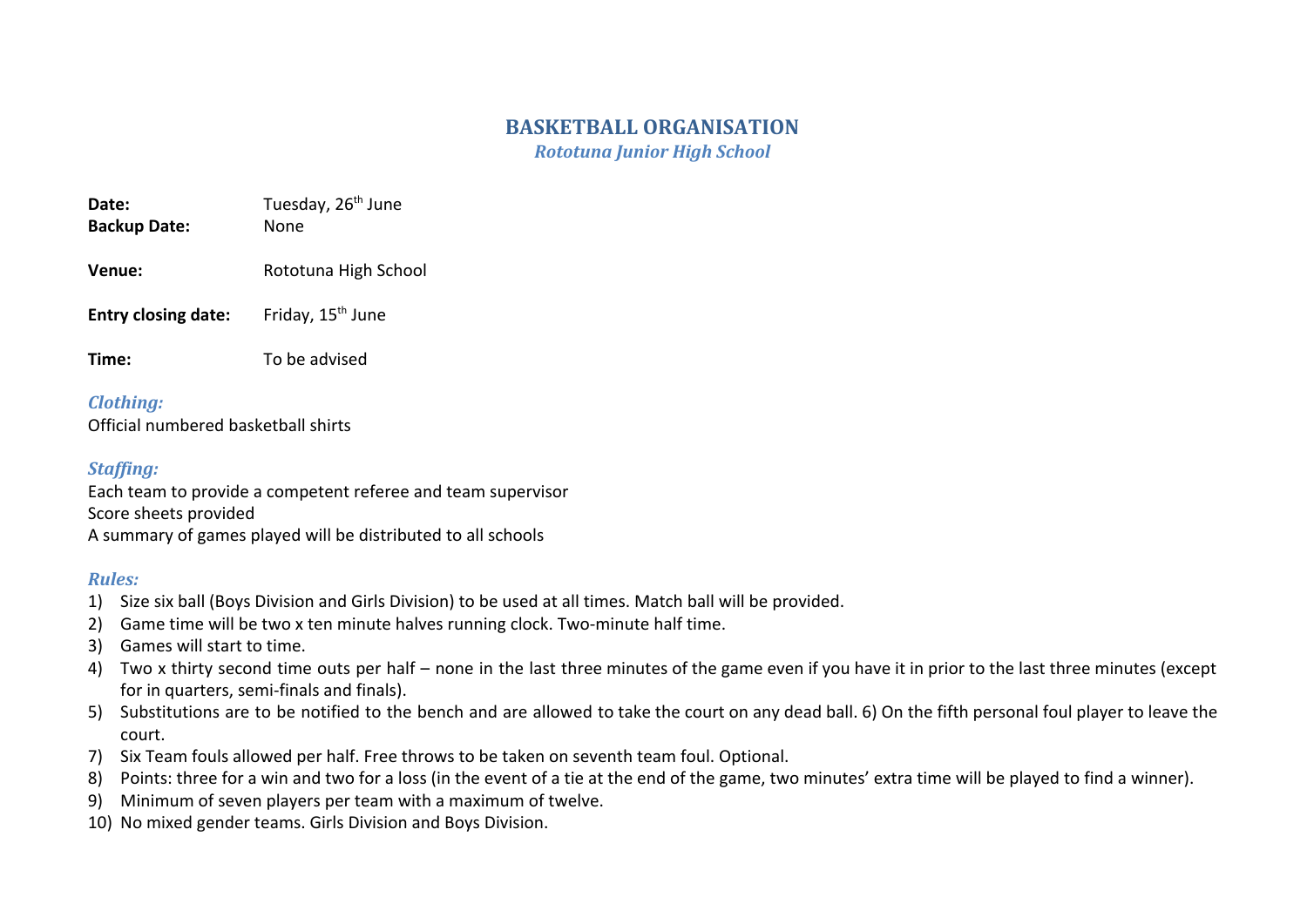# BASKETBALL ORGANISATION

***Rototuna Junior High School***

**Date:** Tuesday, 26th June
**Backup Date:** None

**Venue:** Rototuna High School

**Entry closing date:** Friday, 15th June

**Time:** To be advised

### *Clothing:*

Official numbered basketball shirts

### *Staffing:*

Each team to provide a competent referee and team supervisor
Score sheets provided
A summary of games played will be distributed to all schools

### *Rules:*

1) Size six ball (Boys Division and Girls Division) to be used at all times. Match ball will be provided.
2) Game time will be two x ten minute halves running clock. Two-minute half time.
3) Games will start to time.
4) Two x thirty second time outs per half – none in the last three minutes of the game even if you have it in prior to the last three minutes (except for in quarters, semi-finals and finals).
5) Substitutions are to be notified to the bench and are allowed to take the court on any dead ball. 6) On the fifth personal foul player to leave the court.
7) Six Team fouls allowed per half. Free throws to be taken on seventh team foul. Optional.
8) Points: three for a win and two for a loss (in the event of a tie at the end of the game, two minutes' extra time will be played to find a winner).
9) Minimum of seven players per team with a maximum of twelve.
10) No mixed gender teams. Girls Division and Boys Division.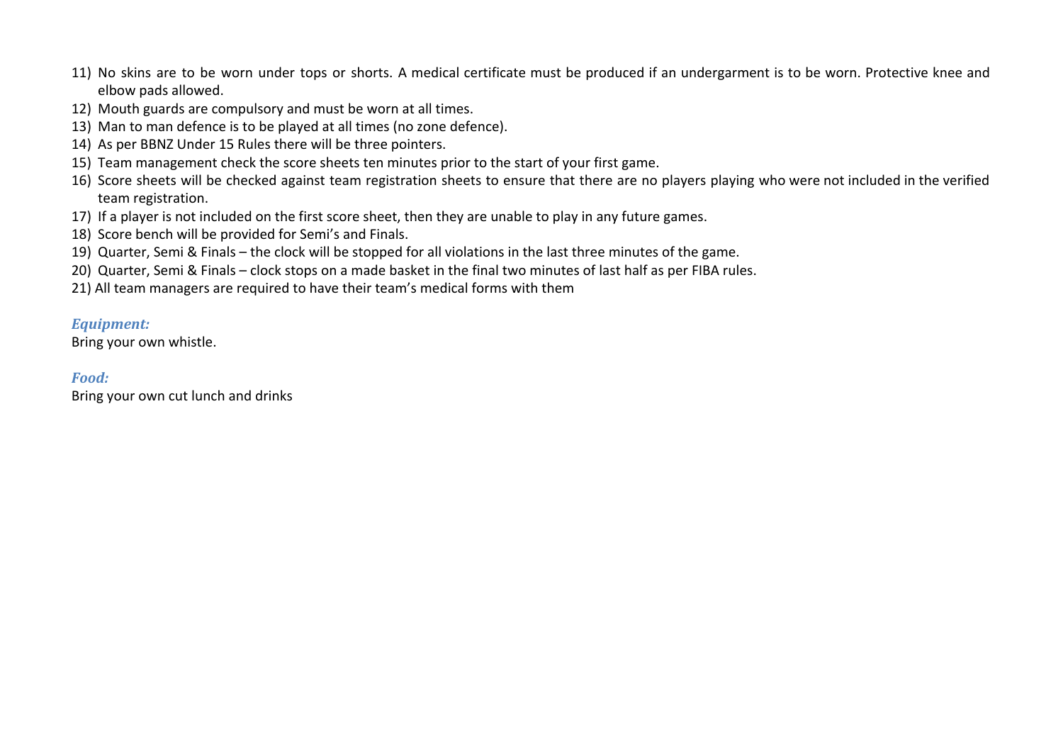11) No skins are to be worn under tops or shorts. A medical certificate must be produced if an undergarment is to be worn. Protective knee and elbow pads allowed.
12) Mouth guards are compulsory and must be worn at all times.
13) Man to man defence is to be played at all times (no zone defence).
14) As per BBNZ Under 15 Rules there will be three pointers.
15) Team management check the score sheets ten minutes prior to the start of your first game.
16) Score sheets will be checked against team registration sheets to ensure that there are no players playing who were not included in the verified team registration.
17) If a player is not included on the first score sheet, then they are unable to play in any future games.
18) Score bench will be provided for Semi's and Finals.
19) Quarter, Semi & Finals – the clock will be stopped for all violations in the last three minutes of the game.
20) Quarter, Semi & Finals – clock stops on a made basket in the final two minutes of last half as per FIBA rules.
21) All team managers are required to have their team's medical forms with them

### *Equipment:*

Bring your own whistle.

### *Food:*

Bring your own cut lunch and drinks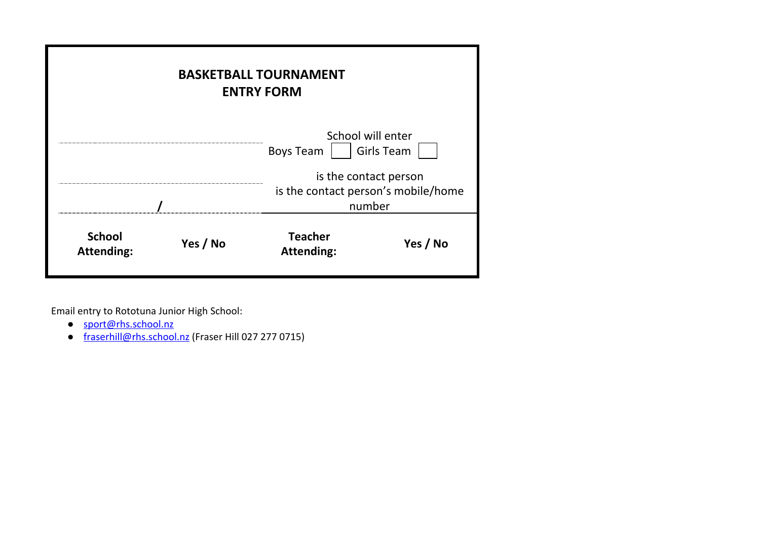**BASKETBALL TOURNAMENT**
**ENTRY FORM**

| | |
|---|---|
| ................................................ | School will enter<br>Boys Team ☐ Girls Team ☐ |
| ................................................ | is the contact person |
| ..................... / ..................... | is the contact person's mobile/home number |

| **School Attending:** | **Yes / No** | **Teacher Attending:** | **Yes / No** |
|---|---|---|---|

Email entry to Rototuna Junior High School:

- sport@rhs.school.nz
- fraserhill@rhs.school.nz (Fraser Hill 027 277 0715)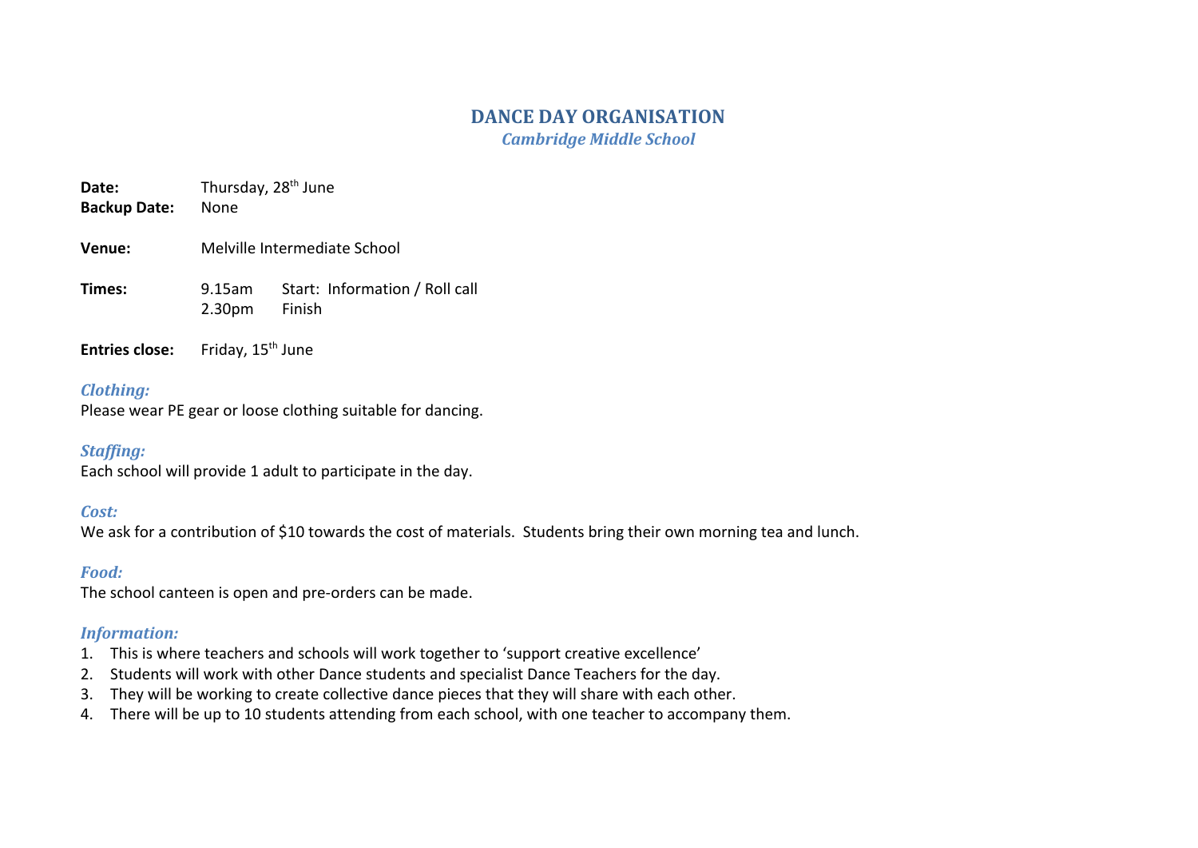# DANCE DAY ORGANISATION

## *Cambridge Middle School*

**Date:** Thursday, 28th June
**Backup Date:** None

**Venue:** Melville Intermediate School

**Times:** 9.15am Start: Information / Roll call
2.30pm Finish

**Entries close:** Friday, 15th June

### *Clothing:*

Please wear PE gear or loose clothing suitable for dancing.

### *Staffing:*

Each school will provide 1 adult to participate in the day.

### *Cost:*

We ask for a contribution of $10 towards the cost of materials. Students bring their own morning tea and lunch.

### *Food:*

The school canteen is open and pre-orders can be made.

### *Information:*

1. This is where teachers and schools will work together to 'support creative excellence'
2. Students will work with other Dance students and specialist Dance Teachers for the day.
3. They will be working to create collective dance pieces that they will share with each other.
4. There will be up to 10 students attending from each school, with one teacher to accompany them.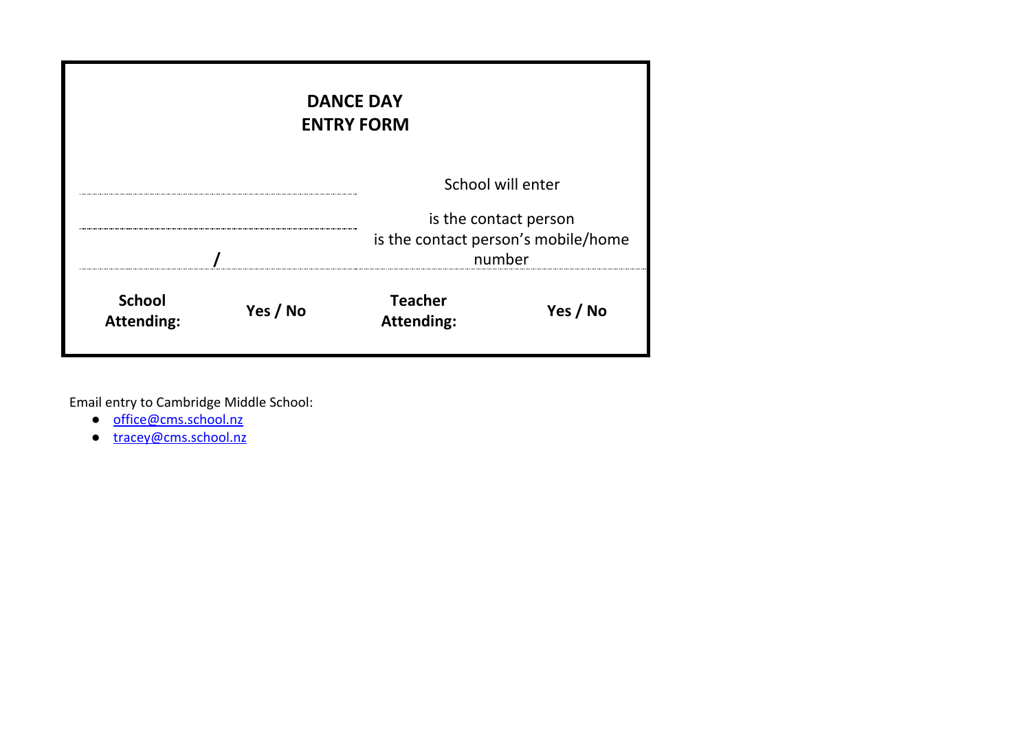**DANCE DAY**
**ENTRY FORM**

.................................................................. School will enter

.................................................................. is the contact person

................................ / ................................ is the contact person's mobile/home number

| **School Attending:** | **Yes / No** | **Teacher Attending:** | **Yes / No** |
|---|---|---|---|

Email entry to Cambridge Middle School:

- office@cms.school.nz
- tracey@cms.school.nz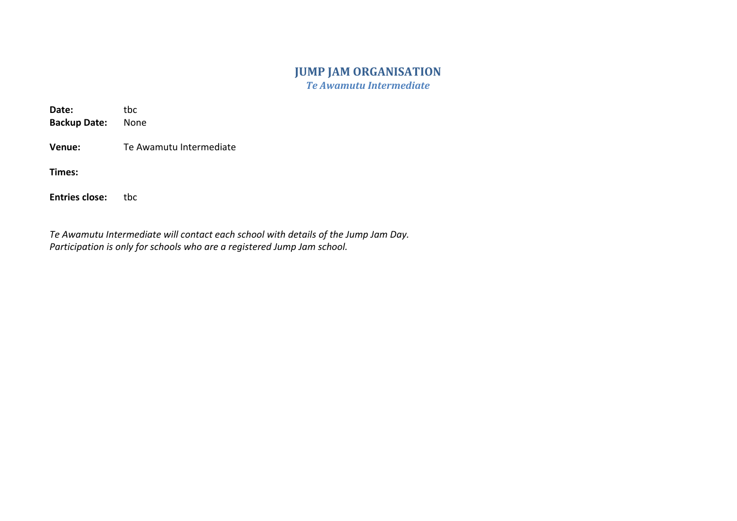# JUMP JAM ORGANISATION

***Te Awamutu Intermediate***

**Date:** tbc
**Backup Date:** None

**Venue:** Te Awamutu Intermediate

**Times:**

**Entries close:** tbc

*Te Awamutu Intermediate will contact each school with details of the Jump Jam Day.*
*Participation is only for schools who are a registered Jump Jam school.*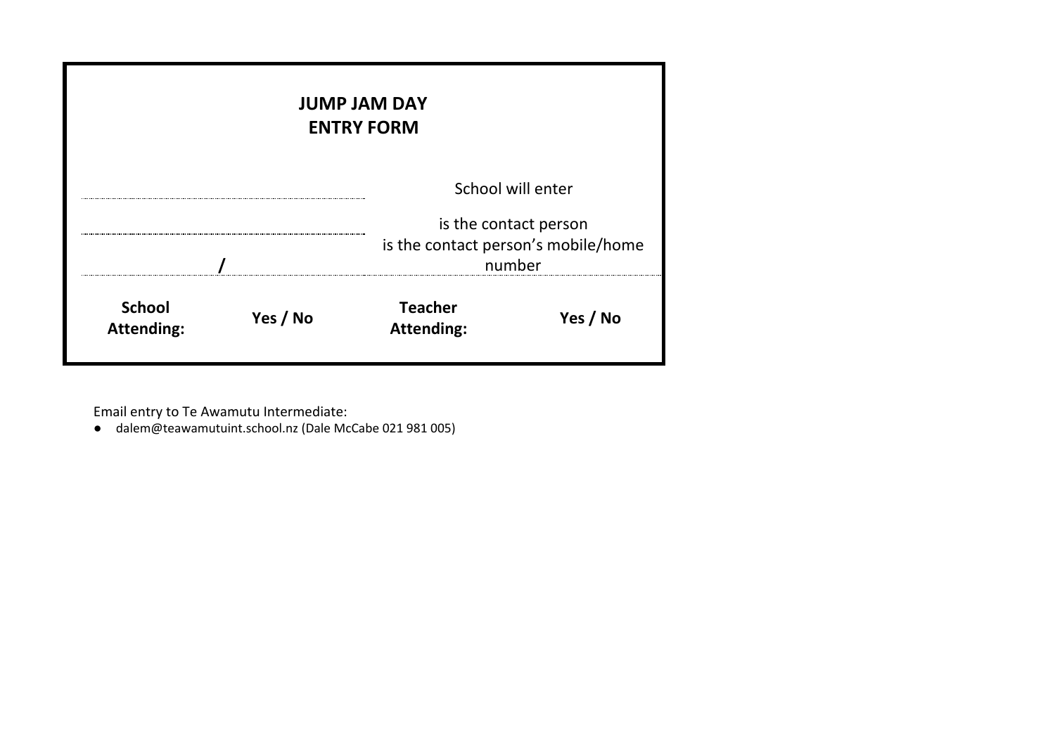**JUMP JAM DAY**
**ENTRY FORM**

| | |
|---|---|
| ................................................................ | School will enter |
| ................................................................ | is the contact person |
| ................................ / ................................ | is the contact person's mobile/home number |

| **School Attending:** | **Yes / No** | **Teacher Attending:** | **Yes / No** |
|---|---|---|---|

Email entry to Te Awamutu Intermediate:

- dalem@teawamutuint.school.nz (Dale McCabe 021 981 005)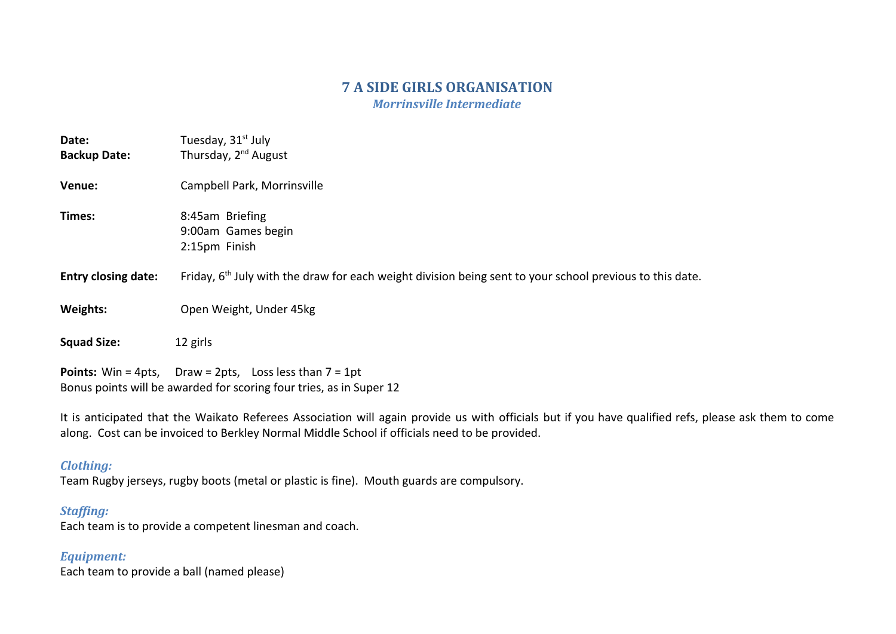# 7 A SIDE GIRLS ORGANISATION

***Morrinsville Intermediate***

**Date:** Tuesday, 31st July
**Backup Date:** Thursday, 2nd August

**Venue:** Campbell Park, Morrinsville

**Times:**
8:45am Briefing
9:00am Games begin
2:15pm Finish

**Entry closing date:** Friday, 6th July with the draw for each weight division being sent to your school previous to this date.

**Weights:** Open Weight, Under 45kg

**Squad Size:** 12 girls

**Points:** Win = 4pts, Draw = 2pts, Loss less than 7 = 1pt
Bonus points will be awarded for scoring four tries, as in Super 12

It is anticipated that the Waikato Referees Association will again provide us with officials but if you have qualified refs, please ask them to come along. Cost can be invoiced to Berkley Normal Middle School if officials need to be provided.

### *Clothing:*
Team Rugby jerseys, rugby boots (metal or plastic is fine). Mouth guards are compulsory.

### *Staffing:*
Each team is to provide a competent linesman and coach.

### *Equipment:*
Each team to provide a ball (named please)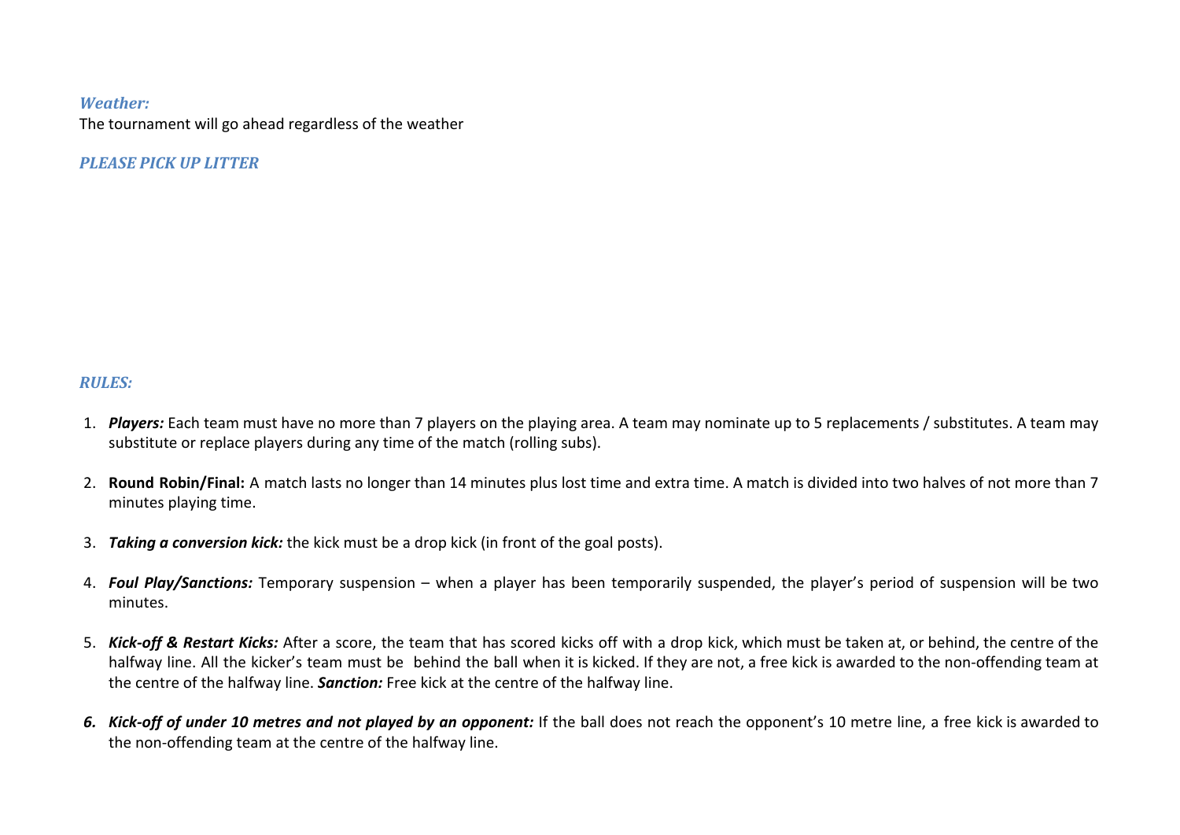***Weather:***

The tournament will go ahead regardless of the weather

***PLEASE PICK UP LITTER***

***RULES:***

1. ***Players:*** Each team must have no more than 7 players on the playing area. A team may nominate up to 5 replacements / substitutes. A team may substitute or replace players during any time of the match (rolling subs).

2. **Round Robin/Final:** A match lasts no longer than 14 minutes plus lost time and extra time. A match is divided into two halves of not more than 7 minutes playing time.

3. ***Taking a conversion kick:*** the kick must be a drop kick (in front of the goal posts).

4. ***Foul Play/Sanctions:*** Temporary suspension – when a player has been temporarily suspended, the player's period of suspension will be two minutes.

5. ***Kick-off & Restart Kicks:*** After a score, the team that has scored kicks off with a drop kick, which must be taken at, or behind, the centre of the halfway line. All the kicker's team must be behind the ball when it is kicked. If they are not, a free kick is awarded to the non-offending team at the centre of the halfway line. ***Sanction:*** Free kick at the centre of the halfway line.

6. ***Kick-off of under 10 metres and not played by an opponent:*** If the ball does not reach the opponent's 10 metre line, a free kick is awarded to the non-offending team at the centre of the halfway line.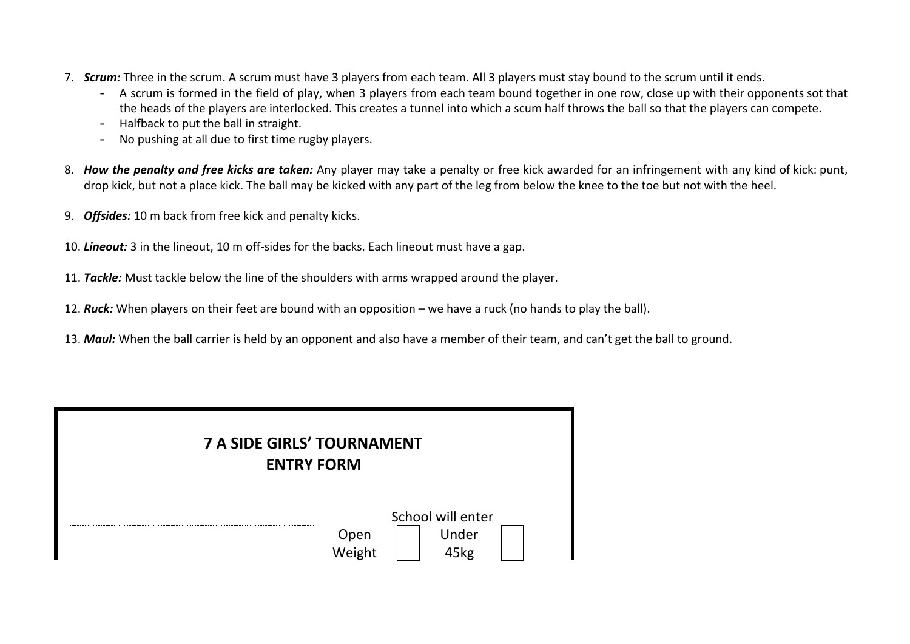7. ***Scrum:*** Three in the scrum. A scrum must have 3 players from each team. All 3 players must stay bound to the scrum until it ends.
   - A scrum is formed in the field of play, when 3 players from each team bound together in one row, close up with their opponents sot that the heads of the players are interlocked. This creates a tunnel into which a scum half throws the ball so that the players can compete.
   - Halfback to put the ball in straight.
   - No pushing at all due to first time rugby players.

8. ***How the penalty and free kicks are taken:*** Any player may take a penalty or free kick awarded for an infringement with any kind of kick: punt, drop kick, but not a place kick. The ball may be kicked with any part of the leg from below the knee to the toe but not with the heel.

9. ***Offsides:*** 10 m back from free kick and penalty kicks.

10. ***Lineout:*** 3 in the lineout, 10 m off-sides for the backs. Each lineout must have a gap.

11. ***Tackle:*** Must tackle below the line of the shoulders with arms wrapped around the player.

12. ***Ruck:*** When players on their feet are bound with an opposition – we have a ruck (no hands to play the ball).

13. ***Maul:*** When the ball carrier is held by an opponent and also have a member of their team, and can't get the ball to ground.

## 7 A SIDE GIRLS' TOURNAMENT
## ENTRY FORM

..........................................................................

School will enter

Open Weight ☐ Under 45kg ☐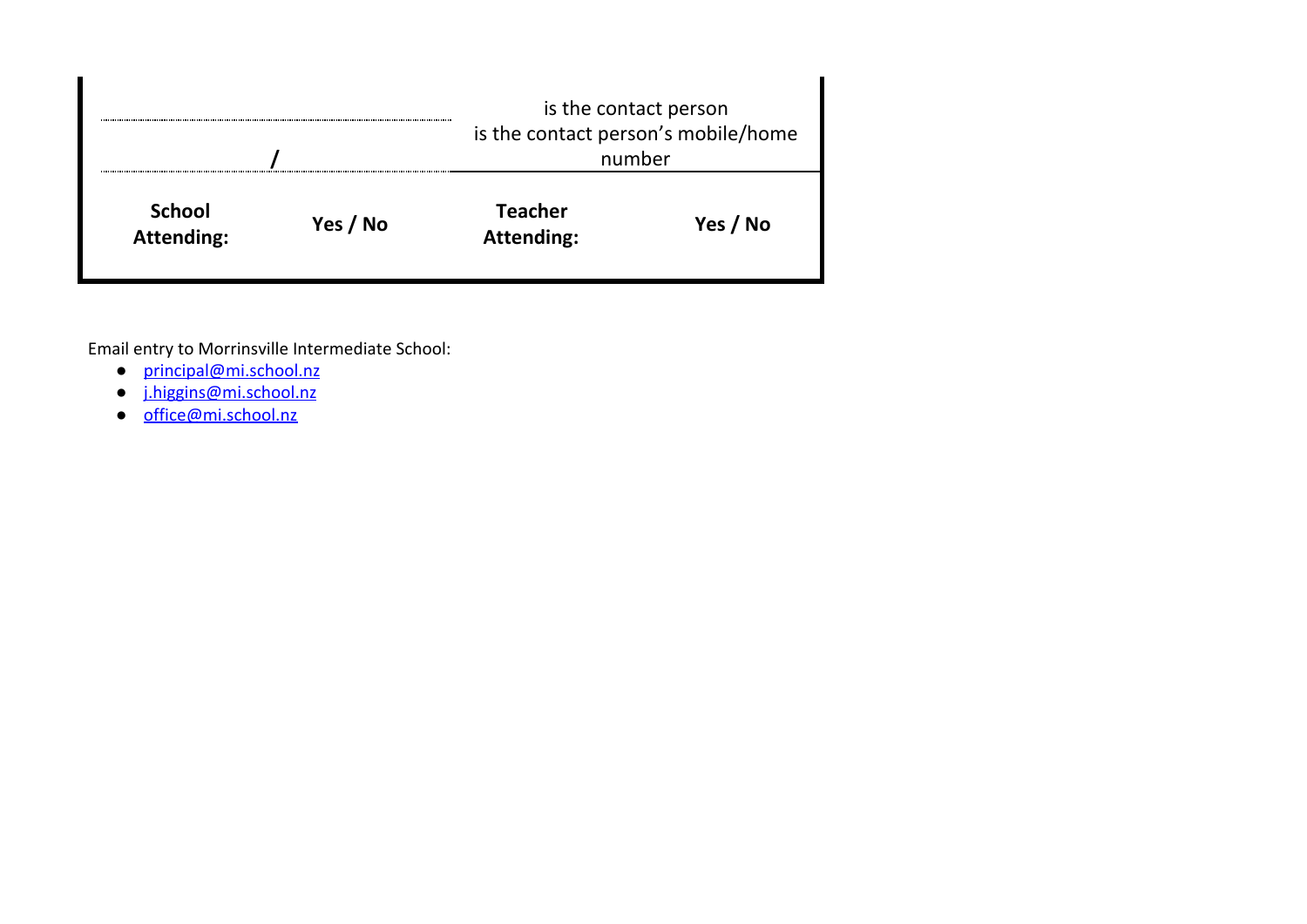| .................................................................... | | is the contact person |  |
|---|---|---|---|
| ............................. / ............................. | | is the contact person's mobile/home number | |
| **School Attending:** | **Yes / No** | **Teacher Attending:** | **Yes / No** |

Email entry to Morrinsville Intermediate School:

- principal@mi.school.nz
- j.higgins@mi.school.nz
- office@mi.school.nz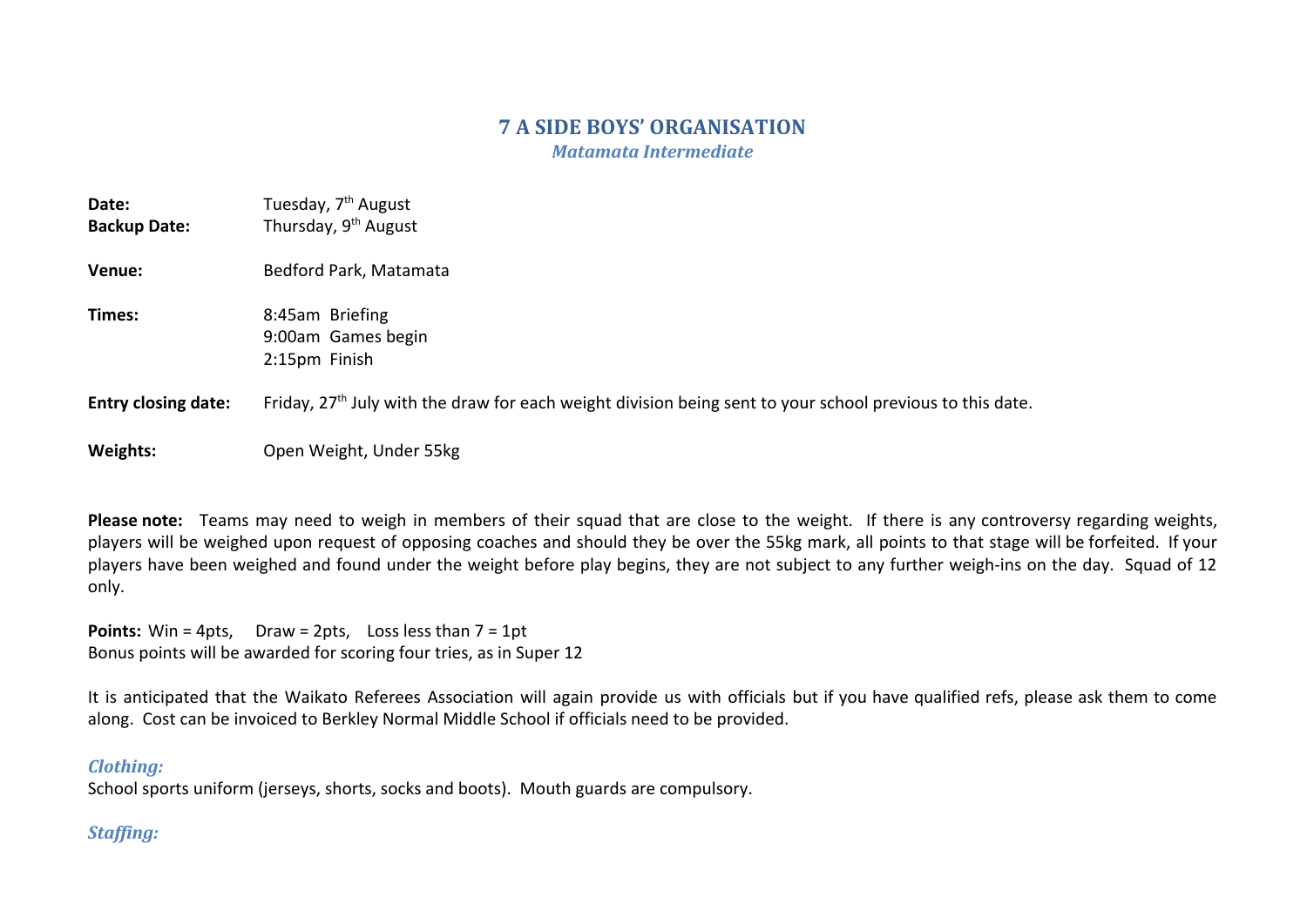## 7 A SIDE BOYS' ORGANISATION

***Matamata Intermediate***

**Date:** Tuesday, 7th August
**Backup Date:** Thursday, 9th August

**Venue:** Bedford Park, Matamata

**Times:** 8:45am Briefing
9:00am Games begin
2:15pm Finish

**Entry closing date:** Friday, 27th July with the draw for each weight division being sent to your school previous to this date.

**Weights:** Open Weight, Under 55kg

**Please note:** Teams may need to weigh in members of their squad that are close to the weight. If there is any controversy regarding weights, players will be weighed upon request of opposing coaches and should they be over the 55kg mark, all points to that stage will be forfeited. If your players have been weighed and found under the weight before play begins, they are not subject to any further weigh-ins on the day. Squad of 12 only.

**Points:** Win = 4pts, Draw = 2pts, Loss less than 7 = 1pt
Bonus points will be awarded for scoring four tries, as in Super 12

It is anticipated that the Waikato Referees Association will again provide us with officials but if you have qualified refs, please ask them to come along. Cost can be invoiced to Berkley Normal Middle School if officials need to be provided.

### *Clothing:*

School sports uniform (jerseys, shorts, socks and boots). Mouth guards are compulsory.

### *Staffing:*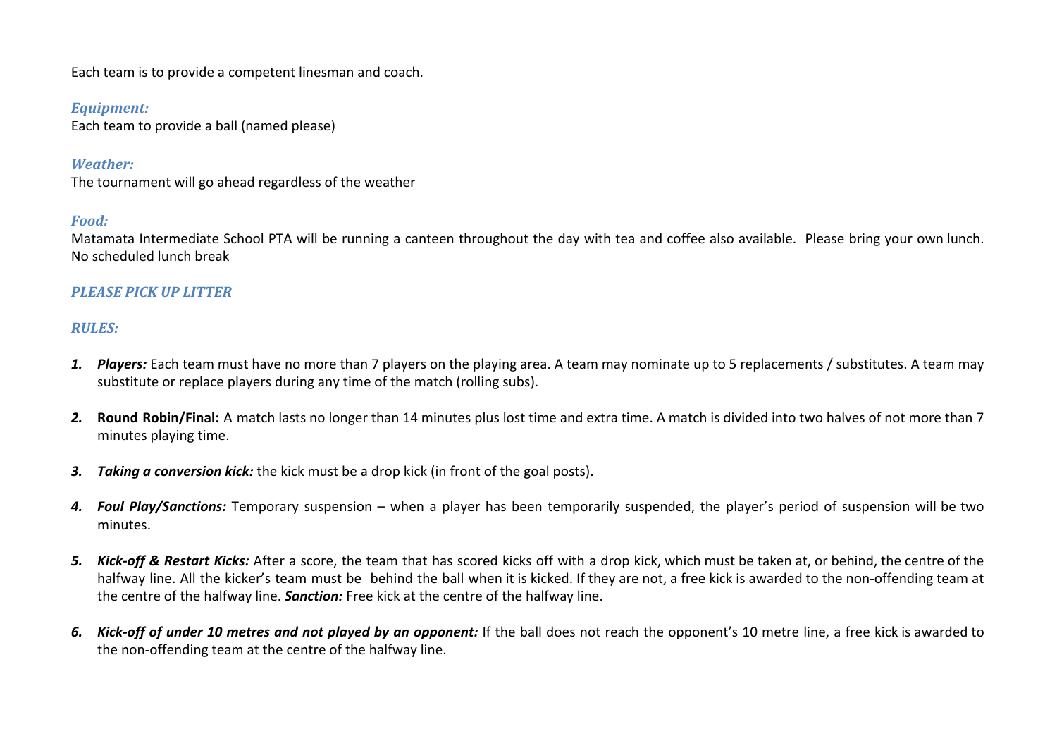Each team is to provide a competent linesman and coach.

***Equipment:***
Each team to provide a ball (named please)

***Weather:***
The tournament will go ahead regardless of the weather

***Food:***
Matamata Intermediate School PTA will be running a canteen throughout the day with tea and coffee also available. Please bring your own lunch. No scheduled lunch break

***PLEASE PICK UP LITTER***

***RULES:***

1. ***Players:*** Each team must have no more than 7 players on the playing area. A team may nominate up to 5 replacements / substitutes. A team may substitute or replace players during any time of the match (rolling subs).

2. **Round Robin/Final:** A match lasts no longer than 14 minutes plus lost time and extra time. A match is divided into two halves of not more than 7 minutes playing time.

3. ***Taking a conversion kick:*** the kick must be a drop kick (in front of the goal posts).

4. ***Foul Play/Sanctions:*** Temporary suspension – when a player has been temporarily suspended, the player's period of suspension will be two minutes.

5. ***Kick-off & Restart Kicks:*** After a score, the team that has scored kicks off with a drop kick, which must be taken at, or behind, the centre of the halfway line. All the kicker's team must be behind the ball when it is kicked. If they are not, a free kick is awarded to the non-offending team at the centre of the halfway line. ***Sanction:*** Free kick at the centre of the halfway line.

6. ***Kick-off of under 10 metres and not played by an opponent:*** If the ball does not reach the opponent's 10 metre line, a free kick is awarded to the non-offending team at the centre of the halfway line.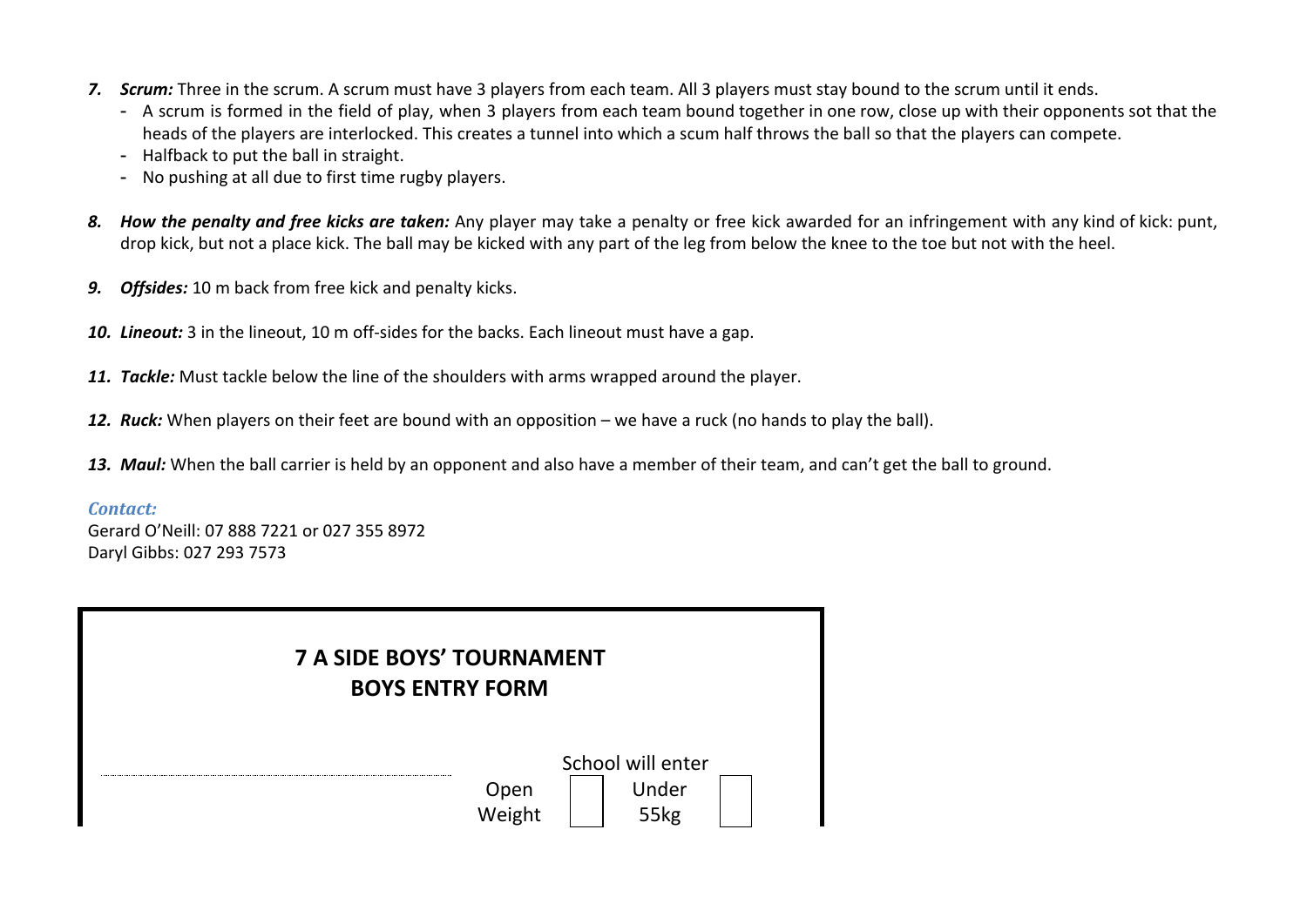7. ***Scrum:*** Three in the scrum. A scrum must have 3 players from each team. All 3 players must stay bound to the scrum until it ends.
   - A scrum is formed in the field of play, when 3 players from each team bound together in one row, close up with their opponents sot that the heads of the players are interlocked. This creates a tunnel into which a scum half throws the ball so that the players can compete.
   - Halfback to put the ball in straight.
   - No pushing at all due to first time rugby players.

8. ***How the penalty and free kicks are taken:*** Any player may take a penalty or free kick awarded for an infringement with any kind of kick: punt, drop kick, but not a place kick. The ball may be kicked with any part of the leg from below the knee to the toe but not with the heel.

9. ***Offsides:*** 10 m back from free kick and penalty kicks.

10. ***Lineout:*** 3 in the lineout, 10 m off-sides for the backs. Each lineout must have a gap.

11. ***Tackle:*** Must tackle below the line of the shoulders with arms wrapped around the player.

12. ***Ruck:*** When players on their feet are bound with an opposition – we have a ruck (no hands to play the ball).

13. ***Maul:*** When the ball carrier is held by an opponent and also have a member of their team, and can't get the ball to ground.

***Contact:***

Gerard O'Neill: 07 888 7221 or 027 355 8972
Daryl Gibbs: 027 293 7573

## 7 A SIDE BOYS' TOURNAMENT
## BOYS ENTRY FORM

.............................................................................................

School will enter

Open Weight ☐ Under 55kg ☐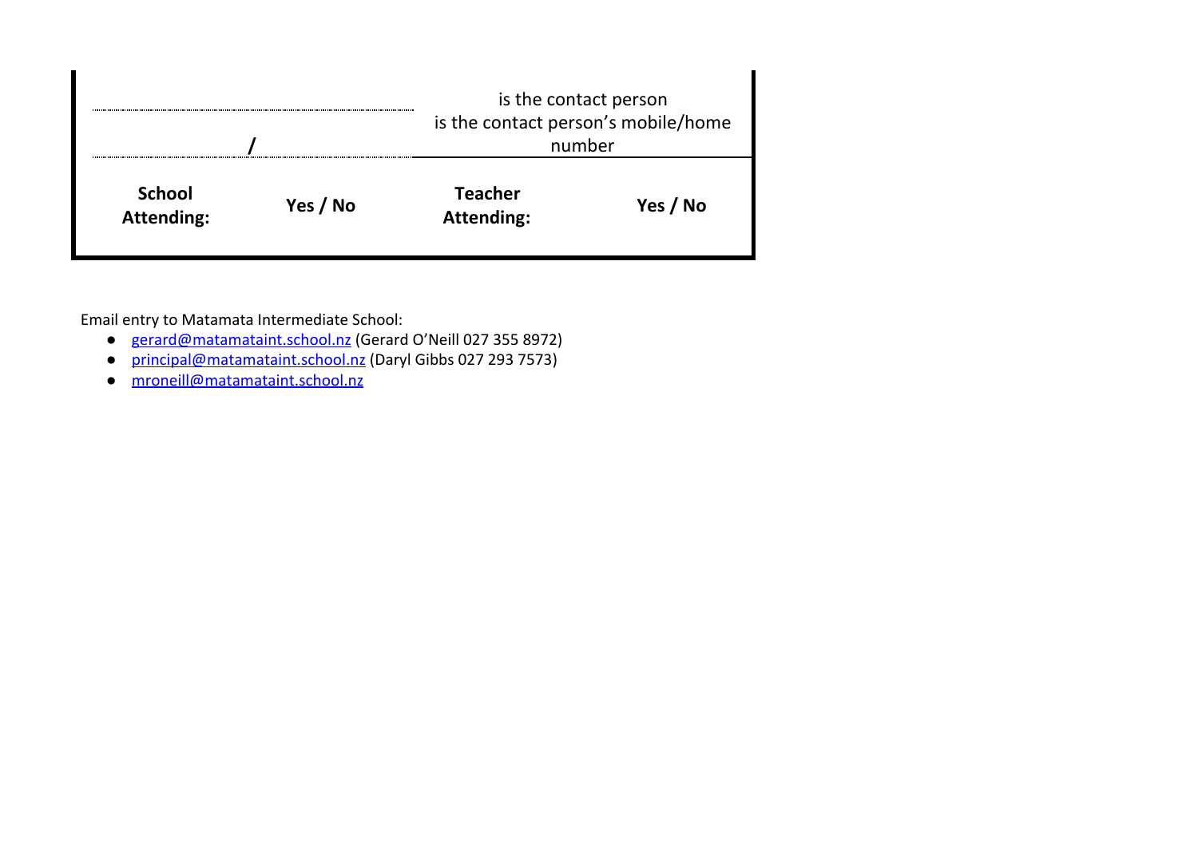| ................................................................ | | is the contact person |
| --- | --- | --- |
| ............................ / ............................ | | is the contact person's mobile/home number |

| **School Attending:** | **Yes / No** | **Teacher Attending:** | **Yes / No** |
| --- | --- | --- | --- |

Email entry to Matamata Intermediate School:

- gerard@matamataint.school.nz (Gerard O'Neill 027 355 8972)
- principal@matamataint.school.nz (Daryl Gibbs 027 293 7573)
- mroneill@matamataint.school.nz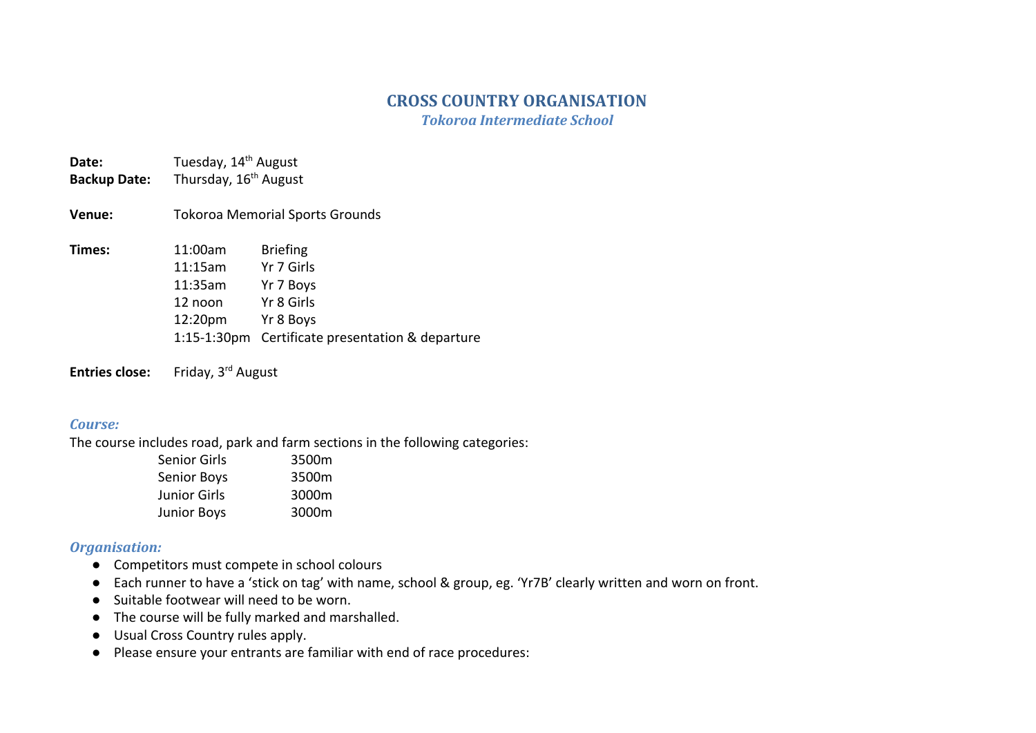# CROSS COUNTRY ORGANISATION

## *Tokoroa Intermediate School*

**Date:** Tuesday, 14th August
**Backup Date:** Thursday, 16th August

**Venue:** Tokoroa Memorial Sports Grounds

**Times:**

| | |
|---|---|
| 11:00am | Briefing |
| 11:15am | Yr 7 Girls |
| 11:35am | Yr 7 Boys |
| 12 noon | Yr 8 Girls |
| 12:20pm | Yr 8 Boys |
| 1:15-1:30pm | Certificate presentation & departure |

**Entries close:** Friday, 3rd August

### *Course:*

The course includes road, park and farm sections in the following categories:

| | |
|---|---|
| Senior Girls | 3500m |
| Senior Boys | 3500m |
| Junior Girls | 3000m |
| Junior Boys | 3000m |

### *Organisation:*

- Competitors must compete in school colours
- Each runner to have a 'stick on tag' with name, school & group, eg. 'Yr7B' clearly written and worn on front.
- Suitable footwear will need to be worn.
- The course will be fully marked and marshalled.
- Usual Cross Country rules apply.
- Please ensure your entrants are familiar with end of race procedures: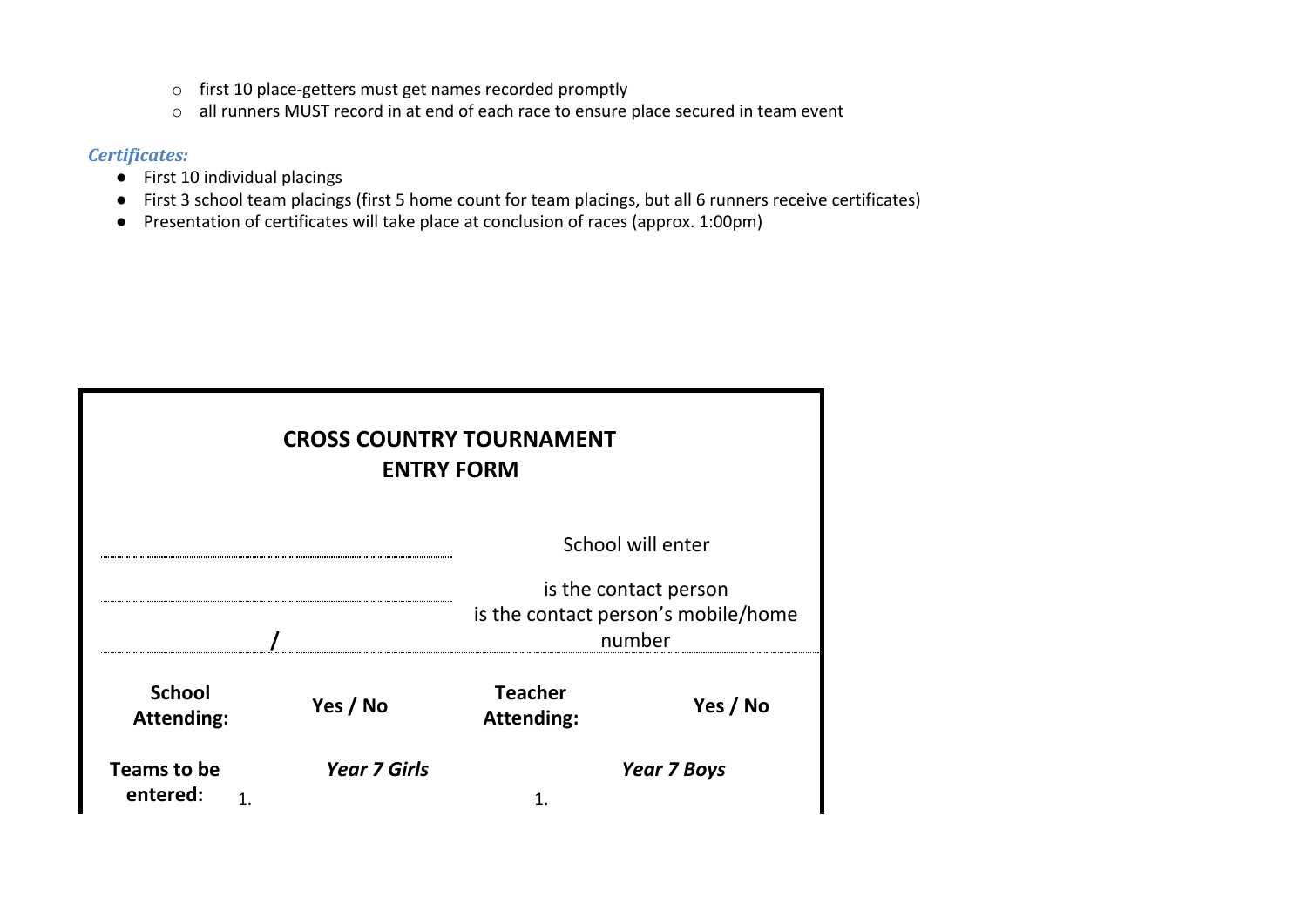- first 10 place-getters must get names recorded promptly
- all runners MUST record in at end of each race to ensure place secured in team event

***Certificates:***

- First 10 individual placings
- First 3 school team placings (first 5 home count for team placings, but all 6 runners receive certificates)
- Presentation of certificates will take place at conclusion of races (approx. 1:00pm)

**CROSS COUNTRY TOURNAMENT**
**ENTRY FORM**

.................................................................... School will enter

.................................................................... is the contact person

........................ / ........................ is the contact person's mobile/home number

| **School Attending:** | **Yes / No** | **Teacher Attending:** | **Yes / No** |
|---|---|---|---|
| **Teams to be entered:** | ***Year 7 Girls*** | | ***Year 7 Boys*** |
| | 1. | 1. | |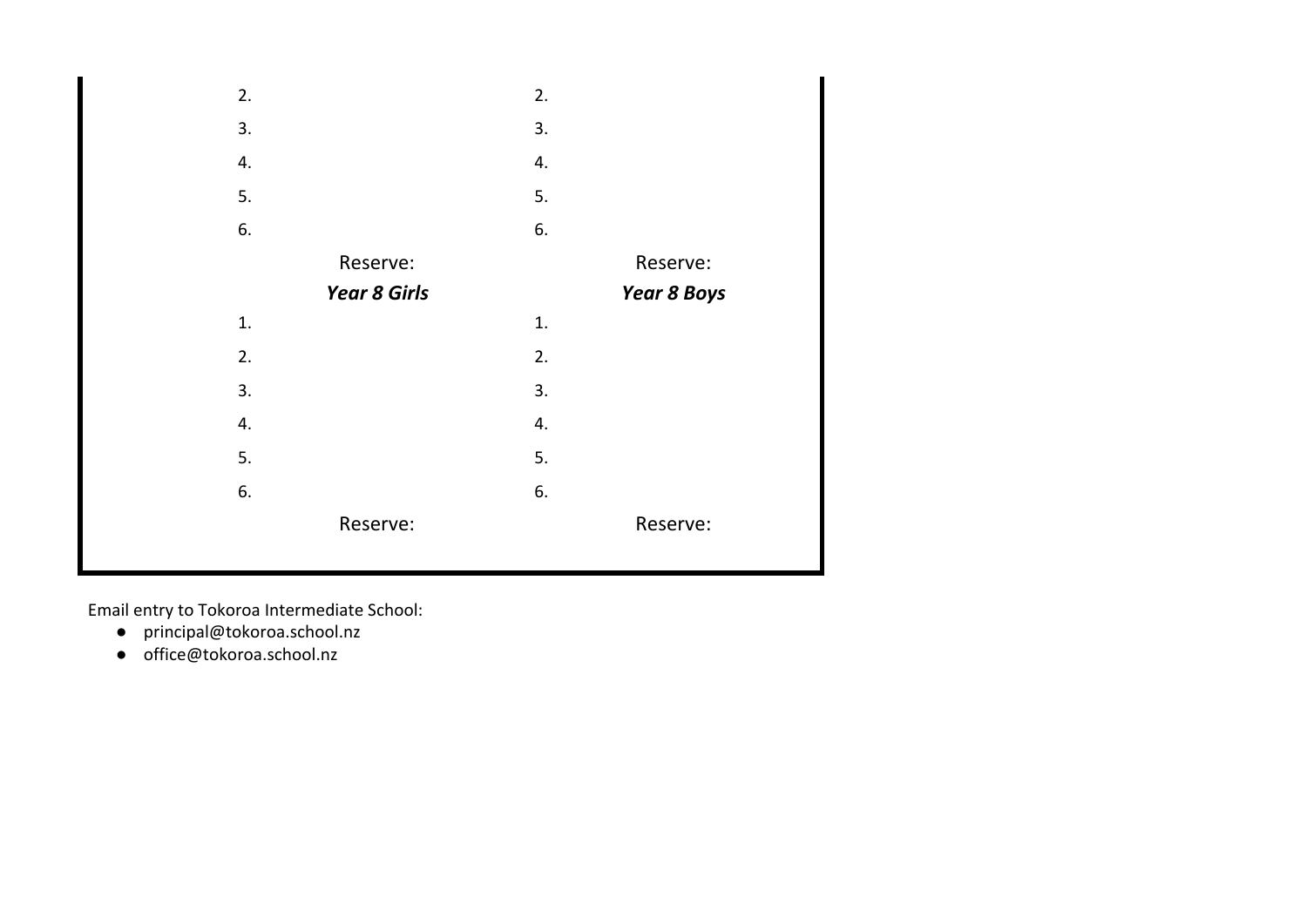| | |
|---|---|
| 2. | 2. |
| 3. | 3. |
| 4. | 4. |
| 5. | 5. |
| 6. | 6. |
| Reserve: | Reserve: |
| ***Year 8 Girls*** | ***Year 8 Boys*** |
| 1. | 1. |
| 2. | 2. |
| 3. | 3. |
| 4. | 4. |
| 5. | 5. |
| 6. | 6. |
| Reserve: | Reserve: |

Email entry to Tokoroa Intermediate School:

- principal@tokoroa.school.nz
- office@tokoroa.school.nz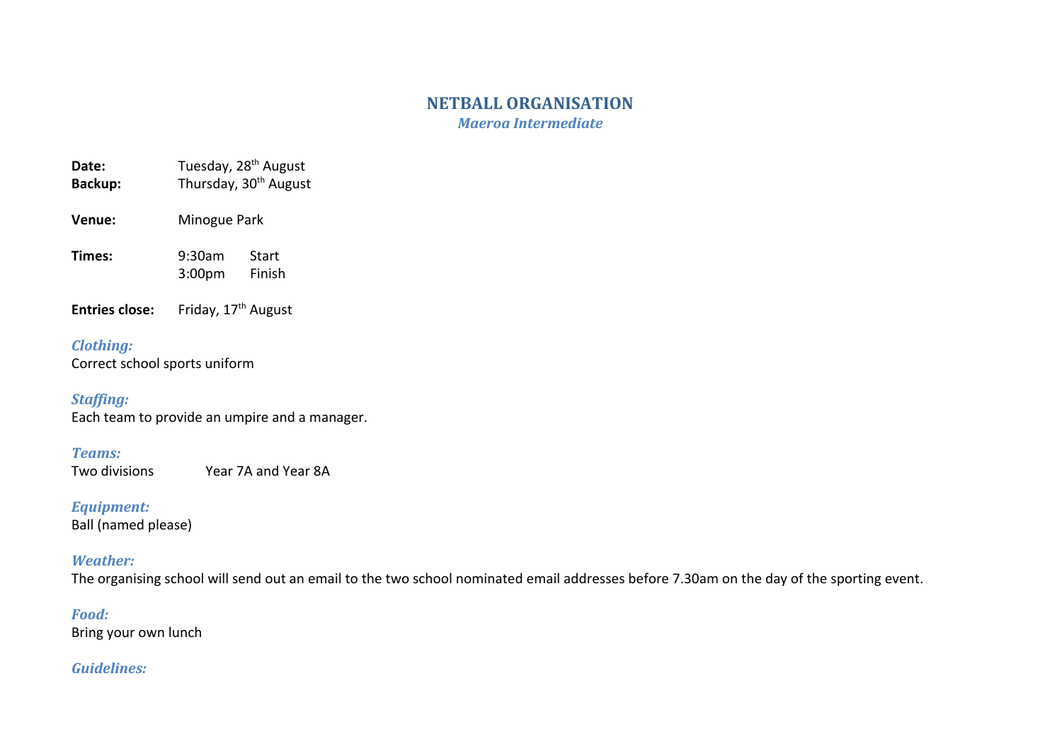# NETBALL ORGANISATION

***Maeroa Intermediate***

**Date:** Tuesday, 28th August
**Backup:** Thursday, 30th August

**Venue:** Minogue Park

**Times:** 9:30am Start
3:00pm Finish

**Entries close:** Friday, 17th August

***Clothing:***
Correct school sports uniform

***Staffing:***
Each team to provide an umpire and a manager.

***Teams:***
Two divisions Year 7A and Year 8A

***Equipment:***
Ball (named please)

***Weather:***
The organising school will send out an email to the two school nominated email addresses before 7.30am on the day of the sporting event.

***Food:***
Bring your own lunch

***Guidelines:***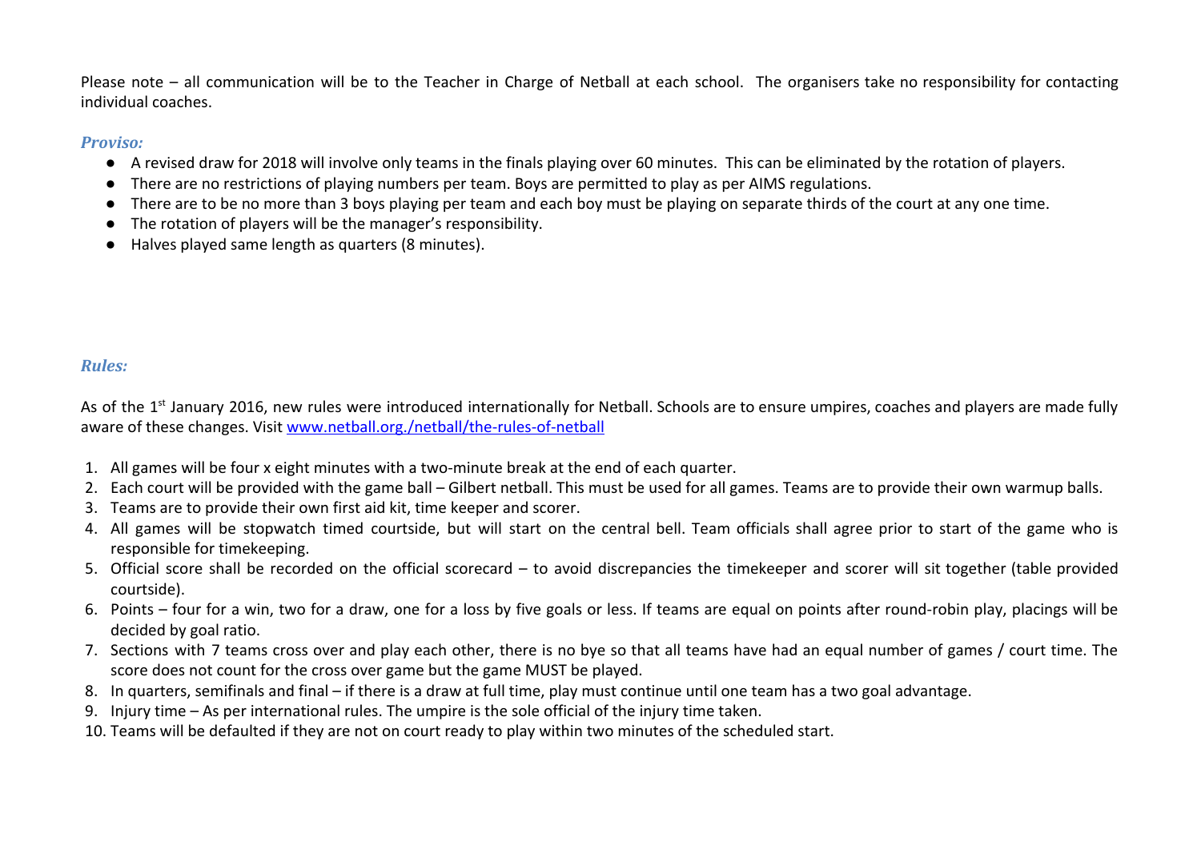Please note – all communication will be to the Teacher in Charge of Netball at each school. The organisers take no responsibility for contacting individual coaches.

### *Proviso:*

- A revised draw for 2018 will involve only teams in the finals playing over 60 minutes. This can be eliminated by the rotation of players.
- There are no restrictions of playing numbers per team. Boys are permitted to play as per AIMS regulations.
- There are to be no more than 3 boys playing per team and each boy must be playing on separate thirds of the court at any one time.
- The rotation of players will be the manager's responsibility.
- Halves played same length as quarters (8 minutes).

### *Rules:*

As of the 1st January 2016, new rules were introduced internationally for Netball. Schools are to ensure umpires, coaches and players are made fully aware of these changes. Visit [www.netball.org./netball/the-rules-of-netball](www.netball.org./netball/the-rules-of-netball)

1. All games will be four x eight minutes with a two-minute break at the end of each quarter.
2. Each court will be provided with the game ball – Gilbert netball. This must be used for all games. Teams are to provide their own warmup balls.
3. Teams are to provide their own first aid kit, time keeper and scorer.
4. All games will be stopwatch timed courtside, but will start on the central bell. Team officials shall agree prior to start of the game who is responsible for timekeeping.
5. Official score shall be recorded on the official scorecard – to avoid discrepancies the timekeeper and scorer will sit together (table provided courtside).
6. Points – four for a win, two for a draw, one for a loss by five goals or less. If teams are equal on points after round-robin play, placings will be decided by goal ratio.
7. Sections with 7 teams cross over and play each other, there is no bye so that all teams have had an equal number of games / court time. The score does not count for the cross over game but the game MUST be played.
8. In quarters, semifinals and final – if there is a draw at full time, play must continue until one team has a two goal advantage.
9. Injury time – As per international rules. The umpire is the sole official of the injury time taken.
10. Teams will be defaulted if they are not on court ready to play within two minutes of the scheduled start.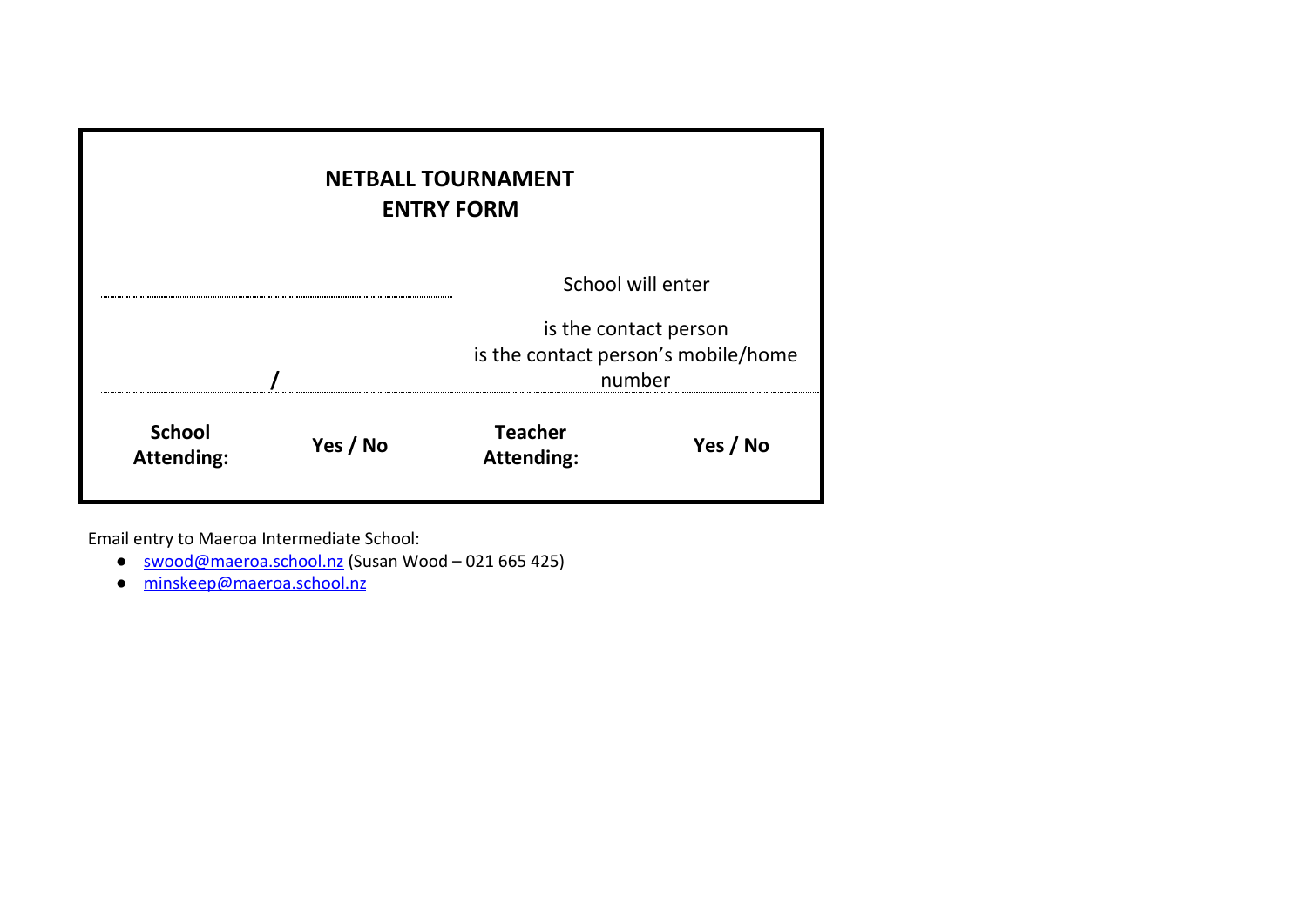**NETBALL TOURNAMENT**
**ENTRY FORM**

| | |
|---|---|
| ________________________________ | School will enter |
| ________________________________ | is the contact person |
| ______________ / ______________ | is the contact person's mobile/home number |

| **School Attending:** | **Yes / No** | **Teacher Attending:** | **Yes / No** |
|---|---|---|---|

Email entry to Maeroa Intermediate School:

- swood@maeroa.school.nz (Susan Wood – 021 665 425)
- minskeep@maeroa.school.nz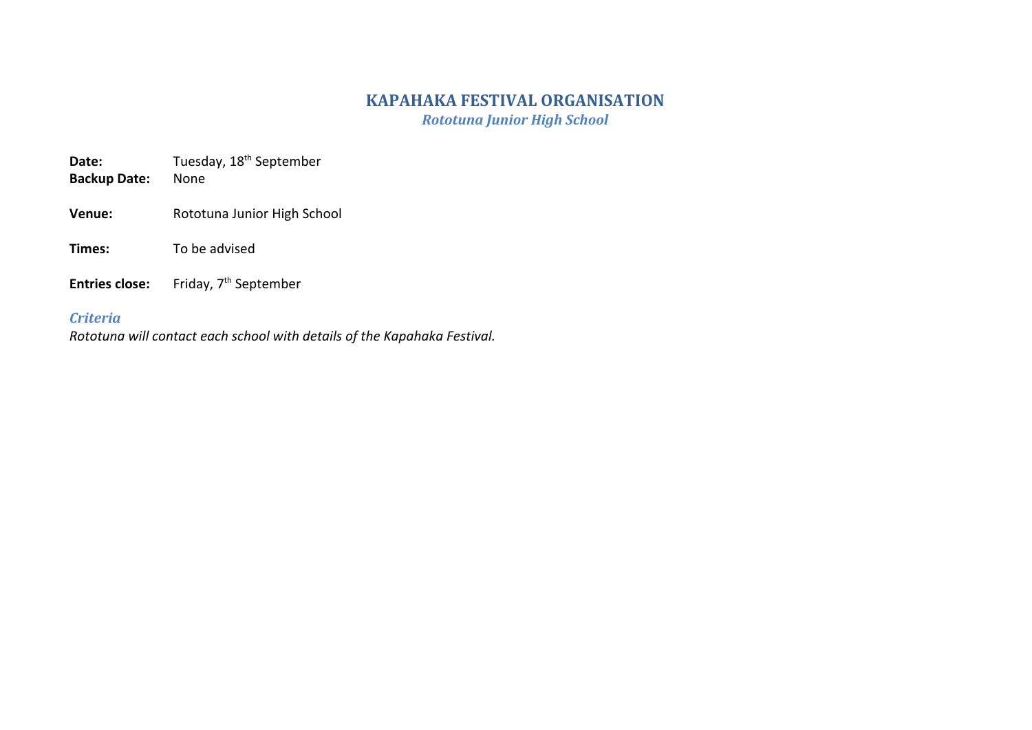# KAPAHAKA FESTIVAL ORGANISATION

***Rototuna Junior High School***

**Date:** Tuesday, 18th September
**Backup Date:** None

**Venue:** Rototuna Junior High School

**Times:** To be advised

**Entries close:** Friday, 7th September

### *Criteria*

*Rototuna will contact each school with details of the Kapahaka Festival.*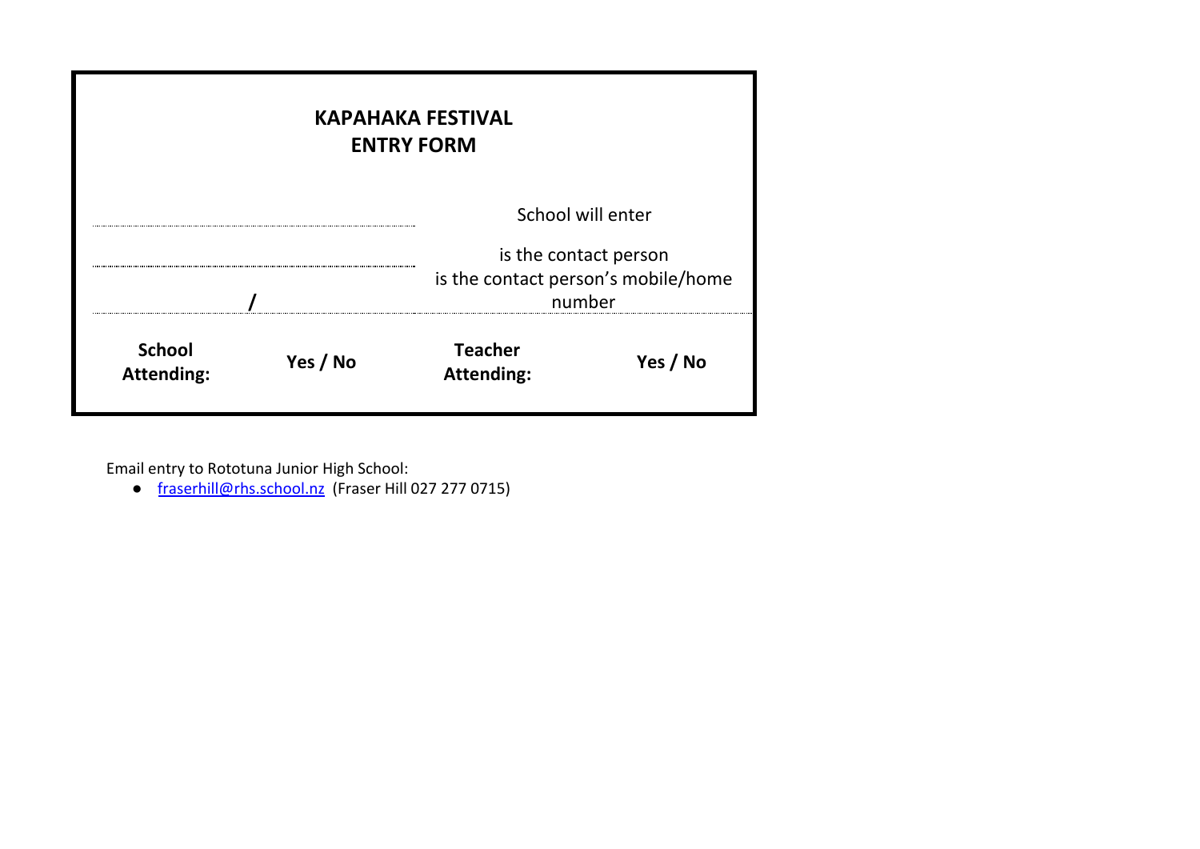**KAPAHAKA FESTIVAL**
**ENTRY FORM**

| | |
|---|---|
| .................................................................... | School will enter |
| .................................................................... | is the contact person |
| ................................ / ................................ | is the contact person's mobile/home number |

| **School Attending:** | **Yes / No** | **Teacher Attending:** | **Yes / No** |
|---|---|---|---|

Email entry to Rototuna Junior High School:

- fraserhill@rhs.school.nz (Fraser Hill 027 277 0715)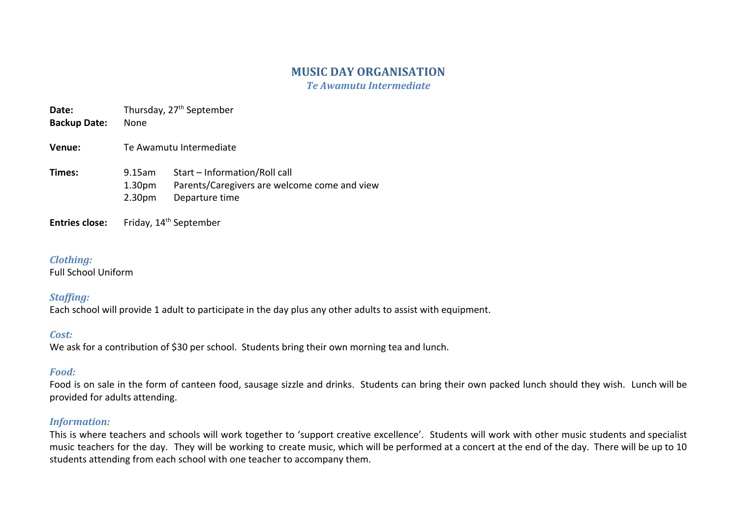# MUSIC DAY ORGANISATION

***Te Awamutu Intermediate***

**Date:** Thursday, 27th September
**Backup Date:** None

**Venue:** Te Awamutu Intermediate

**Times:**

| | |
|---|---|
| 9.15am | Start – Information/Roll call |
| 1.30pm | Parents/Caregivers are welcome come and view |
| 2.30pm | Departure time |

**Entries close:** Friday, 14th September

### *Clothing:*

Full School Uniform

### *Staffing:*

Each school will provide 1 adult to participate in the day plus any other adults to assist with equipment.

### *Cost:*

We ask for a contribution of $30 per school. Students bring their own morning tea and lunch.

### *Food:*

Food is on sale in the form of canteen food, sausage sizzle and drinks. Students can bring their own packed lunch should they wish. Lunch will be provided for adults attending.

### *Information:*

This is where teachers and schools will work together to 'support creative excellence'. Students will work with other music students and specialist music teachers for the day. They will be working to create music, which will be performed at a concert at the end of the day. There will be up to 10 students attending from each school with one teacher to accompany them.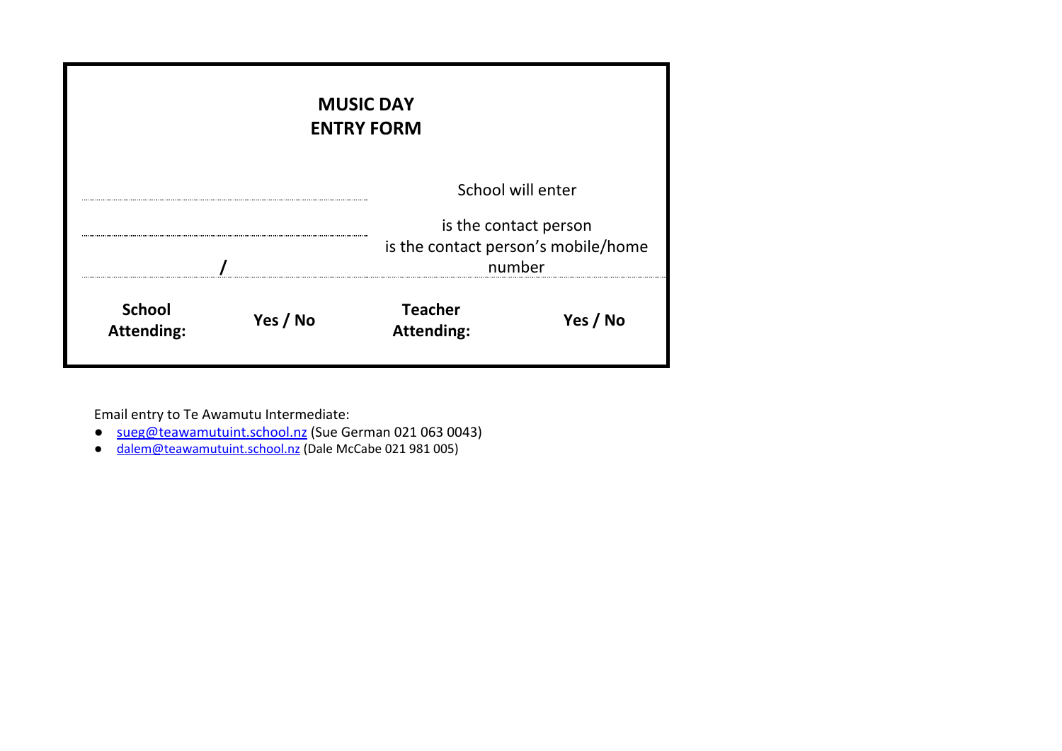**MUSIC DAY**
**ENTRY FORM**

| | |
|---|---|
| .................................................... | School will enter |
| .................................................... | is the contact person |
| ........................ / ........................ | is the contact person's mobile/home number |

| **School Attending:** | **Yes / No** | **Teacher Attending:** | **Yes / No** |
|---|---|---|---|

Email entry to Te Awamutu Intermediate:

- sueg@teawamutuint.school.nz (Sue German 021 063 0043)
- dalem@teawamutuint.school.nz (Dale McCabe 021 981 005)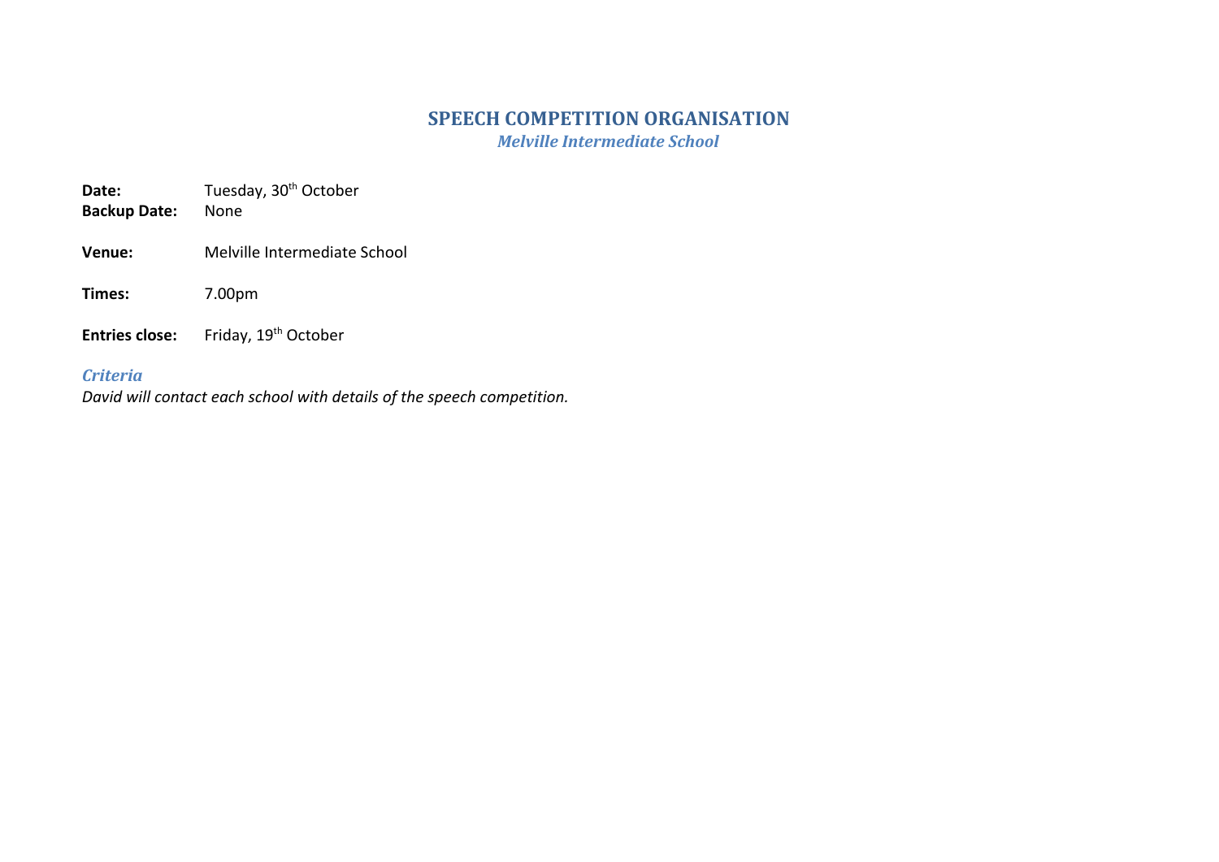# SPEECH COMPETITION ORGANISATION

***Melville Intermediate School***

**Date:** Tuesday, 30th October
**Backup Date:** None

**Venue:** Melville Intermediate School

**Times:** 7.00pm

**Entries close:** Friday, 19th October

### *Criteria*

*David will contact each school with details of the speech competition.*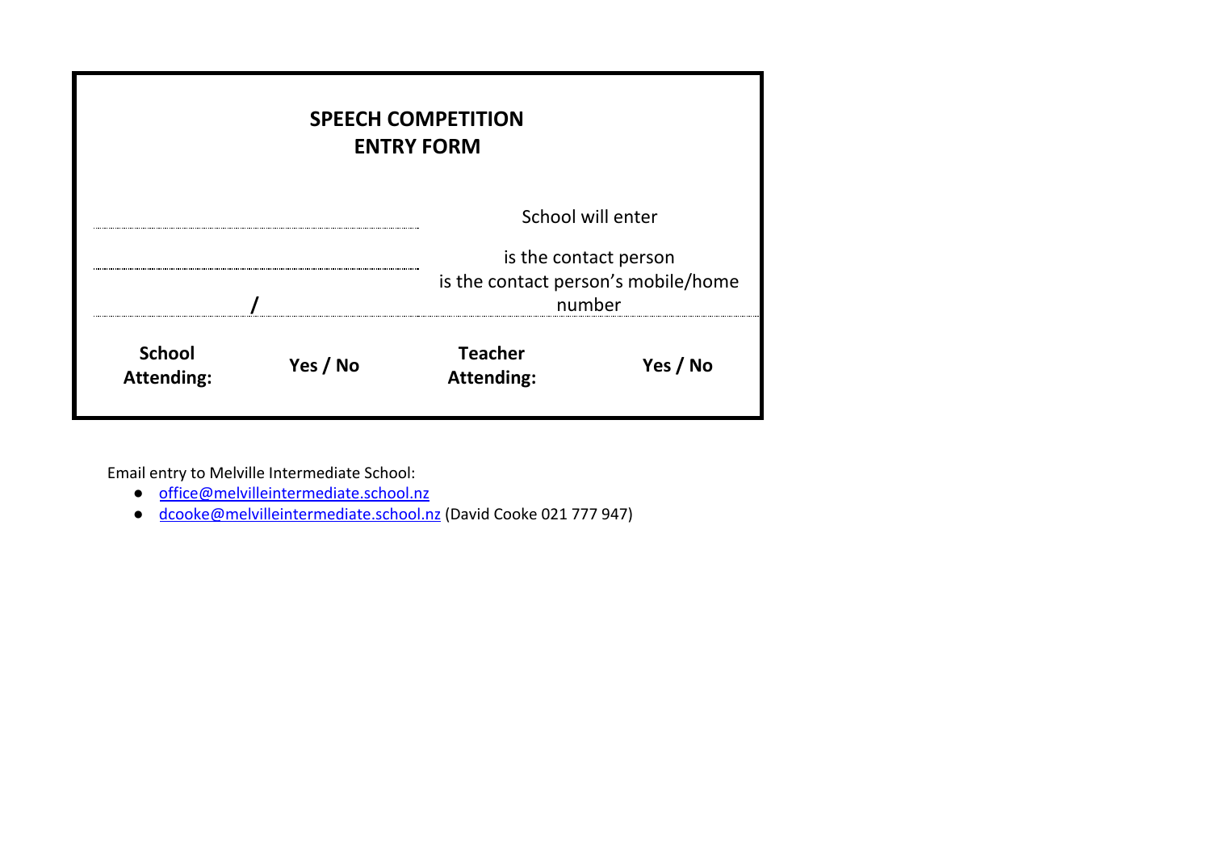**SPEECH COMPETITION**
**ENTRY FORM**

| | |
|---|---|
| .................................................................... | School will enter |
| .................................................................... | is the contact person |
| ........................ / ........................ | is the contact person's mobile/home number |

| **School Attending:** | **Yes / No** | **Teacher Attending:** | **Yes / No** |
|---|---|---|---|

Email entry to Melville Intermediate School:

- office@melvilleintermediate.school.nz
- dcooke@melvilleintermediate.school.nz (David Cooke 021 777 947)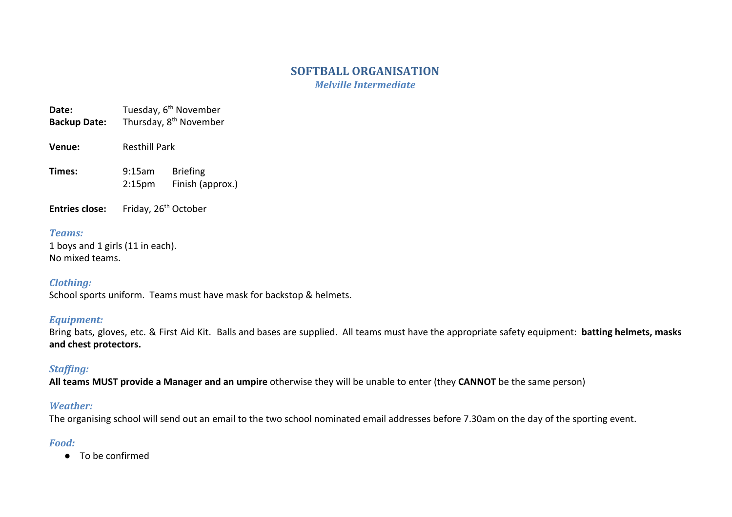# SOFTBALL ORGANISATION

*Melville Intermediate*

**Date:** Tuesday, 6th November
**Backup Date:** Thursday, 8th November

**Venue:** Resthill Park

**Times:** 9:15am Briefing
2:15pm Finish (approx.)

**Entries close:** Friday, 26th October

### *Teams:*

1 boys and 1 girls (11 in each).
No mixed teams.

### *Clothing:*

School sports uniform. Teams must have mask for backstop & helmets.

### *Equipment:*

Bring bats, gloves, etc. & First Aid Kit. Balls and bases are supplied. All teams must have the appropriate safety equipment: **batting helmets, masks and chest protectors.**

### *Staffing:*

**All teams MUST provide a Manager and an umpire** otherwise they will be unable to enter (they **CANNOT** be the same person)

### *Weather:*

The organising school will send out an email to the two school nominated email addresses before 7.30am on the day of the sporting event.

### *Food:*

- To be confirmed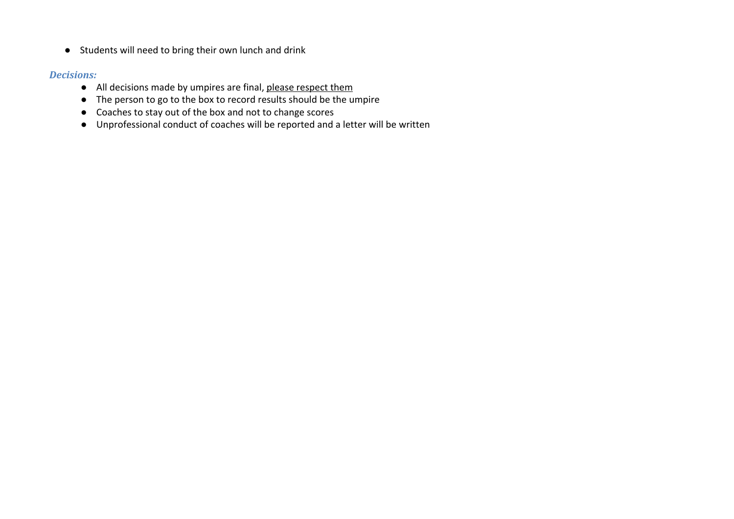- Students will need to bring their own lunch and drink

***Decisions:***

- All decisions made by umpires are final, <u>please respect them</u>
- The person to go to the box to record results should be the umpire
- Coaches to stay out of the box and not to change scores
- Unprofessional conduct of coaches will be reported and a letter will be written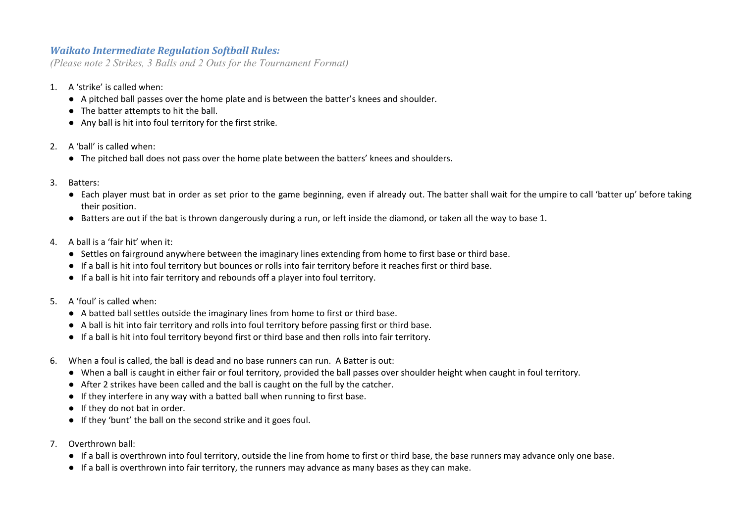## *Waikato Intermediate Regulation Softball Rules:*

*(Please note 2 Strikes, 3 Balls and 2 Outs for the Tournament Format)*

1. A 'strike' is called when:
   - A pitched ball passes over the home plate and is between the batter's knees and shoulder.
   - The batter attempts to hit the ball.
   - Any ball is hit into foul territory for the first strike.

2. A 'ball' is called when:
   - The pitched ball does not pass over the home plate between the batters' knees and shoulders.

3. Batters:
   - Each player must bat in order as set prior to the game beginning, even if already out. The batter shall wait for the umpire to call 'batter up' before taking their position.
   - Batters are out if the bat is thrown dangerously during a run, or left inside the diamond, or taken all the way to base 1.

4. A ball is a 'fair hit' when it:
   - Settles on fairground anywhere between the imaginary lines extending from home to first base or third base.
   - If a ball is hit into foul territory but bounces or rolls into fair territory before it reaches first or third base.
   - If a ball is hit into fair territory and rebounds off a player into foul territory.

5. A 'foul' is called when:
   - A batted ball settles outside the imaginary lines from home to first or third base.
   - A ball is hit into fair territory and rolls into foul territory before passing first or third base.
   - If a ball is hit into foul territory beyond first or third base and then rolls into fair territory.

6. When a foul is called, the ball is dead and no base runners can run. A Batter is out:
   - When a ball is caught in either fair or foul territory, provided the ball passes over shoulder height when caught in foul territory.
   - After 2 strikes have been called and the ball is caught on the full by the catcher.
   - If they interfere in any way with a batted ball when running to first base.
   - If they do not bat in order.
   - If they 'bunt' the ball on the second strike and it goes foul.

7. Overthrown ball:
   - If a ball is overthrown into foul territory, outside the line from home to first or third base, the base runners may advance only one base.
   - If a ball is overthrown into fair territory, the runners may advance as many bases as they can make.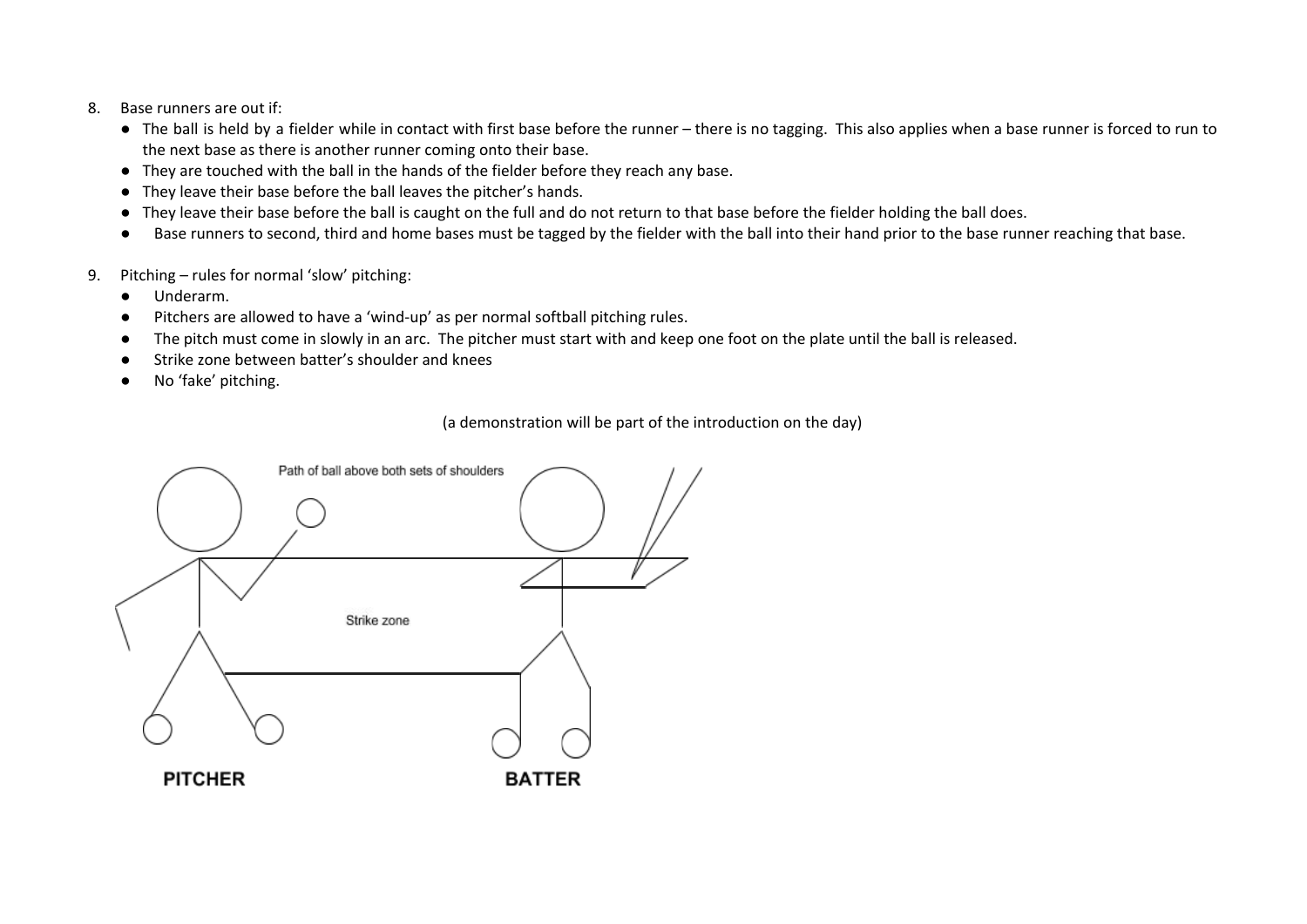8. Base runners are out if:
   - The ball is held by a fielder while in contact with first base before the runner – there is no tagging. This also applies when a base runner is forced to run to the next base as there is another runner coming onto their base.
   - They are touched with the ball in the hands of the fielder before they reach any base.
   - They leave their base before the ball leaves the pitcher's hands.
   - They leave their base before the ball is caught on the full and do not return to that base before the fielder holding the ball does.
   - Base runners to second, third and home bases must be tagged by the fielder with the ball into their hand prior to the base runner reaching that base.

9. Pitching – rules for normal 'slow' pitching:
   - Underarm.
   - Pitchers are allowed to have a 'wind-up' as per normal softball pitching rules.
   - The pitch must come in slowly in an arc. The pitcher must start with and keep one foot on the plate until the ball is released.
   - Strike zone between batter's shoulder and knees
   - No 'fake' pitching.

(a demonstration will be part of the introduction on the day)

Path of ball above both sets of shoulders

Strike zone

**PITCHER** **BATTER**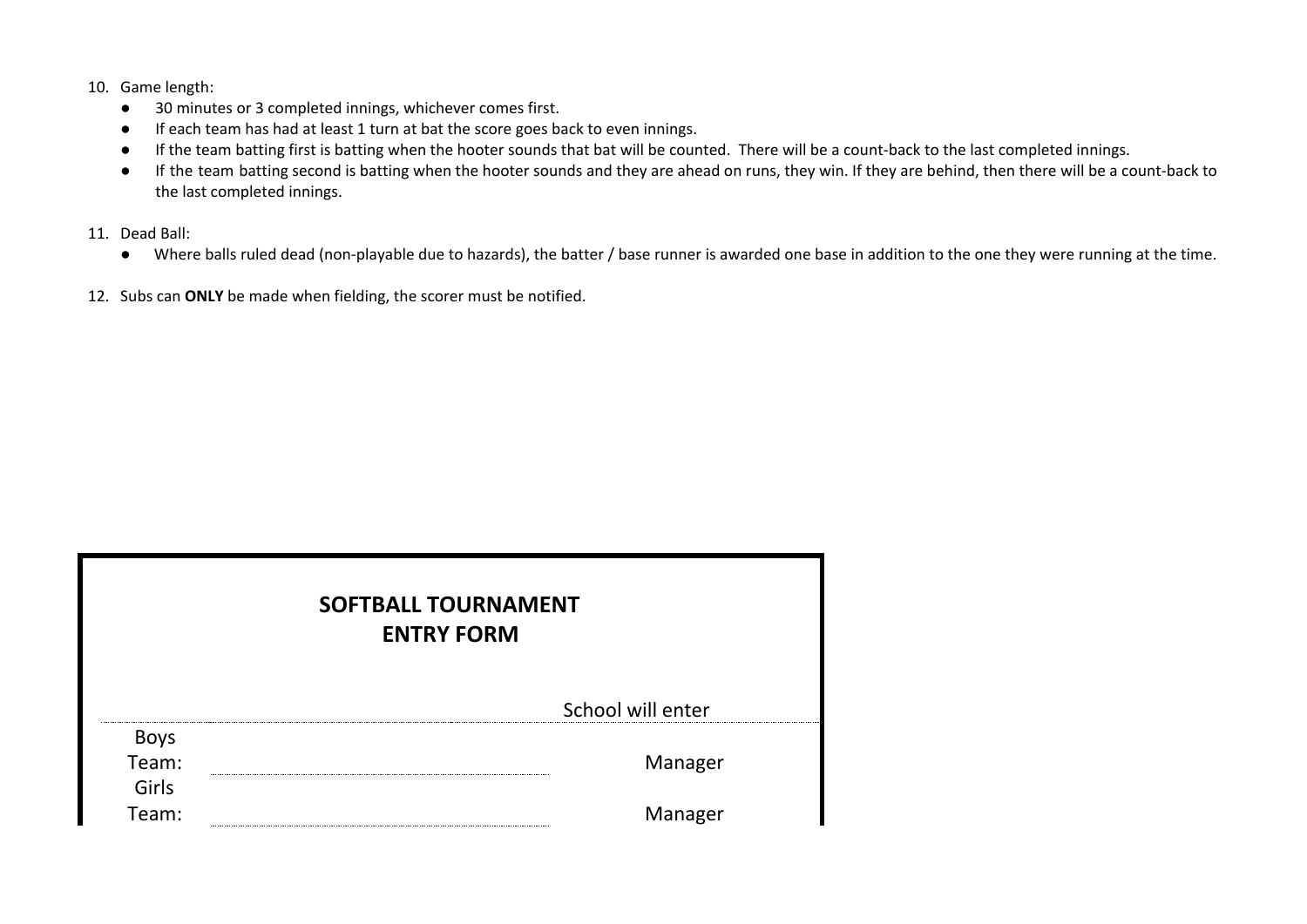10. Game length:
    - 30 minutes or 3 completed innings, whichever comes first.
    - If each team has had at least 1 turn at bat the score goes back to even innings.
    - If the team batting first is batting when the hooter sounds that bat will be counted. There will be a count-back to the last completed innings.
    - If the team batting second is batting when the hooter sounds and they are ahead on runs, they win. If they are behind, then there will be a count-back to the last completed innings.

11. Dead Ball:
    - Where balls ruled dead (non-playable due to hazards), the batter / base runner is awarded one base in addition to the one they were running at the time.

12. Subs can **ONLY** be made when fielding, the scorer must be notified.

## SOFTBALL TOURNAMENT
## ENTRY FORM

School will enter

| | | |
|---|---|---|
| Boys Team: | | Manager |
| Girls Team: | | Manager |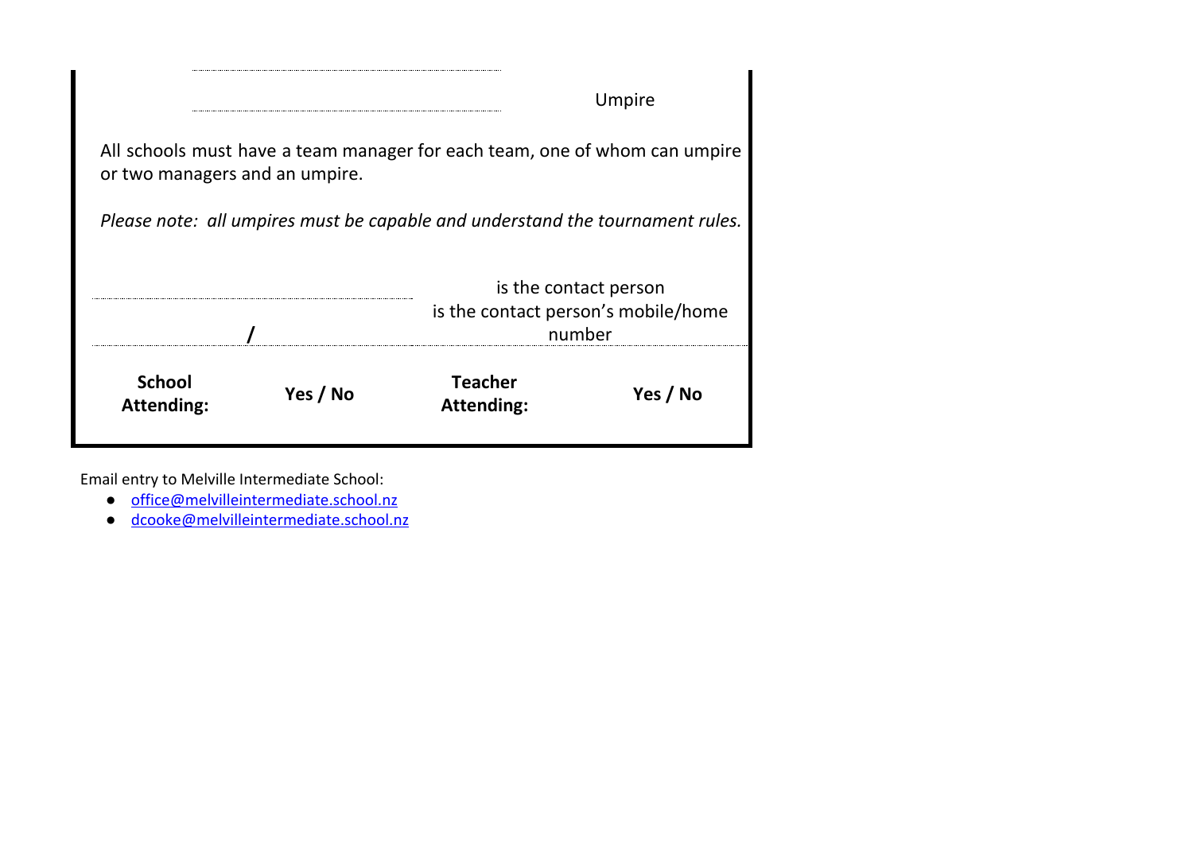\_\_\_\_\_\_\_\_\_\_\_\_\_\_\_\_\_\_\_\_\_\_\_\_\_\_\_\_\_\_\_\_\_\_\_\_

\_\_\_\_\_\_\_\_\_\_\_\_\_\_\_\_\_\_\_\_\_\_\_\_\_\_\_\_\_\_\_\_\_\_\_\_ Umpire

All schools must have a team manager for each team, one of whom can umpire or two managers and an umpire.

*Please note: all umpires must be capable and understand the tournament rules.*

\_\_\_\_\_\_\_\_\_\_\_\_\_\_\_\_\_\_\_\_\_\_\_\_\_\_\_\_\_\_\_\_\_\_\_\_ is the contact person

\_\_\_\_\_\_\_\_\_\_\_\_\_\_\_\_ **/** \_\_\_\_\_\_\_\_\_\_\_\_\_\_\_\_ is the contact person's mobile/home number

| **School Attending:** | **Yes / No** | **Teacher Attending:** | **Yes / No** |
|---|---|---|---|

Email entry to Melville Intermediate School:

- office@melvilleintermediate.school.nz
- dcooke@melvilleintermediate.school.nz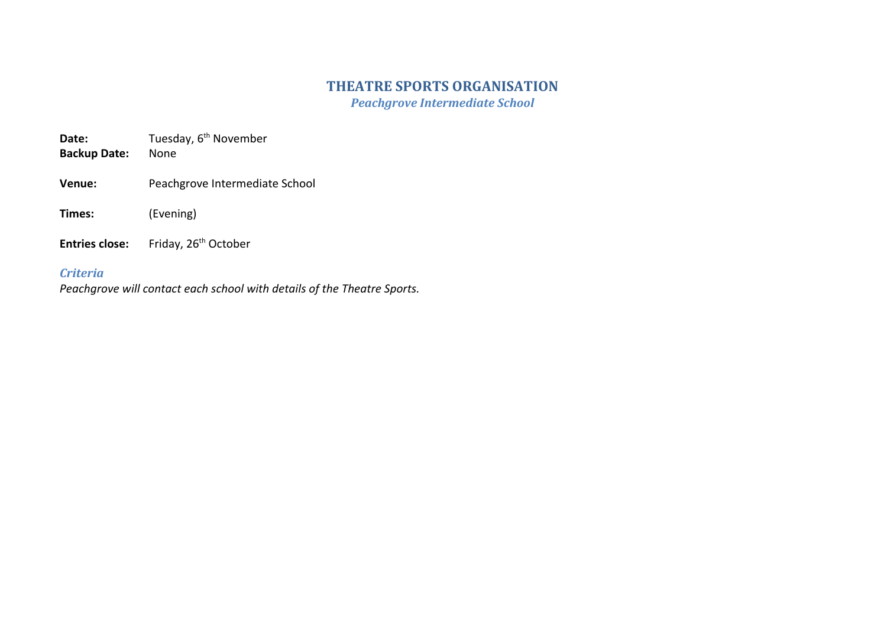# THEATRE SPORTS ORGANISATION

***Peachgrove Intermediate School***

**Date:** Tuesday, 6th November
**Backup Date:** None

**Venue:** Peachgrove Intermediate School

**Times:** (Evening)

**Entries close:** Friday, 26th October

***Criteria***

*Peachgrove will contact each school with details of the Theatre Sports.*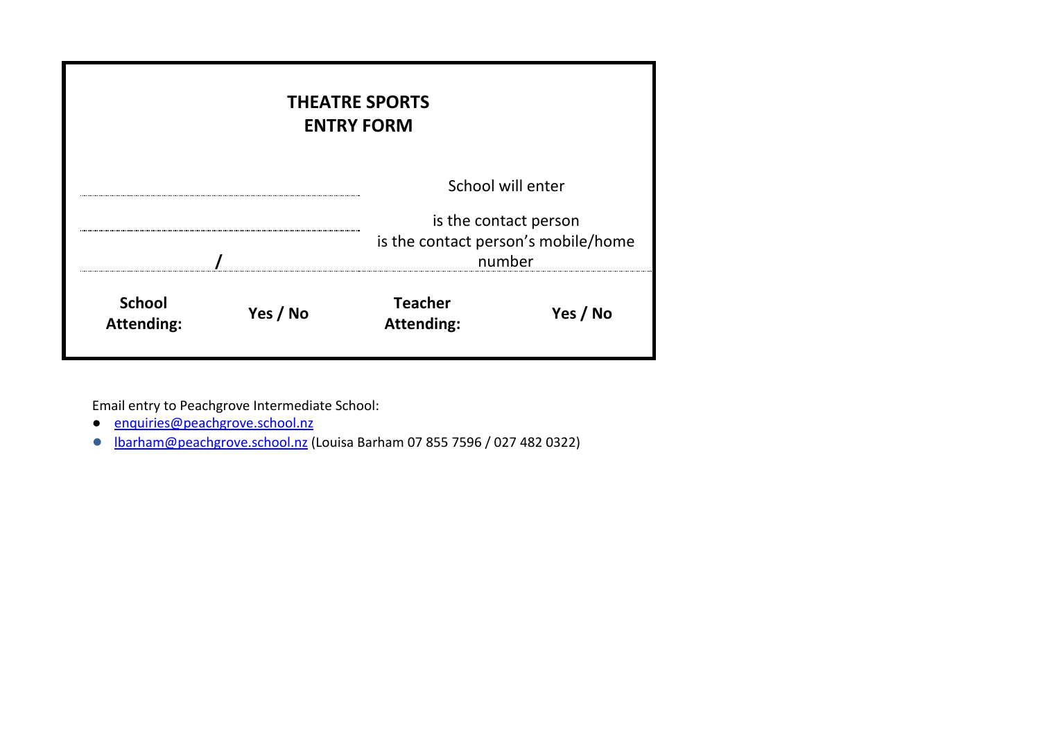**THEATRE SPORTS**
**ENTRY FORM**

| | |
|---|---|
| ................................................ | School will enter |
| ................................................ | is the contact person |
| ......................../........................ | is the contact person's mobile/home number |
| **School Attending:** **Yes / No** | **Teacher Attending:** **Yes / No** |

Email entry to Peachgrove Intermediate School:

- enquiries@peachgrove.school.nz
- lbarham@peachgrove.school.nz (Louisa Barham 07 855 7596 / 027 482 0322)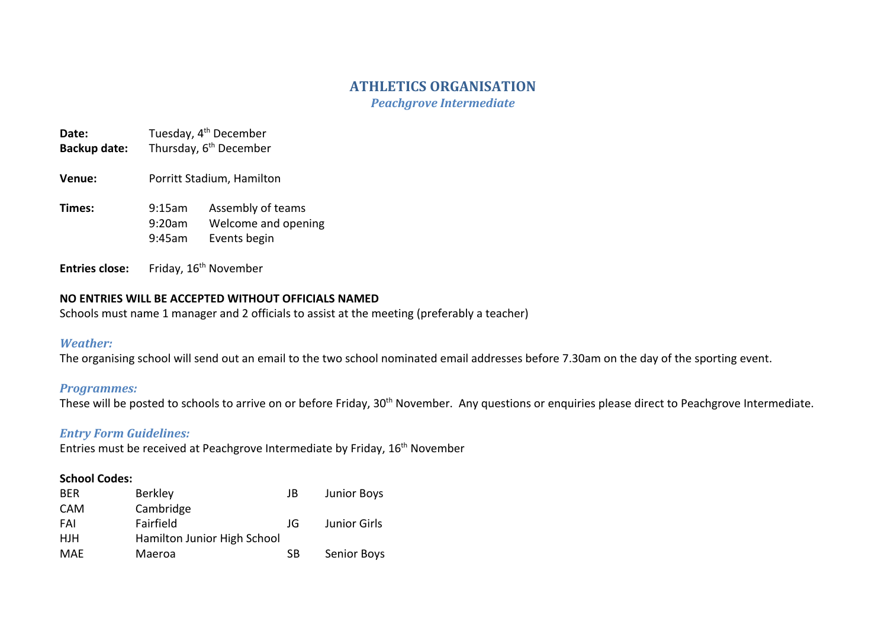# ATHLETICS ORGANISATION

## *Peachgrove Intermediate*

**Date:** Tuesday, 4th December
**Backup date:** Thursday, 6th December

**Venue:** Porritt Stadium, Hamilton

**Times:**

| | |
|---|---|
| 9:15am | Assembly of teams |
| 9:20am | Welcome and opening |
| 9:45am | Events begin |

**Entries close:** Friday, 16th November

**NO ENTRIES WILL BE ACCEPTED WITHOUT OFFICIALS NAMED**
Schools must name 1 manager and 2 officials to assist at the meeting (preferably a teacher)

### *Weather:*
The organising school will send out an email to the two school nominated email addresses before 7.30am on the day of the sporting event.

### *Programmes:*
These will be posted to schools to arrive on or before Friday, 30th November. Any questions or enquiries please direct to Peachgrove Intermediate.

### *Entry Form Guidelines:*
Entries must be received at Peachgrove Intermediate by Friday, 16th November

**School Codes:**

| | | | |
|---|---|---|---|
| BER | Berkley | JB | Junior Boys |
| CAM | Cambridge | | |
| FAI | Fairfield | JG | Junior Girls |
| HJH | Hamilton Junior High School | | |
| MAE | Maeroa | SB | Senior Boys |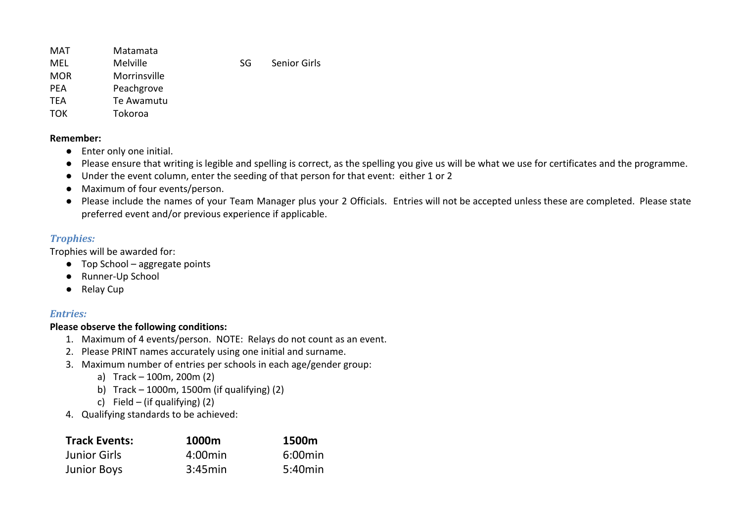| | | | |
|---|---|---|---|
| MAT | Matamata | | |
| MEL | Melville | SG | Senior Girls |
| MOR | Morrinsville | | |
| PEA | Peachgrove | | |
| TEA | Te Awamutu | | |
| TOK | Tokoroa | | |

**Remember:**

- Enter only one initial.
- Please ensure that writing is legible and spelling is correct, as the spelling you give us will be what we use for certificates and the programme.
- Under the event column, enter the seeding of that person for that event: either 1 or 2
- Maximum of four events/person.
- Please include the names of your Team Manager plus your 2 Officials. Entries will not be accepted unless these are completed. Please state preferred event and/or previous experience if applicable.

### *Trophies:*

Trophies will be awarded for:

- Top School – aggregate points
- Runner-Up School
- Relay Cup

### *Entries:*

**Please observe the following conditions:**

1. Maximum of 4 events/person. NOTE: Relays do not count as an event.
2. Please PRINT names accurately using one initial and surname.
3. Maximum number of entries per schools in each age/gender group:
   a) Track – 100m, 200m (2)
   b) Track – 1000m, 1500m (if qualifying) (2)
   c) Field – (if qualifying) (2)
4. Qualifying standards to be achieved:

| **Track Events:** | **1000m** | **1500m** |
|---|---|---|
| Junior Girls | 4:00min | 6:00min |
| Junior Boys | 3:45min | 5:40min |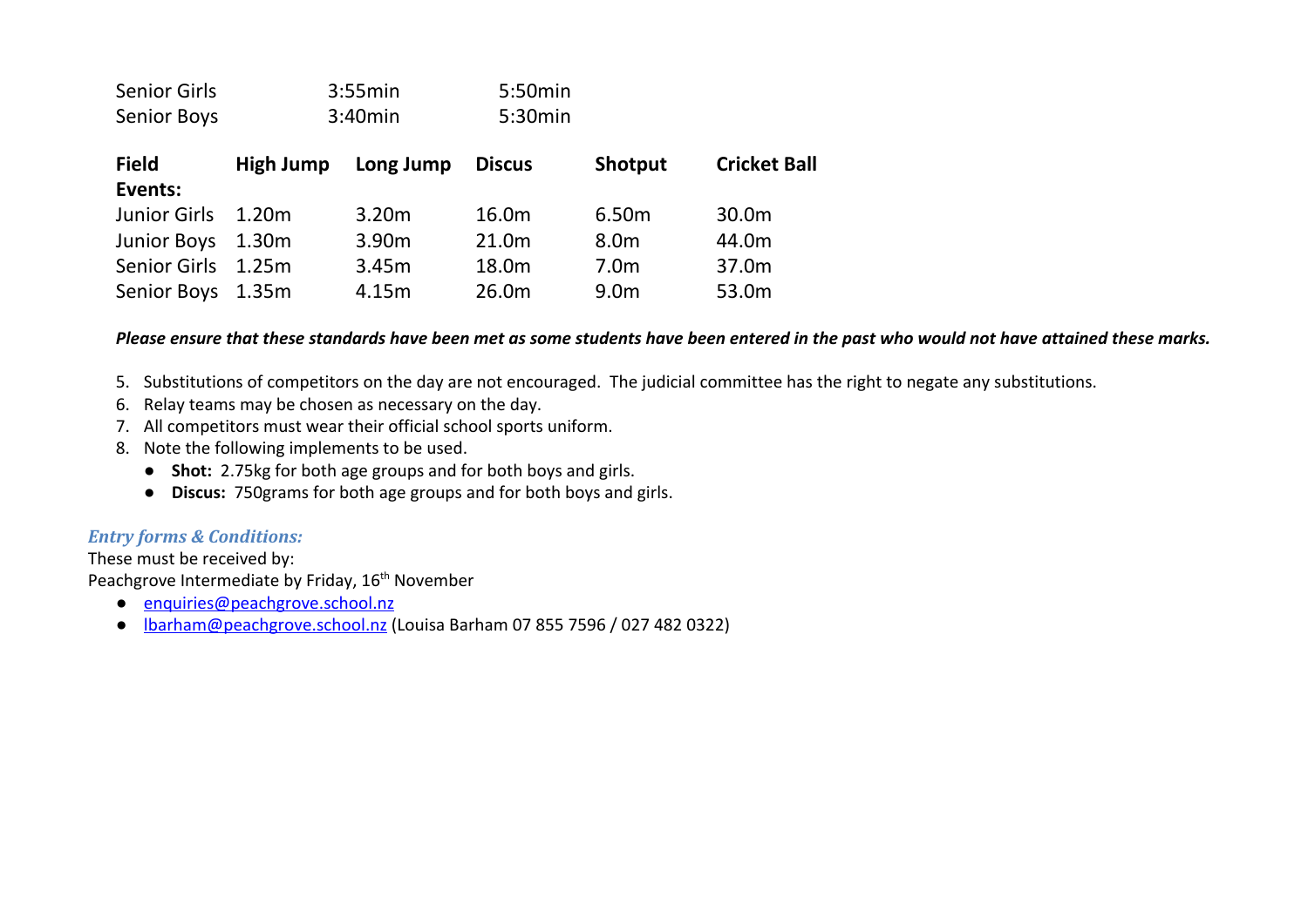| | | |
|---|---|---|
| Senior Girls | 3:55min | 5:50min |
| Senior Boys | 3:40min | 5:30min |

| **Field Events:** | **High Jump** | **Long Jump** | **Discus** | **Shotput** | **Cricket Ball** |
|---|---|---|---|---|---|
| Junior Girls | 1.20m | 3.20m | 16.0m | 6.50m | 30.0m |
| Junior Boys | 1.30m | 3.90m | 21.0m | 8.0m | 44.0m |
| Senior Girls | 1.25m | 3.45m | 18.0m | 7.0m | 37.0m |
| Senior Boys | 1.35m | 4.15m | 26.0m | 9.0m | 53.0m |

***Please ensure that these standards have been met as some students have been entered in the past who would not have attained these marks.***

5. Substitutions of competitors on the day are not encouraged. The judicial committee has the right to negate any substitutions.
6. Relay teams may be chosen as necessary on the day.
7. All competitors must wear their official school sports uniform.
8. Note the following implements to be used.
   - **Shot:** 2.75kg for both age groups and for both boys and girls.
   - **Discus:** 750grams for both age groups and for both boys and girls.

### *Entry forms & Conditions:*

These must be received by:
Peachgrove Intermediate by Friday, 16th November

- enquiries@peachgrove.school.nz
- lbarham@peachgrove.school.nz (Louisa Barham 07 855 7596 / 027 482 0322)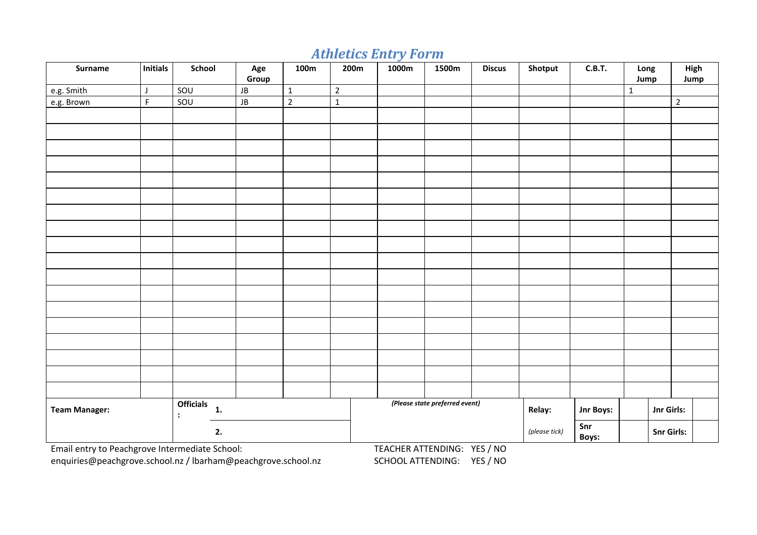# *Athletics Entry Form*

| Surname | Initials | School | Age Group | 100m | 200m | 1000m | 1500m | Discus | Shotput | C.B.T. | Long Jump | High Jump |
|---|---|---|---|---|---|---|---|---|---|---|---|---|
| e.g. Smith | J | SOU | JB | 1 | 2 | | | | | | 1 | |
| e.g. Brown | F | SOU | JB | 2 | 1 | | | | | | | 2 |
| | | | | | | | | | | | | |
| | | | | | | | | | | | | |
| | | | | | | | | | | | | |
| | | | | | | | | | | | | |
| | | | | | | | | | | | | |
| | | | | | | | | | | | | |
| | | | | | | | | | | | | |
| | | | | | | | | | | | | |
| | | | | | | | | | | | | |
| | | | | | | | | | | | | |
| | | | | | | | | | | | | |
| | | | | | | | | | | | | |
| | | | | | | | | | | | | |
| | | | | | | | | | | | | |
| | | | | | | | | | | | | |
| | | | | | | | | | | | | |
| | | | | | | | | | | | | |

| **Team Manager:** | **Officials:** | **1.** | *(Please state preferred event)* | **Relay:** | **Jnr Boys:** | | **Jnr Girls:** | |
|---|---|---|---|---|---|---|---|---|
| | | **2.** | | *(please tick)* | **Snr Boys:** | | **Snr Girls:** | |

Email entry to Peachgrove Intermediate School:
enquiries@peachgrove.school.nz / lbarham@peachgrove.school.nz

TEACHER ATTENDING: YES / NO
SCHOOL ATTENDING: YES / NO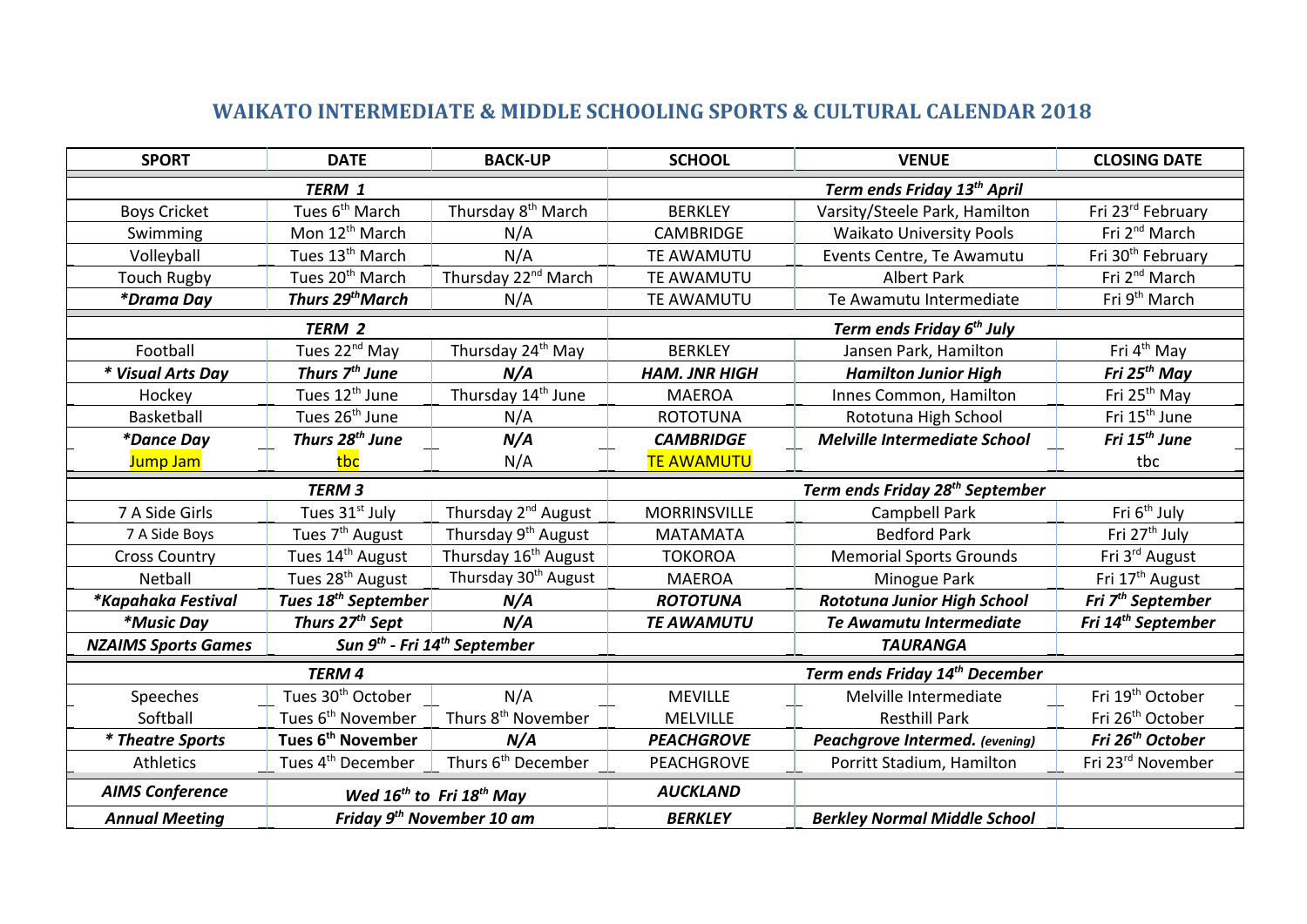# WAIKATO INTERMEDIATE & MIDDLE SCHOOLING SPORTS & CULTURAL CALENDAR 2018

| SPORT | DATE | BACK-UP | SCHOOL | VENUE | CLOSING DATE |
|---|---|---|---|---|---|
| ***TERM 1*** | | | ***Term ends Friday 13th April*** | | |
| Boys Cricket | Tues 6th March | Thursday 8th March | BERKLEY | Varsity/Steele Park, Hamilton | Fri 23rd February |
| Swimming | Mon 12th March | N/A | CAMBRIDGE | Waikato University Pools | Fri 2nd March |
| Volleyball | Tues 13th March | N/A | TE AWAMUTU | Events Centre, Te Awamutu | Fri 30th February |
| Touch Rugby | Tues 20th March | Thursday 22nd March | TE AWAMUTU | Albert Park | Fri 2nd March |
| ***Drama Day** | **Thurs 29thMarch** | N/A | TE AWAMUTU | Te Awamutu Intermediate | Fri 9th March |
| ***TERM 2*** | | | ***Term ends Friday 6th July*** | | |
| Football | Tues 22nd May | Thursday 24th May | BERKLEY | Jansen Park, Hamilton | Fri 4th May |
| ***\* Visual Arts Day*** | ***Thurs 7th June*** | ***N/A*** | ***HAM. JNR HIGH*** | ***Hamilton Junior High*** | ***Fri 25th May*** |
| Hockey | Tues 12th June | Thursday 14th June | MAEROA | Innes Common, Hamilton | Fri 25th May |
| Basketball | Tues 26th June | N/A | ROTOTUNA | Rototuna High School | Fri 15th June |
| ***\*Dance Day*** | ***Thurs 28th June*** | ***N/A*** | ***CAMBRIDGE*** | ***Melville Intermediate School*** | ***Fri 15th June*** |
| Jump Jam | tbc | N/A | TE AWAMUTU | | tbc |
| ***TERM 3*** | | | ***Term ends Friday 28th September*** | | |
| 7 A Side Girls | Tues 31st July | Thursday 2nd August | MORRINSVILLE | Campbell Park | Fri 6th July |
| 7 A Side Boys | Tues 7th August | Thursday 9th August | MATAMATA | Bedford Park | Fri 27th July |
| Cross Country | Tues 14th August | Thursday 16th August | TOKOROA | Memorial Sports Grounds | Fri 3rd August |
| Netball | Tues 28th August | Thursday 30th August | MAEROA | Minogue Park | Fri 17th August |
| ***\*Kapahaka Festival*** | ***Tues 18th September*** | ***N/A*** | ***ROTOTUNA*** | ***Rototuna Junior High School*** | ***Fri 7th September*** |
| ***\*Music Day*** | ***Thurs 27th Sept*** | ***N/A*** | ***TE AWAMUTU*** | ***Te Awamutu Intermediate*** | ***Fri 14th September*** |
| ***NZAIMS Sports Games*** | ***Sun 9th - Fri 14th September*** | | | ***TAURANGA*** | |
| ***TERM 4*** | | | ***Term ends Friday 14th December*** | | |
| Speeches | Tues 30th October | N/A | MEVILLE | Melville Intermediate | Fri 19th October |
| Softball | Tues 6th November | Thurs 8th November | MELVILLE | Resthill Park | Fri 26th October |
| ***\* Theatre Sports*** | **Tues 6th November** | ***N/A*** | ***PEACHGROVE*** | ***Peachgrove Intermed. (evening)*** | ***Fri 26th October*** |
| Athletics | Tues 4th December | Thurs 6th December | PEACHGROVE | Porritt Stadium, Hamilton | Fri 23rd November |
| ***AIMS Conference*** | ***Wed 16th to Fri 18th May*** | | ***AUCKLAND*** | | |
| ***Annual Meeting*** | ***Friday 9th November 10 am*** | | ***BERKLEY*** | ***Berkley Normal Middle School*** | |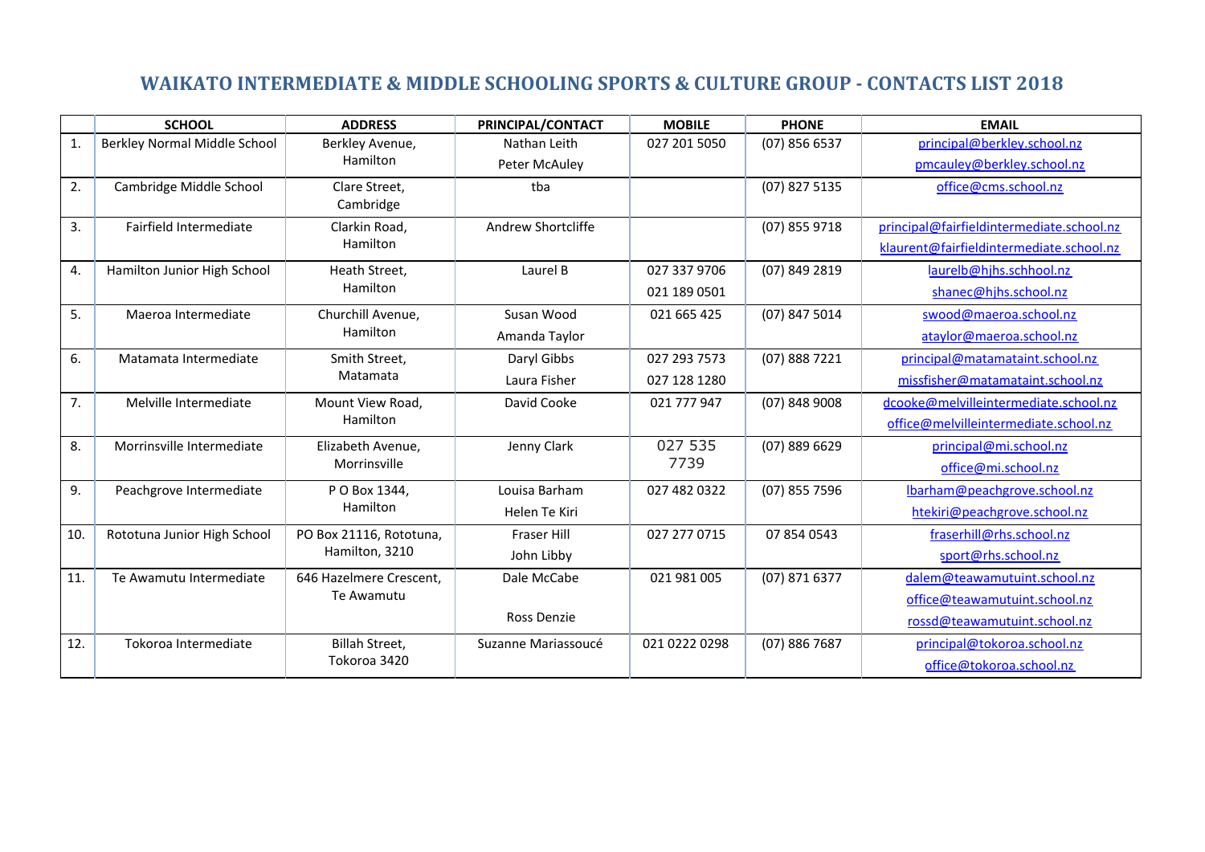# WAIKATO INTERMEDIATE & MIDDLE SCHOOLING SPORTS & CULTURE GROUP - CONTACTS LIST 2018

| | SCHOOL | ADDRESS | PRINCIPAL/CONTACT | MOBILE | PHONE | EMAIL |
|---|---|---|---|---|---|---|
| 1. | Berkley Normal Middle School | Berkley Avenue, Hamilton | Nathan Leith<br>Peter McAuley | 027 201 5050 | (07) 856 6537 | principal@berkley.school.nz<br>pmcauley@berkley.school.nz |
| 2. | Cambridge Middle School | Clare Street, Cambridge | tba | | (07) 827 5135 | office@cms.school.nz |
| 3. | Fairfield Intermediate | Clarkin Road, Hamilton | Andrew Shortcliffe | | (07) 855 9718 | principal@fairfieldintermediate.school.nz<br>klaurent@fairfieldintermediate.school.nz |
| 4. | Hamilton Junior High School | Heath Street, Hamilton | Laurel B | 027 337 9706<br>021 189 0501 | (07) 849 2819 | laurelb@hjhs.schhool.nz<br>shanec@hjhs.school.nz |
| 5. | Maeroa Intermediate | Churchill Avenue, Hamilton | Susan Wood<br>Amanda Taylor | 021 665 425 | (07) 847 5014 | swood@maeroa.school.nz<br>ataylor@maeroa.school.nz |
| 6. | Matamata Intermediate | Smith Street, Matamata | Daryl Gibbs<br>Laura Fisher | 027 293 7573<br>027 128 1280 | (07) 888 7221 | principal@matamataint.school.nz<br>missfisher@matamataint.school.nz |
| 7. | Melville Intermediate | Mount View Road, Hamilton | David Cooke | 021 777 947 | (07) 848 9008 | dcooke@melvilleintermediate.school.nz<br>office@melvilleintermediate.school.nz |
| 8. | Morrinsville Intermediate | Elizabeth Avenue, Morrinsville | Jenny Clark | 027 535 7739 | (07) 889 6629 | principal@mi.school.nz<br>office@mi.school.nz |
| 9. | Peachgrove Intermediate | P O Box 1344, Hamilton | Louisa Barham<br>Helen Te Kiri | 027 482 0322 | (07) 855 7596 | lbarham@peachgrove.school.nz<br>htekiri@peachgrove.school.nz |
| 10. | Rototuna Junior High School | PO Box 21116, Rototuna, Hamilton, 3210 | Fraser Hill<br>John Libby | 027 277 0715 | 07 854 0543 | fraserhill@rhs.school.nz<br>sport@rhs.school.nz |
| 11. | Te Awamutu Intermediate | 646 Hazelmere Crescent, Te Awamutu | Dale McCabe<br>Ross Denzie | 021 981 005 | (07) 871 6377 | dalem@teawamutuint.school.nz<br>office@teawamutuint.school.nz<br>rossd@teawamutuint.school.nz |
| 12. | Tokoroa Intermediate | Billah Street, Tokoroa 3420 | Suzanne Mariassoucé | 021 0222 0298 | (07) 886 7687 | principal@tokoroa.school.nz<br>office@tokoroa.school.nz |